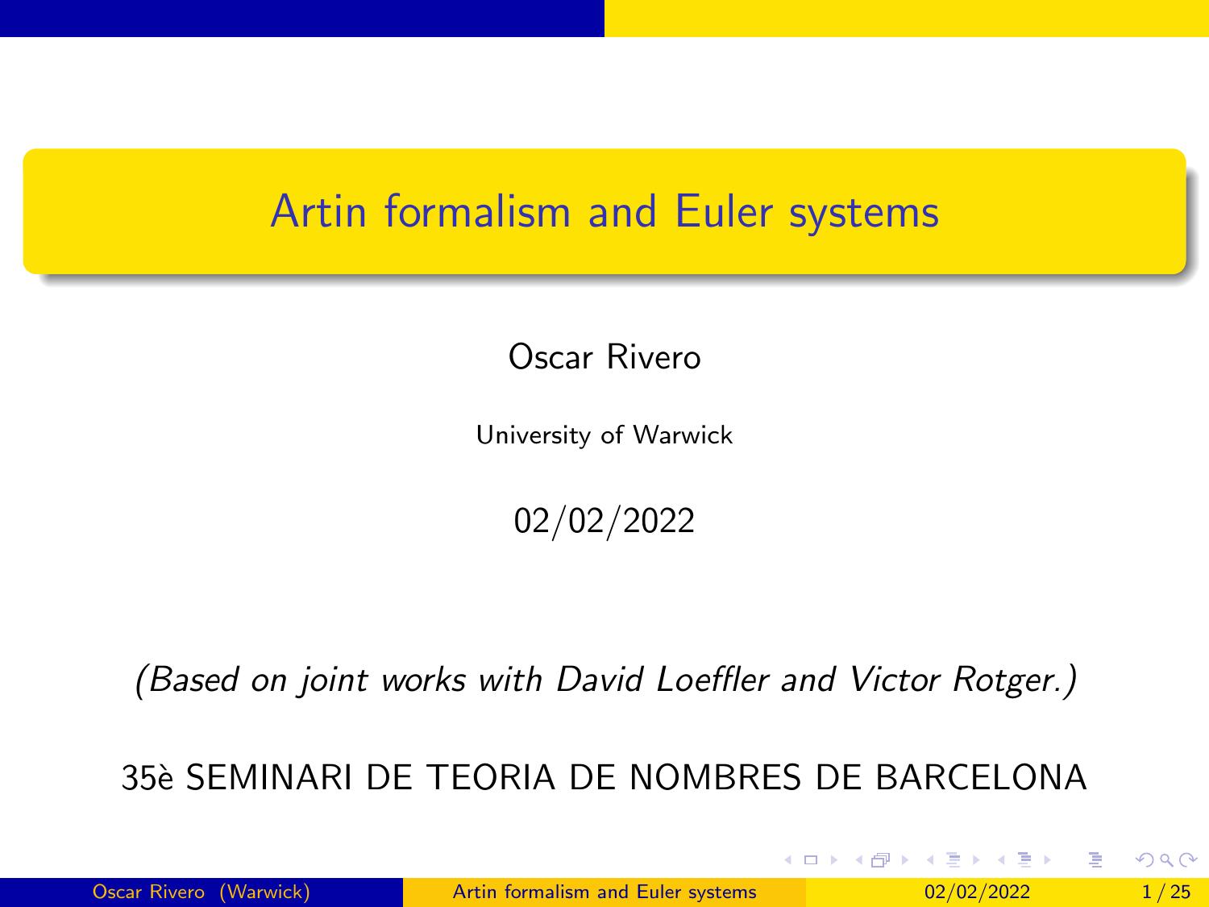# Artin formalism and Euler systems

Oscar Rivero

University of Warwick

02/02/2022

*(Based on joint works with David Loeffler and Victor Rotger.)*

35è SEMINARI DE TEORIA DE NOMBRES DE BARCELONA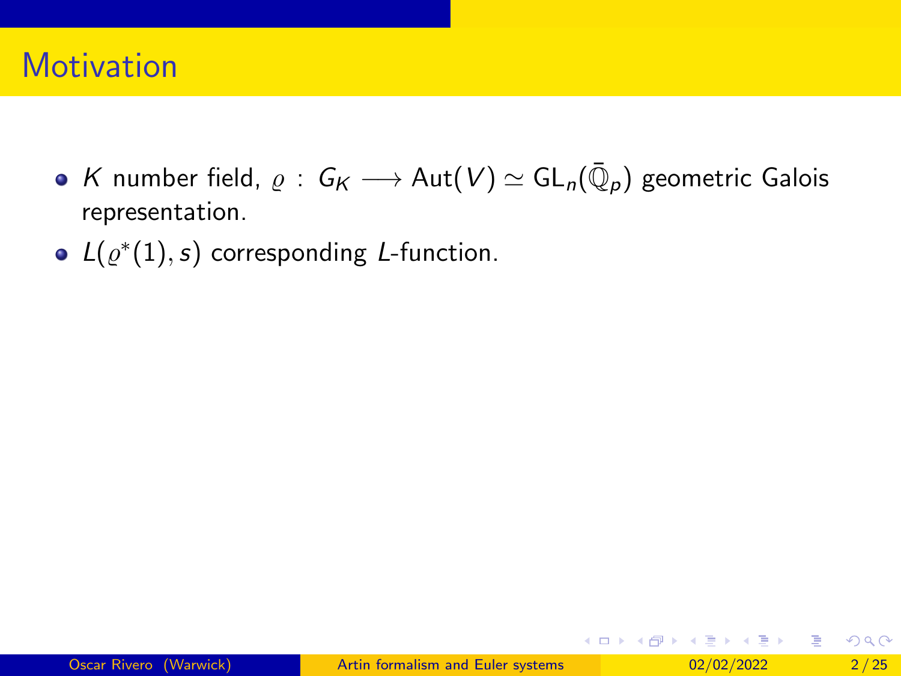# Motivation

- $K$ number field, $\varrho : G_K \longrightarrow \mathrm{Aut}(V) \simeq \mathrm{GL}_n(\bar{\mathbb{Q}}_p)$ geometric Galois representation.
- $L(\varrho^*(1), s)$ corresponding $L$-function.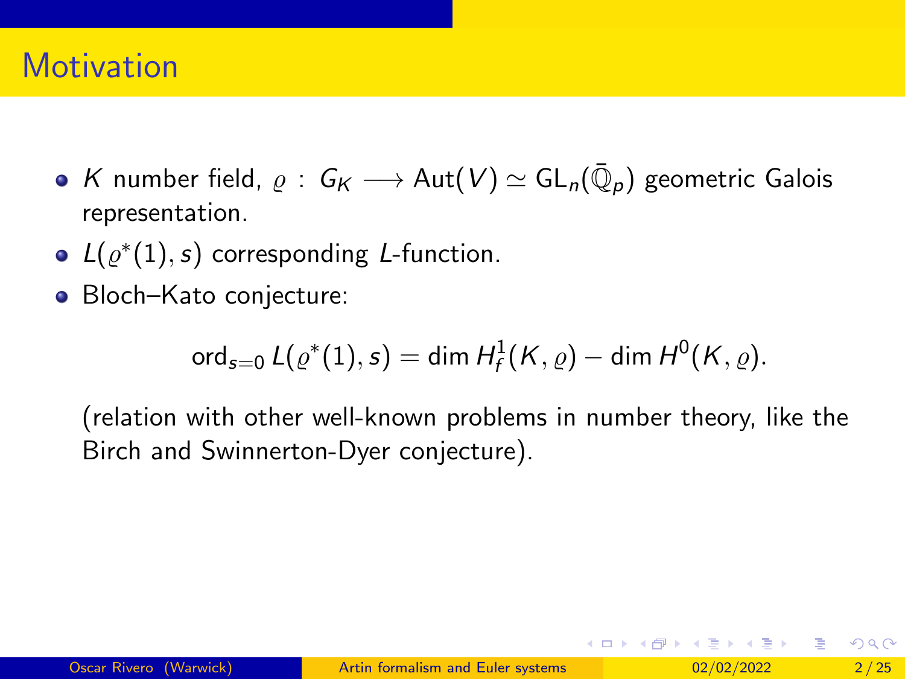# Motivation

- $K$ number field, $\varrho : G_K \longrightarrow \mathrm{Aut}(V) \simeq \mathrm{GL}_n(\bar{\mathbb{Q}}_p)$ geometric Galois representation.
- $L(\varrho^*(1), s)$ corresponding $L$-function.
- Bloch–Kato conjecture:

$$\mathrm{ord}_{s=0} L(\varrho^*(1), s) = \dim H^1_f(K, \varrho) - \dim H^0(K, \varrho).$$

(relation with other well-known problems in number theory, like the Birch and Swinnerton-Dyer conjecture).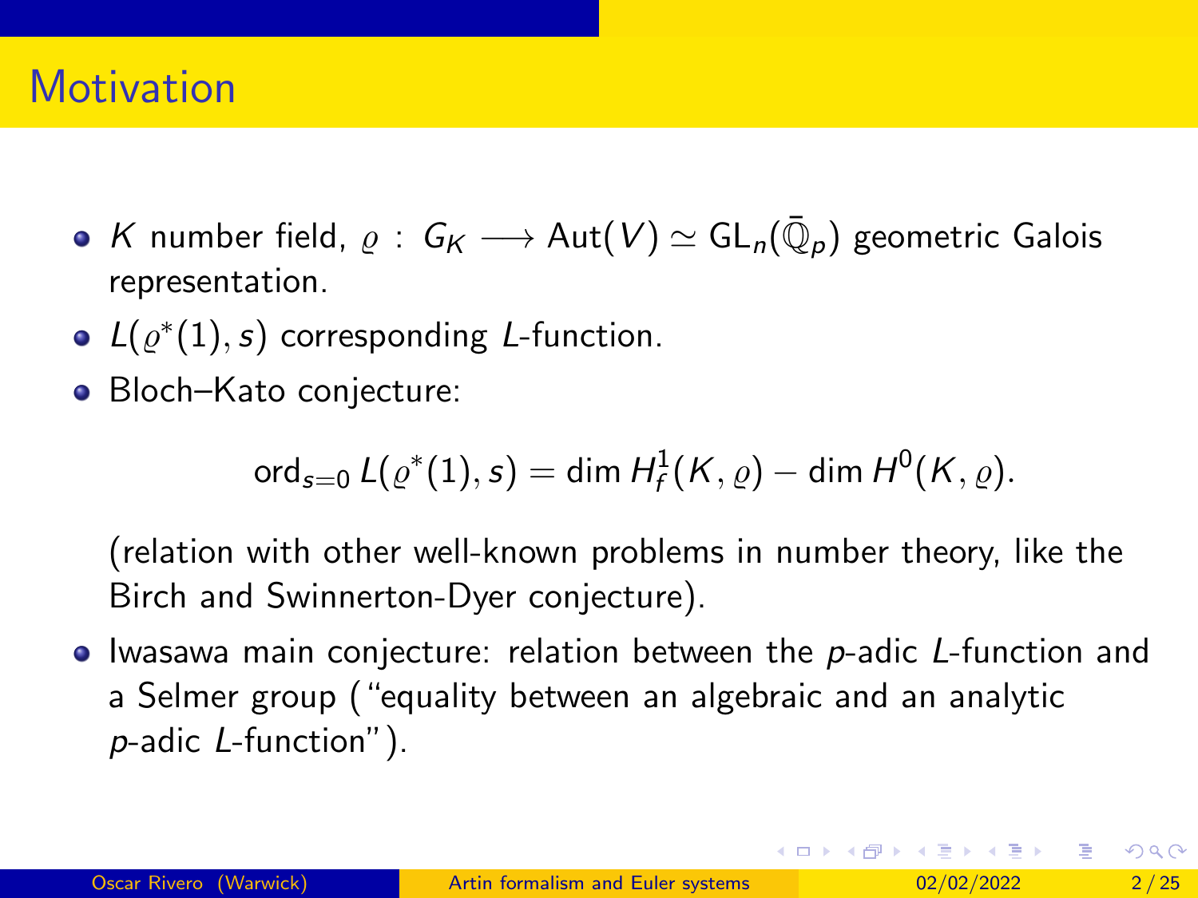# Motivation

- $K$ number field, $\varrho : G_K \longrightarrow \mathrm{Aut}(V) \simeq \mathrm{GL}_n(\bar{\mathbb{Q}}_p)$ geometric Galois representation.
- $L(\varrho^*(1), s)$ corresponding $L$-function.
- Bloch–Kato conjecture:

$$\mathrm{ord}_{s=0} L(\varrho^*(1), s) = \dim H^1_f(K, \varrho) - \dim H^0(K, \varrho).$$

  (relation with other well-known problems in number theory, like the Birch and Swinnerton-Dyer conjecture).
- Iwasawa main conjecture: relation between the $p$-adic $L$-function and a Selmer group ("equality between an algebraic and an analytic $p$-adic $L$-function").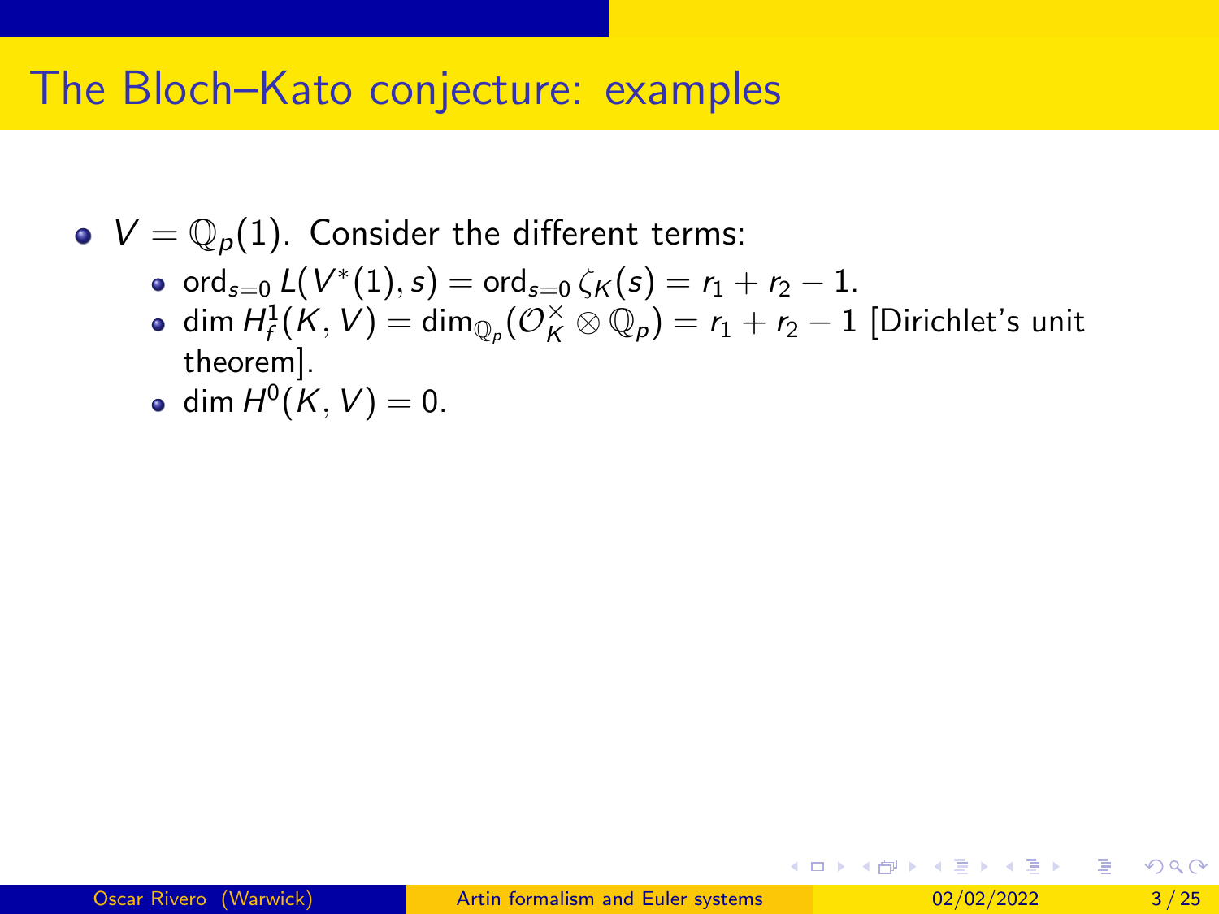# The Bloch–Kato conjecture: examples

- $V = \mathbb{Q}_p(1)$. Consider the different terms:
  - $\mathrm{ord}_{s=0} L(V^*(1), s) = \mathrm{ord}_{s=0} \zeta_K(s) = r_1 + r_2 - 1$.
  - $\dim H^1_f(K, V) = \dim_{\mathbb{Q}_p}(\mathcal{O}_K^\times \otimes \mathbb{Q}_p) = r_1 + r_2 - 1$ [Dirichlet's unit theorem].
  - $\dim H^0(K, V) = 0$.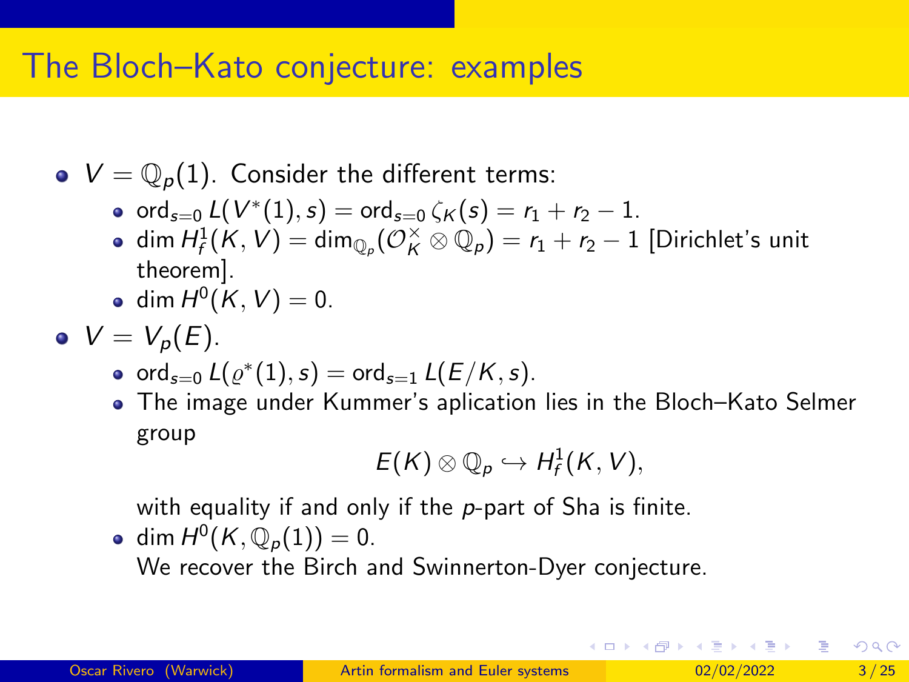# The Bloch–Kato conjecture: examples

- $V = \mathbb{Q}_p(1)$. Consider the different terms:
  - $\mathrm{ord}_{s=0} L(V^*(1), s) = \mathrm{ord}_{s=0} \zeta_K(s) = r_1 + r_2 - 1$.
  - $\dim H^1_f(K, V) = \dim_{\mathbb{Q}_p}(\mathcal{O}_K^\times \otimes \mathbb{Q}_p) = r_1 + r_2 - 1$ [Dirichlet's unit theorem].
  - $\dim H^0(K, V) = 0$.
- $V = V_p(E)$.
  - $\mathrm{ord}_{s=0} L(\varrho^*(1), s) = \mathrm{ord}_{s=1} L(E/K, s)$.
  - The image under Kummer's aplication lies in the Bloch–Kato Selmer group

    $$E(K) \otimes \mathbb{Q}_p \hookrightarrow H^1_f(K, V),$$

    with equality if and only if the $p$-part of Sha is finite.
  - $\dim H^0(K, \mathbb{Q}_p(1)) = 0$.

    We recover the Birch and Swinnerton-Dyer conjecture.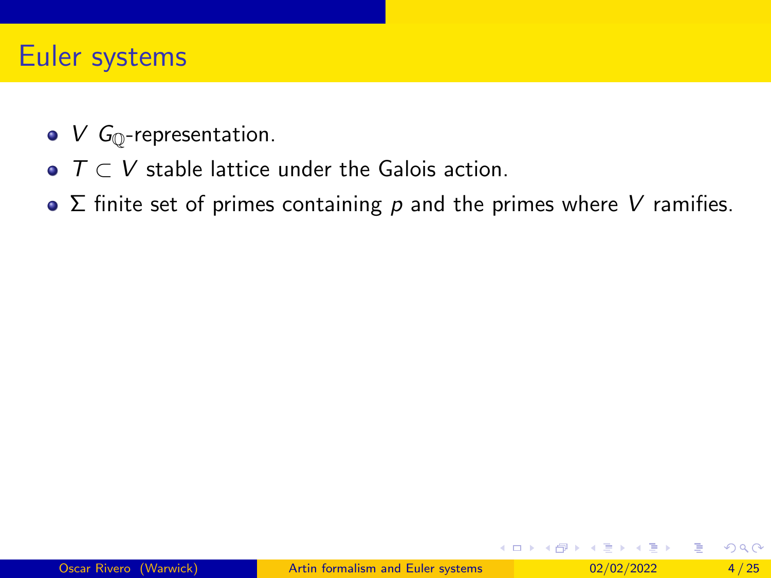# Euler systems

- $V$ $G_{\mathbb{Q}}$-representation.
- $T \subset V$ stable lattice under the Galois action.
- $\Sigma$ finite set of primes containing $p$ and the primes where $V$ ramifies.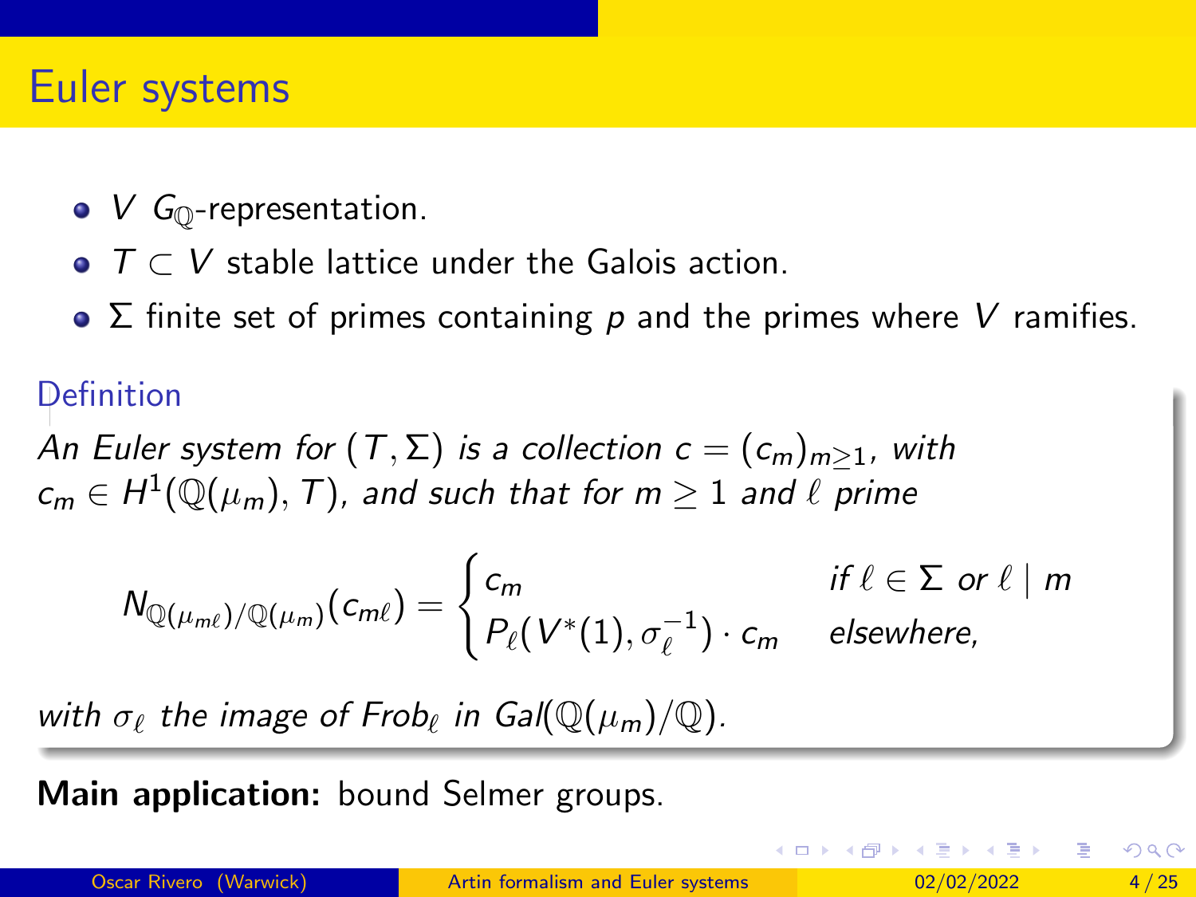# Euler systems

- $V$ $G_{\mathbb{Q}}$-representation.
- $T \subset V$ stable lattice under the Galois action.
- $\Sigma$ finite set of primes containing $p$ and the primes where $V$ ramifies.

**Definition**

*An Euler system for $(T, \Sigma)$ is a collection $c = (c_m)_{m \geq 1}$, with $c_m \in H^1(\mathbb{Q}(\mu_m), T)$, and such that for $m \geq 1$ and $\ell$ prime*

$$N_{\mathbb{Q}(\mu_{m\ell})/\mathbb{Q}(\mu_m)}(c_{m\ell}) = \begin{cases} c_m & \text{if } \ell \in \Sigma \text{ or } \ell \mid m \\ P_\ell(V^*(1), \sigma_\ell^{-1}) \cdot c_m & \text{elsewhere,} \end{cases}$$

*with $\sigma_\ell$ the image of $Frob_\ell$ in $Gal(\mathbb{Q}(\mu_m)/\mathbb{Q})$.*

**Main application:** bound Selmer groups.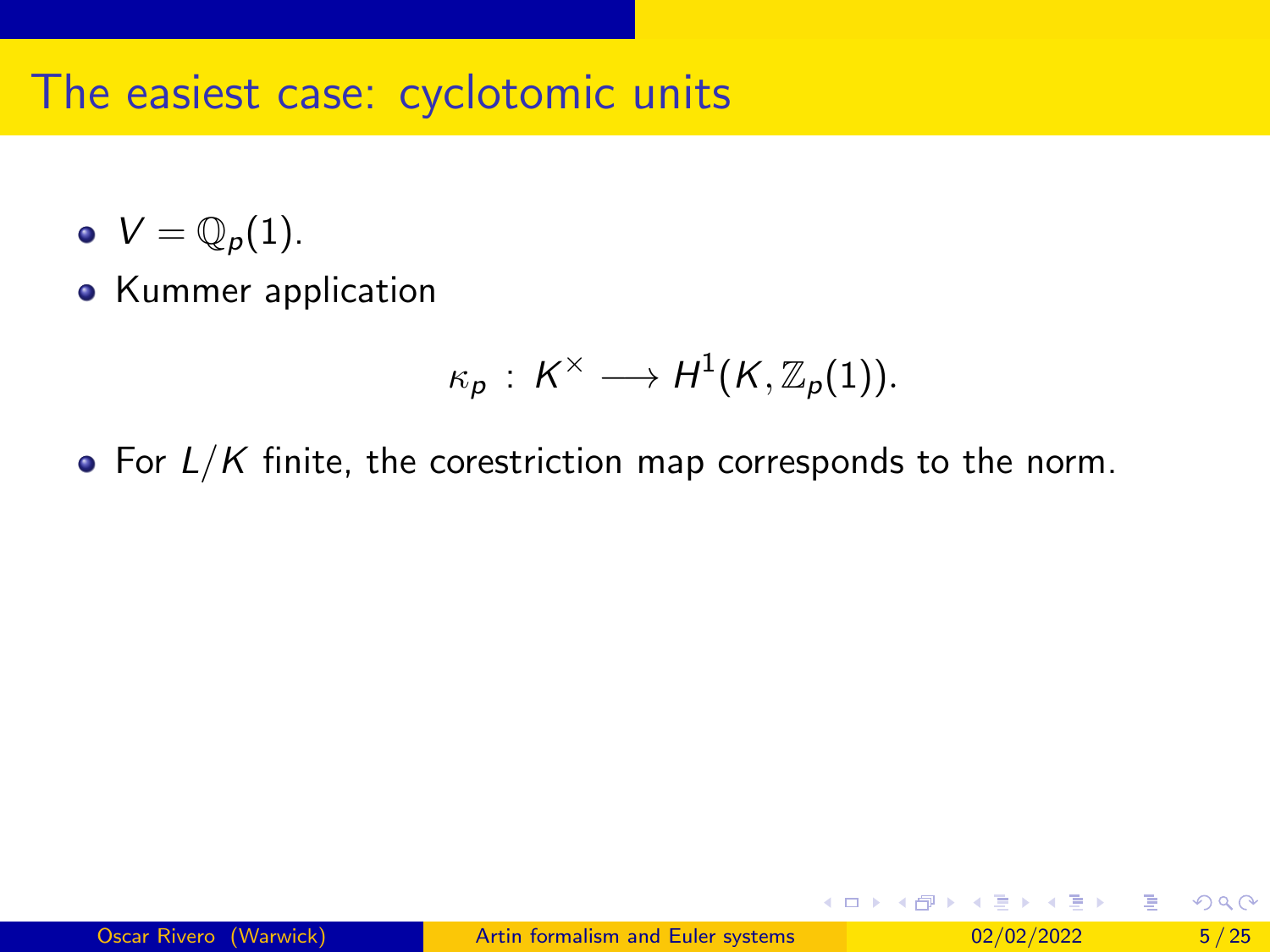# The easiest case: cyclotomic units

- $V = \mathbb{Q}_p(1)$.
- Kummer application

$$\kappa_p \, : \, K^\times \longrightarrow H^1(K, \mathbb{Z}_p(1)).$$

- For $L/K$ finite, the corestriction map corresponds to the norm.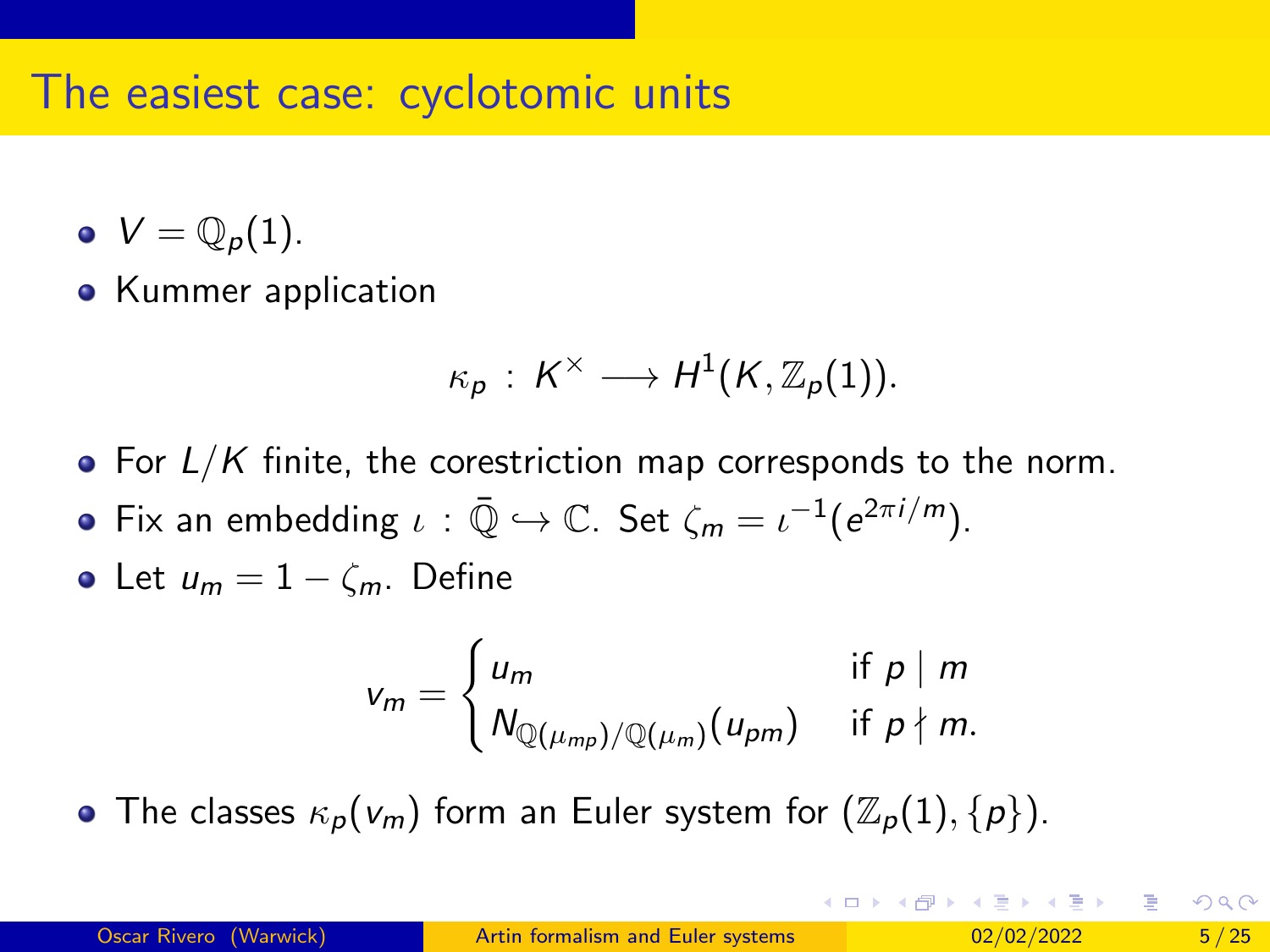# The easiest case: cyclotomic units

- $V = \mathbb{Q}_p(1)$.
- Kummer application

$$\kappa_p \,:\, K^\times \longrightarrow H^1(K, \mathbb{Z}_p(1)).$$

- For $L/K$ finite, the corestriction map corresponds to the norm.
- Fix an embedding $\iota \,:\, \bar{\mathbb{Q}} \hookrightarrow \mathbb{C}$. Set $\zeta_m = \iota^{-1}(e^{2\pi i/m})$.
- Let $u_m = 1 - \zeta_m$. Define

$$v_m = \begin{cases} u_m & \text{if } p \mid m \\ N_{\mathbb{Q}(\mu_{mp})/\mathbb{Q}(\mu_m)}(u_{pm}) & \text{if } p \nmid m. \end{cases}$$

- The classes $\kappa_p(v_m)$ form an Euler system for $(\mathbb{Z}_p(1), \{p\})$.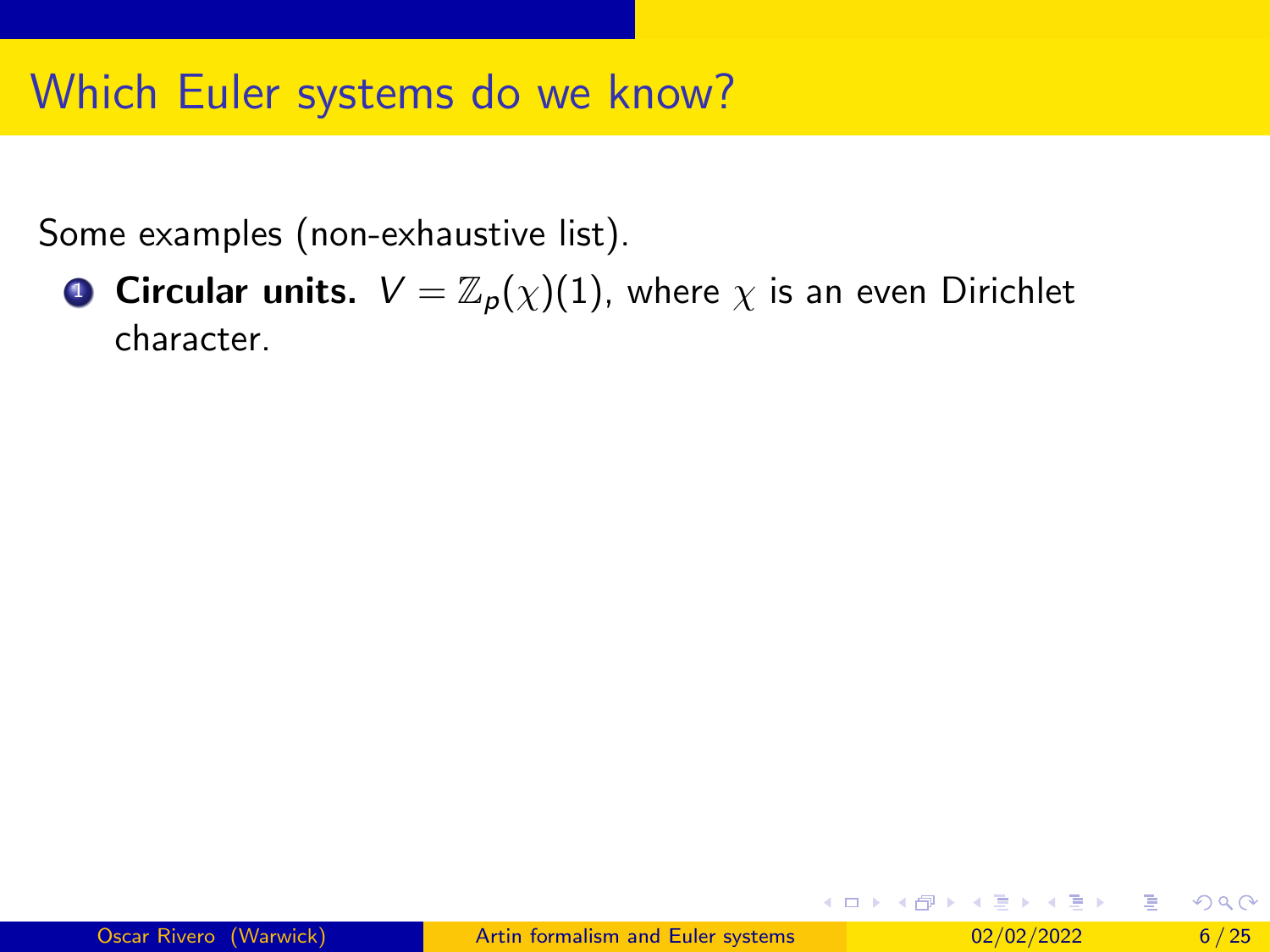# Which Euler systems do we know?

Some examples (non-exhaustive list).

1. **Circular units.** $V = \mathbb{Z}_p(\chi)(1)$, where $\chi$ is an even Dirichlet character.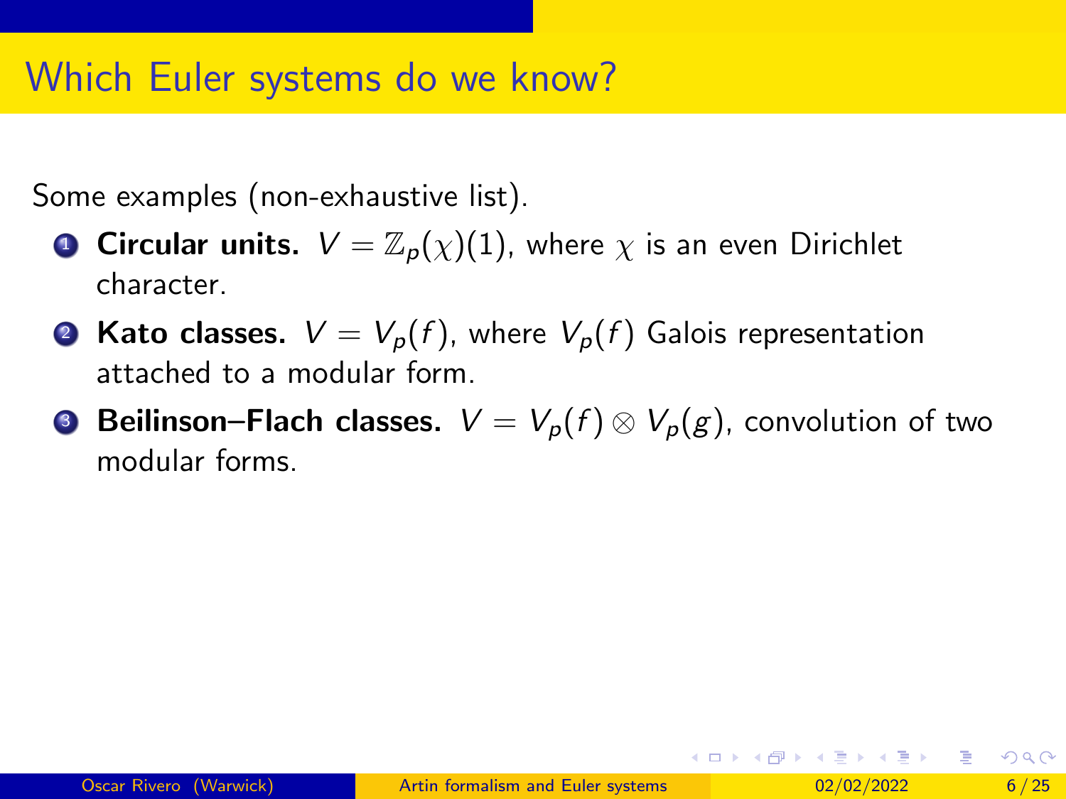# Which Euler systems do we know?

Some examples (non-exhaustive list).

1. **Circular units.** $V = \mathbb{Z}_p(\chi)(1)$, where $\chi$ is an even Dirichlet character.
2. **Kato classes.** $V = V_p(f)$, where $V_p(f)$ Galois representation attached to a modular form.
3. **Beilinson–Flach classes.** $V = V_p(f) \otimes V_p(g)$, convolution of two modular forms.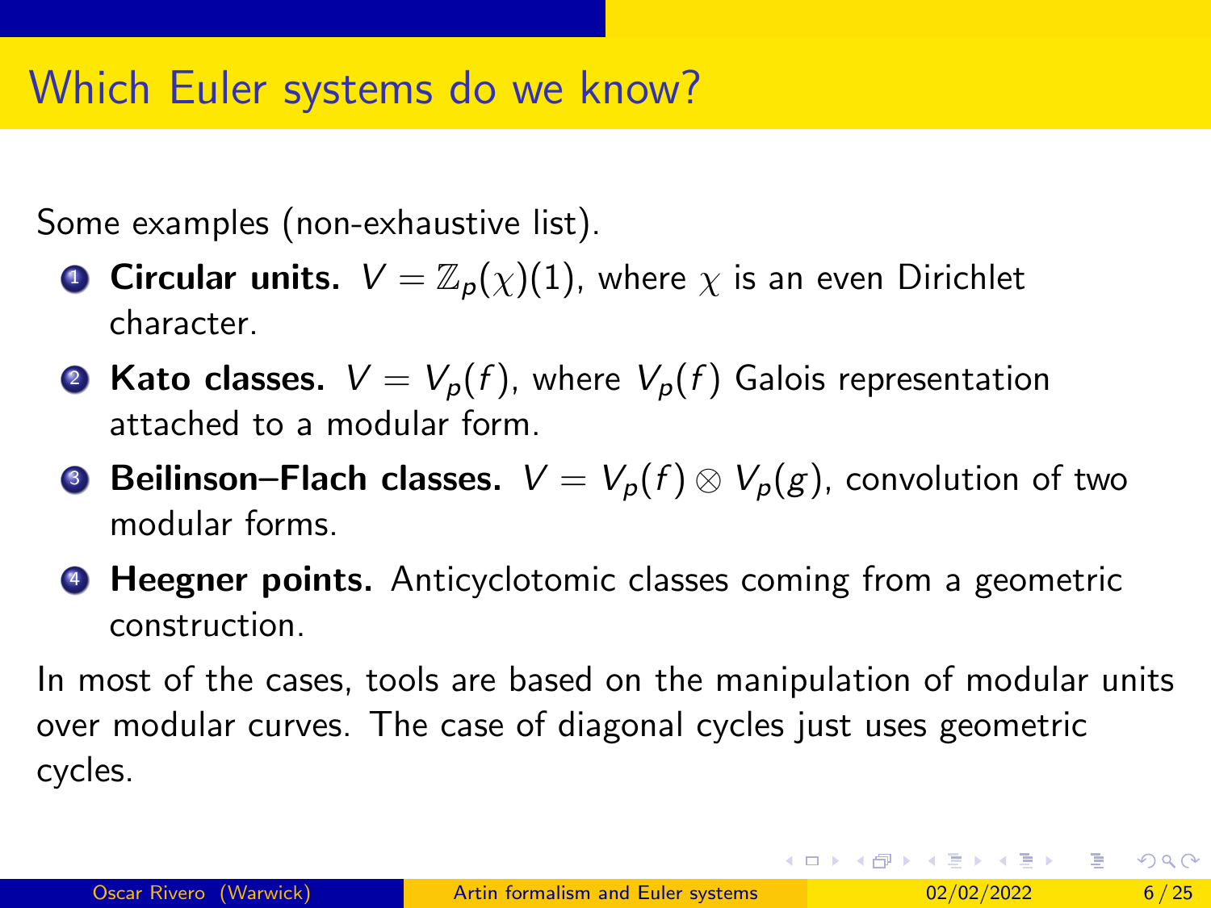# Which Euler systems do we know?

Some examples (non-exhaustive list).

1. **Circular units.** $V = \mathbb{Z}_p(\chi)(1)$, where $\chi$ is an even Dirichlet character.
2. **Kato classes.** $V = V_p(f)$, where $V_p(f)$ Galois representation attached to a modular form.
3. **Beilinson–Flach classes.** $V = V_p(f) \otimes V_p(g)$, convolution of two modular forms.
4. **Heegner points.** Anticyclotomic classes coming from a geometric construction.

In most of the cases, tools are based on the manipulation of modular units over modular curves. The case of diagonal cycles just uses geometric cycles.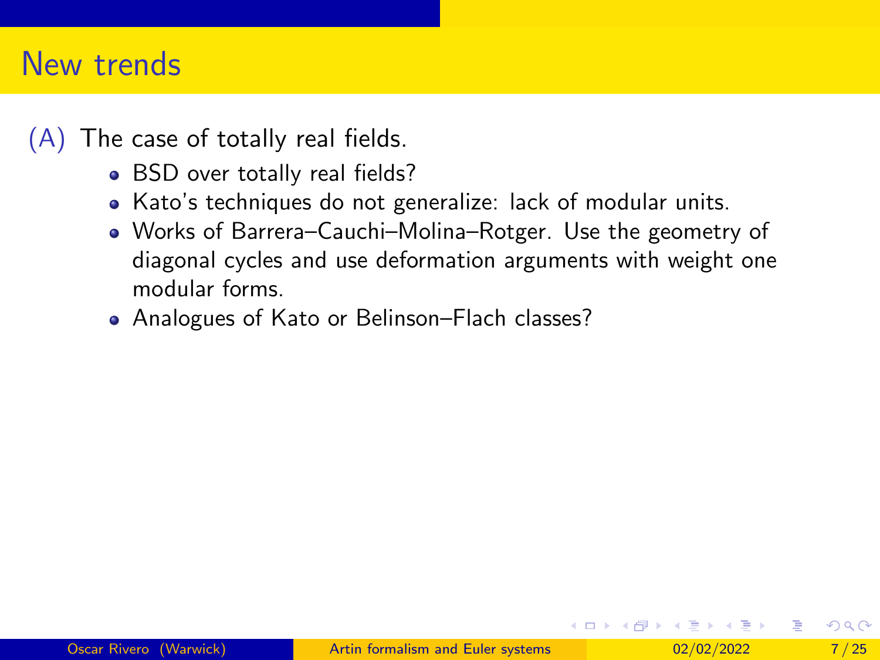# New trends

(A) The case of totally real fields.

- BSD over totally real fields?
- Kato's techniques do not generalize: lack of modular units.
- Works of Barrera–Cauchi–Molina–Rotger. Use the geometry of diagonal cycles and use deformation arguments with weight one modular forms.
- Analogues of Kato or Belinson–Flach classes?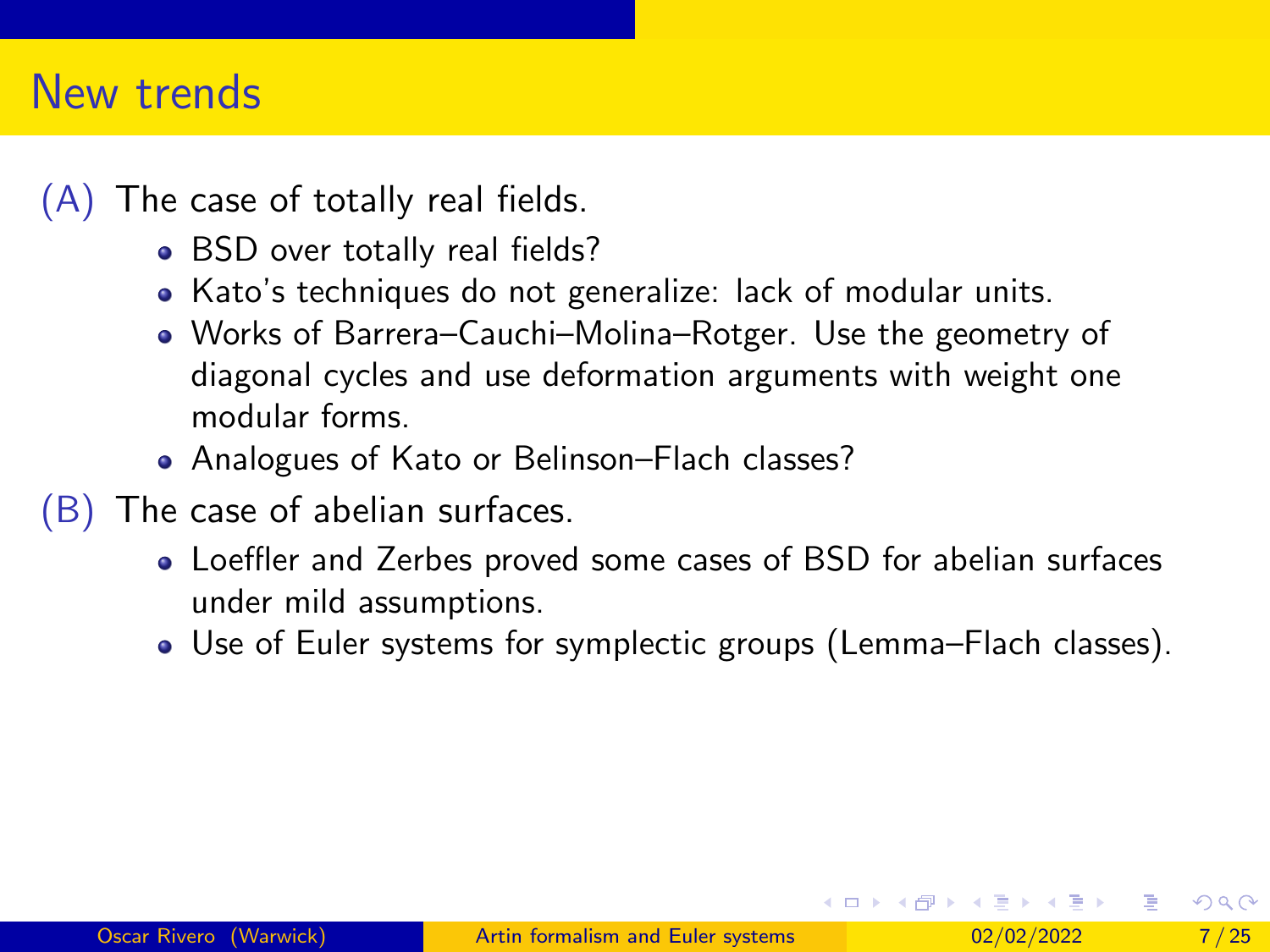# New trends

(A) The case of totally real fields.

- BSD over totally real fields?
- Kato's techniques do not generalize: lack of modular units.
- Works of Barrera–Cauchi–Molina–Rotger. Use the geometry of diagonal cycles and use deformation arguments with weight one modular forms.
- Analogues of Kato or Belinson–Flach classes?

(B) The case of abelian surfaces.

- Loeffler and Zerbes proved some cases of BSD for abelian surfaces under mild assumptions.
- Use of Euler systems for symplectic groups (Lemma–Flach classes).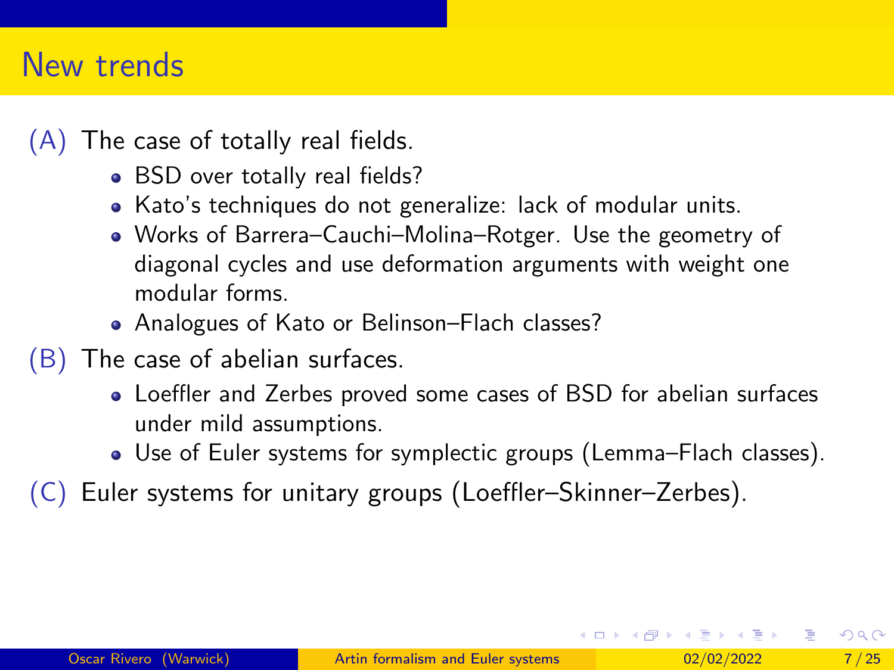# New trends

(A) The case of totally real fields.

- BSD over totally real fields?
- Kato's techniques do not generalize: lack of modular units.
- Works of Barrera–Cauchi–Molina–Rotger. Use the geometry of diagonal cycles and use deformation arguments with weight one modular forms.
- Analogues of Kato or Belinson–Flach classes?

(B) The case of abelian surfaces.

- Loeffler and Zerbes proved some cases of BSD for abelian surfaces under mild assumptions.
- Use of Euler systems for symplectic groups (Lemma–Flach classes).

(C) Euler systems for unitary groups (Loeffler–Skinner–Zerbes).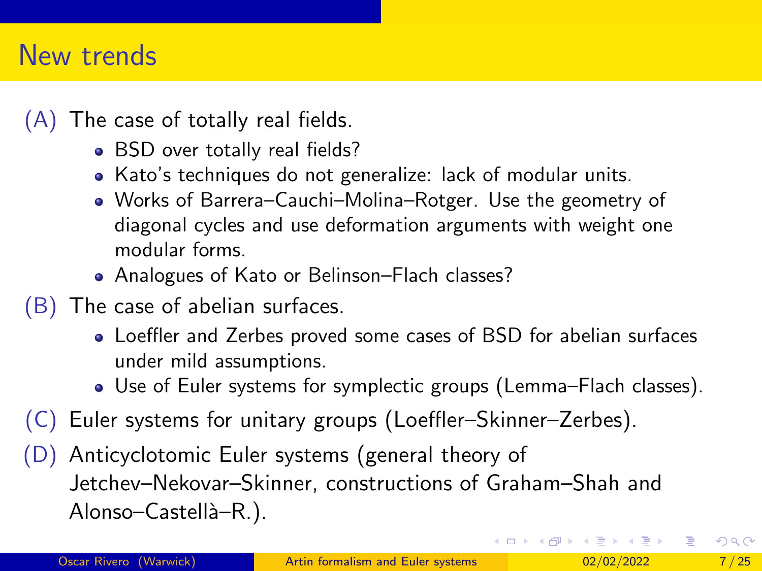# New trends

(A) The case of totally real fields.

- BSD over totally real fields?
- Kato's techniques do not generalize: lack of modular units.
- Works of Barrera–Cauchi–Molina–Rotger. Use the geometry of diagonal cycles and use deformation arguments with weight one modular forms.
- Analogues of Kato or Belinson–Flach classes?

(B) The case of abelian surfaces.

- Loeffler and Zerbes proved some cases of BSD for abelian surfaces under mild assumptions.
- Use of Euler systems for symplectic groups (Lemma–Flach classes).

(C) Euler systems for unitary groups (Loeffler–Skinner–Zerbes).

(D) Anticyclotomic Euler systems (general theory of Jetchev–Nekovar–Skinner, constructions of Graham–Shah and Alonso–Castellà–R.).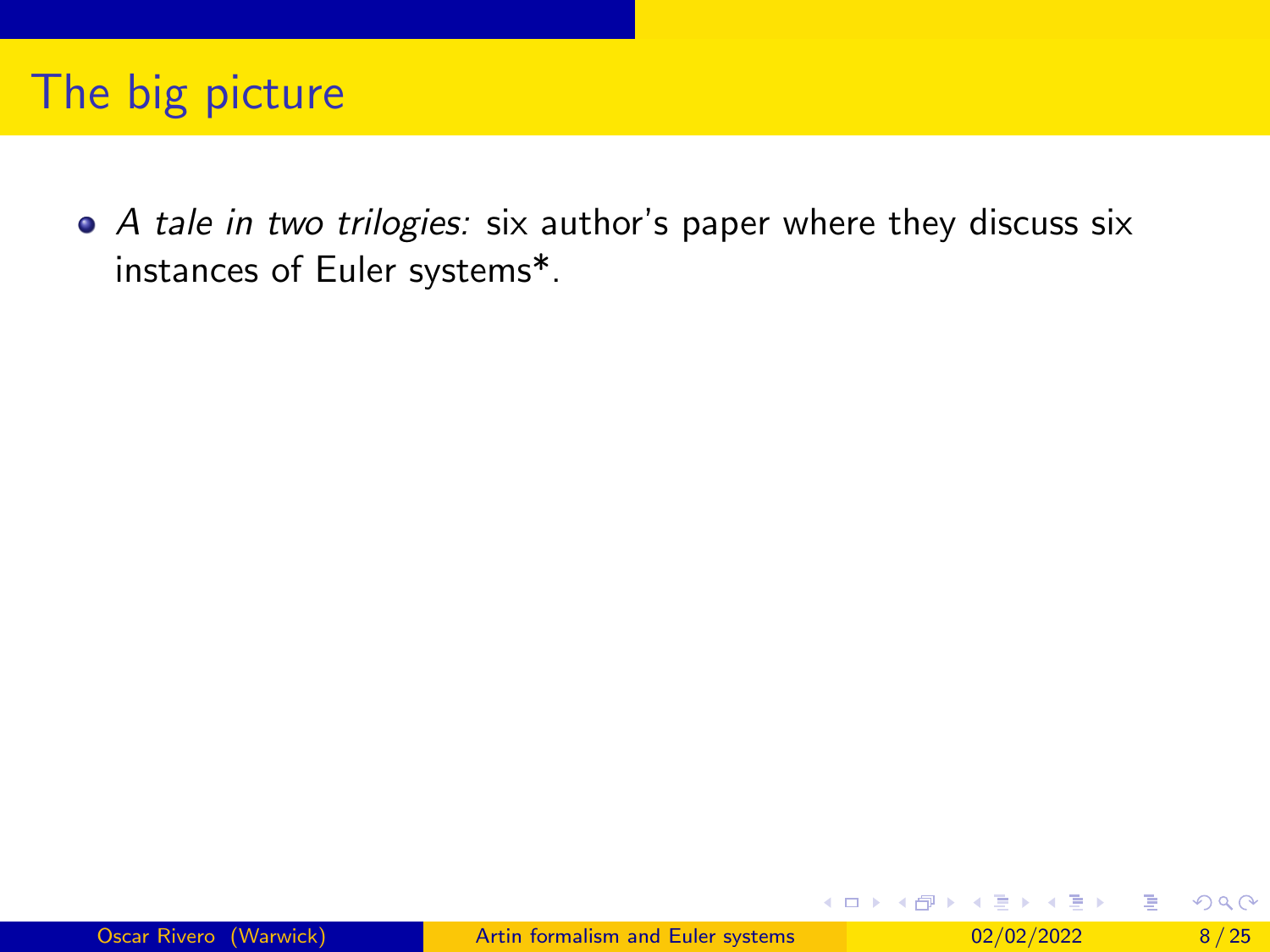# The big picture

- *A tale in two trilogies:* six author's paper where they discuss six instances of Euler systems*.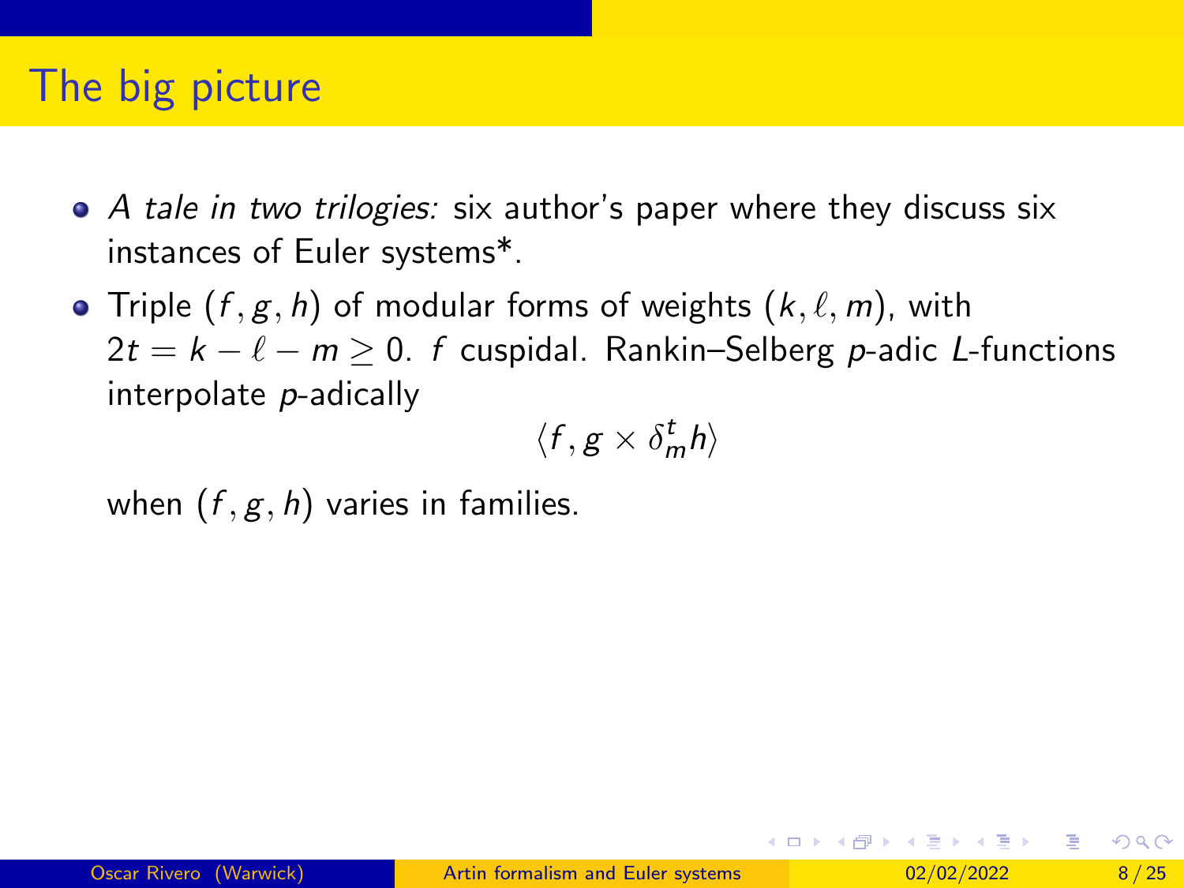# The big picture

- *A tale in two trilogies:* six author's paper where they discuss six instances of Euler systems*.
- Triple $(f, g, h)$ of modular forms of weights $(k, \ell, m)$, with $2t = k - \ell - m \geq 0$. $f$ cuspidal. Rankin–Selberg $p$-adic $L$-functions interpolate $p$-adically

$$\langle f, g \times \delta_m^t h \rangle$$

when $(f, g, h)$ varies in families.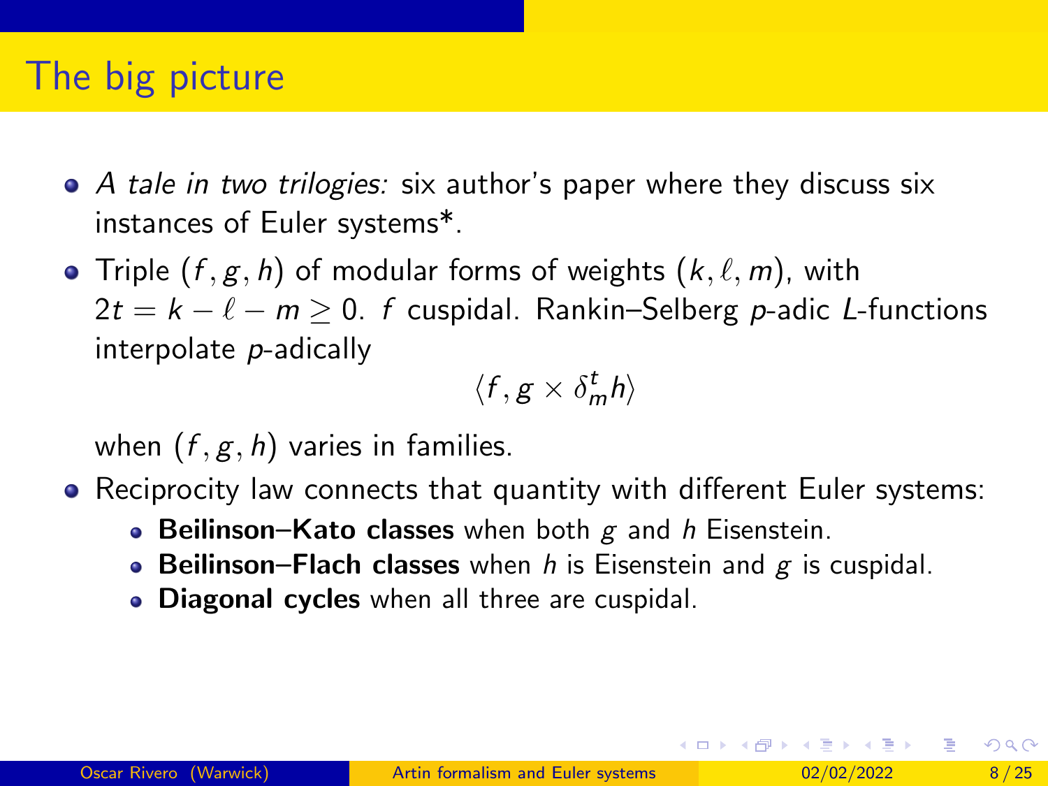# The big picture

- *A tale in two trilogies:* six author's paper where they discuss six instances of Euler systems*.
- Triple $(f, g, h)$ of modular forms of weights $(k, \ell, m)$, with $2t = k - \ell - m \geq 0$. $f$ cuspidal. Rankin–Selberg $p$-adic $L$-functions interpolate $p$-adically

$$\langle f, g \times \delta_m^t h \rangle$$

  when $(f, g, h)$ varies in families.
- Reciprocity law connects that quantity with different Euler systems:
  - **Beilinson–Kato classes** when both $g$ and $h$ Eisenstein.
  - **Beilinson–Flach classes** when $h$ is Eisenstein and $g$ is cuspidal.
  - **Diagonal cycles** when all three are cuspidal.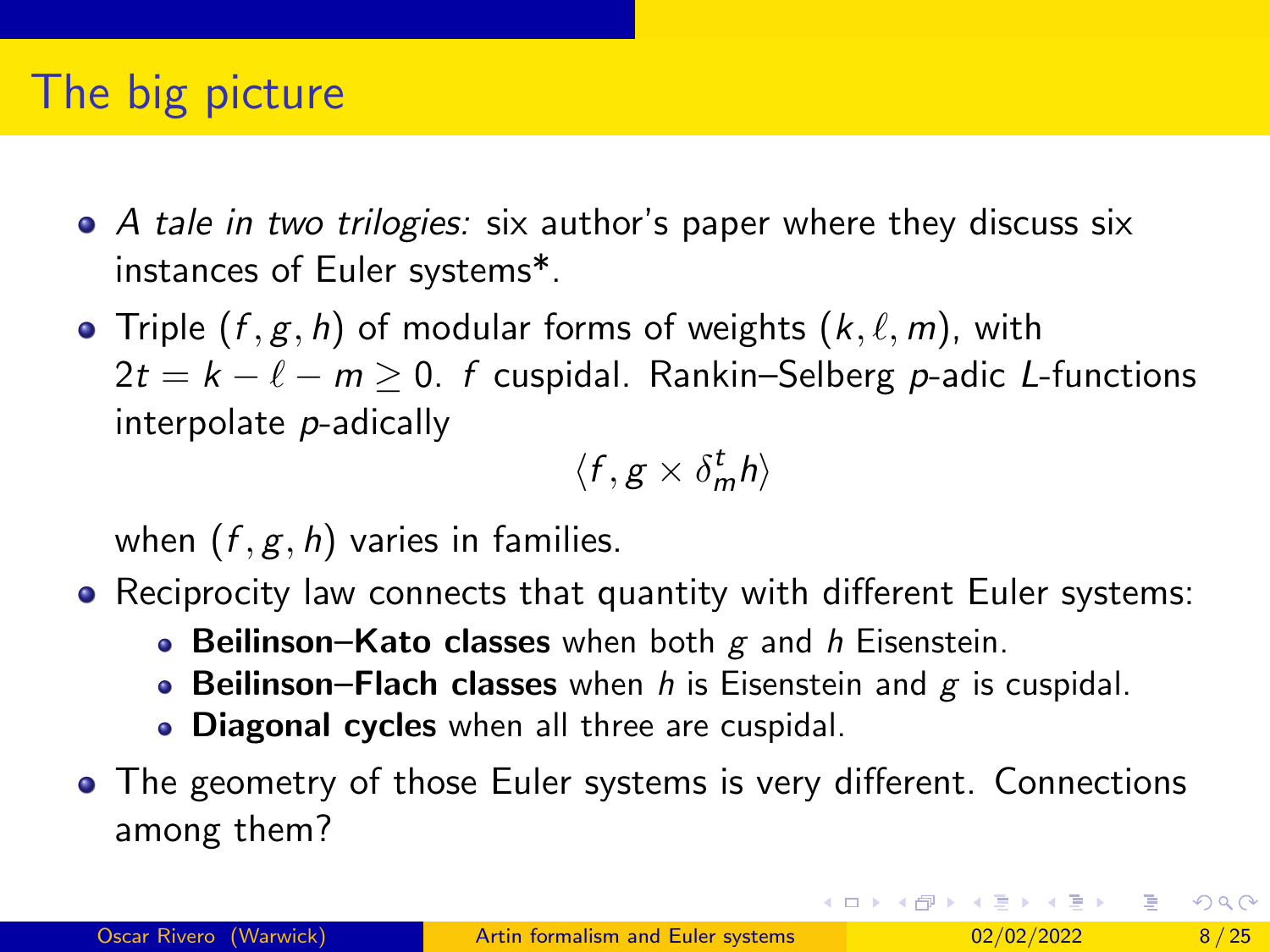# The big picture

- *A tale in two trilogies:* six author's paper where they discuss six instances of Euler systems*.
- Triple $(f, g, h)$ of modular forms of weights $(k, \ell, m)$, with $2t = k - \ell - m \geq 0$. $f$ cuspidal. Rankin–Selberg $p$-adic $L$-functions interpolate $p$-adically

$$\langle f, g \times \delta_m^t h \rangle$$

  when $(f, g, h)$ varies in families.
- Reciprocity law connects that quantity with different Euler systems:
  - **Beilinson–Kato classes** when both $g$ and $h$ Eisenstein.
  - **Beilinson–Flach classes** when $h$ is Eisenstein and $g$ is cuspidal.
  - **Diagonal cycles** when all three are cuspidal.
- The geometry of those Euler systems is very different. Connections among them?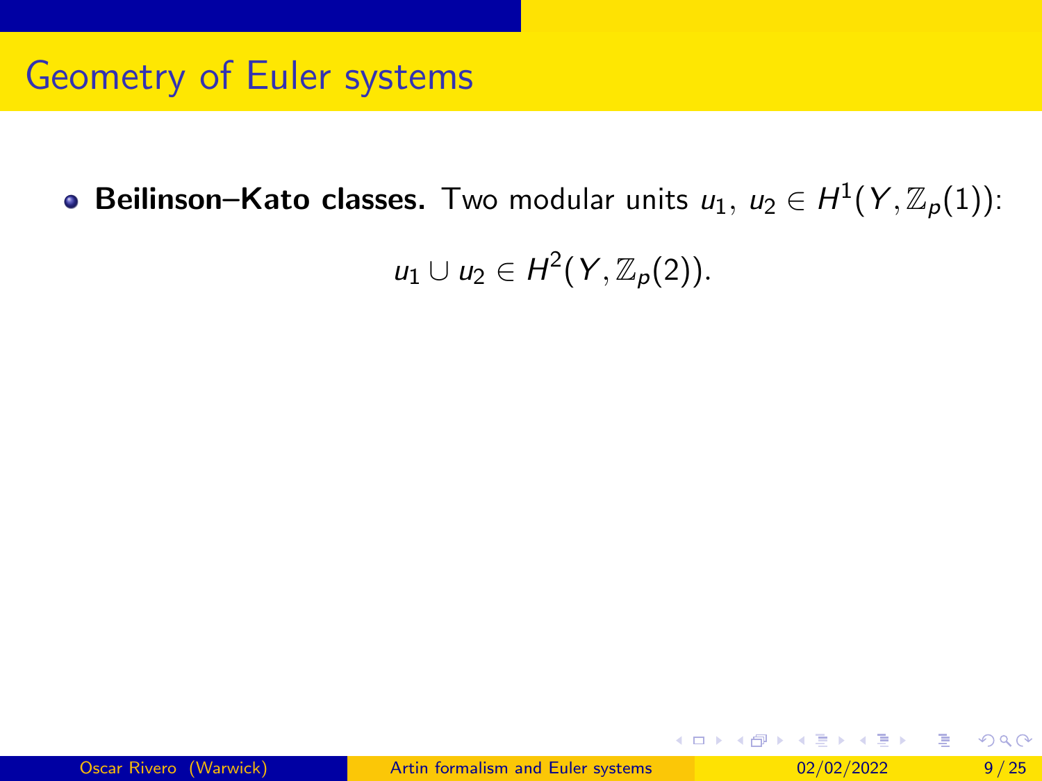# Geometry of Euler systems

- **Beilinson–Kato classes.** Two modular units $u_1,\ u_2 \in H^1(Y, \mathbb{Z}_p(1))$:

$$u_1 \cup u_2 \in H^2(Y, \mathbb{Z}_p(2)).$$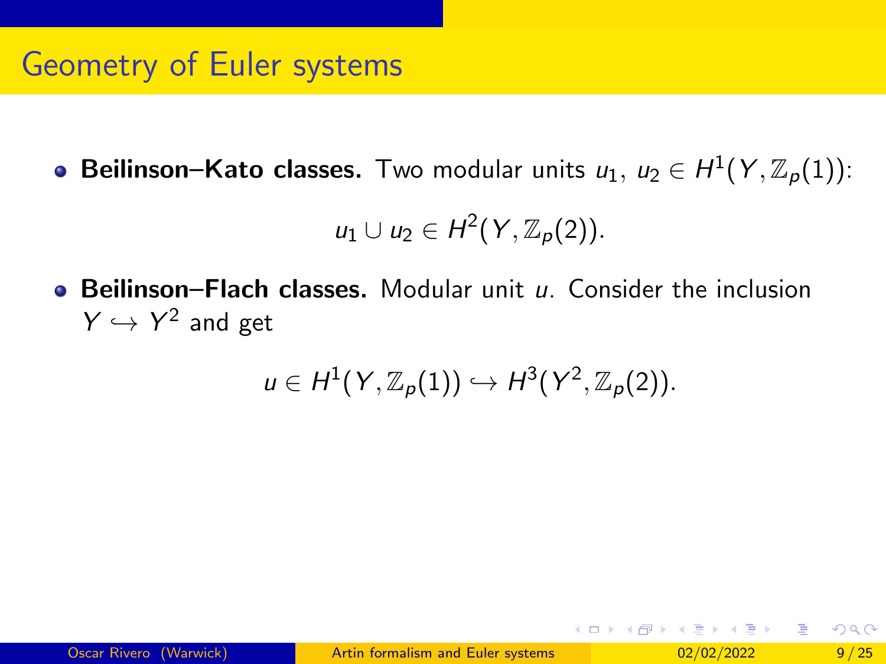# Geometry of Euler systems

- **Beilinson–Kato classes.** Two modular units $u_1,\ u_2 \in H^1(Y, \mathbb{Z}_p(1))$:

$$u_1 \cup u_2 \in H^2(Y, \mathbb{Z}_p(2)).$$

- **Beilinson–Flach classes.** Modular unit $u$. Consider the inclusion $Y \hookrightarrow Y^2$ and get

$$u \in H^1(Y, \mathbb{Z}_p(1)) \hookrightarrow H^3(Y^2, \mathbb{Z}_p(2)).$$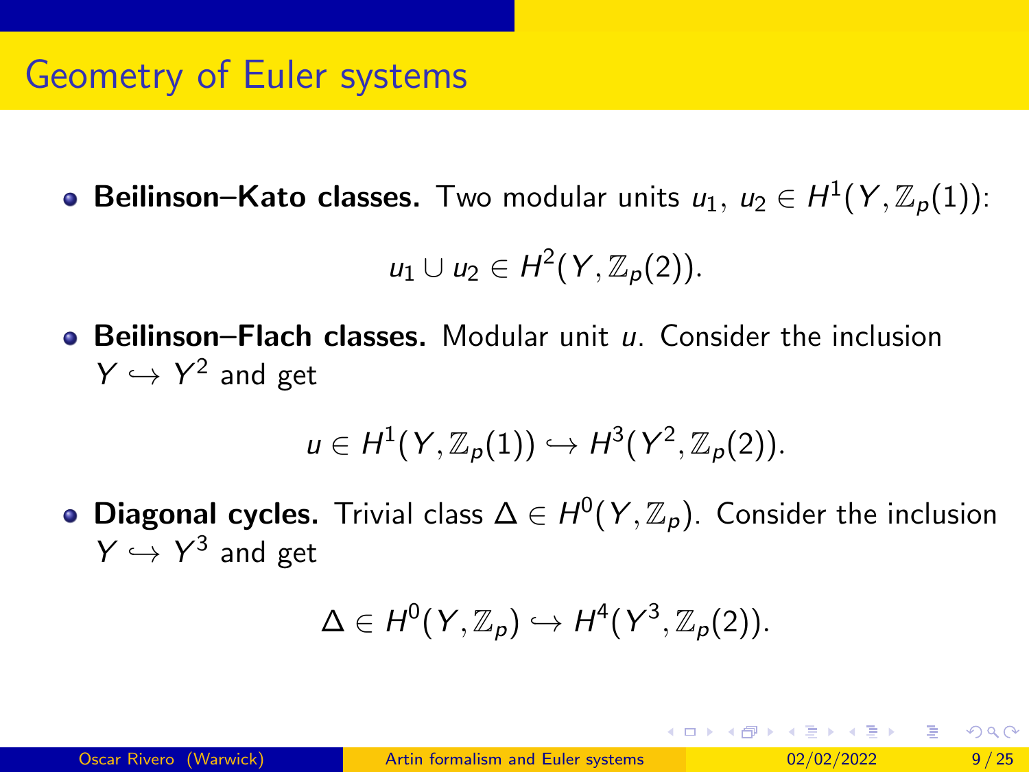# Geometry of Euler systems

- **Beilinson–Kato classes.** Two modular units $u_1, u_2 \in H^1(Y, \mathbb{Z}_p(1))$:

$$u_1 \cup u_2 \in H^2(Y, \mathbb{Z}_p(2)).$$

- **Beilinson–Flach classes.** Modular unit $u$. Consider the inclusion $Y \hookrightarrow Y^2$ and get

$$u \in H^1(Y, \mathbb{Z}_p(1)) \hookrightarrow H^3(Y^2, \mathbb{Z}_p(2)).$$

- **Diagonal cycles.** Trivial class $\Delta \in H^0(Y, \mathbb{Z}_p)$. Consider the inclusion $Y \hookrightarrow Y^3$ and get

$$\Delta \in H^0(Y, \mathbb{Z}_p) \hookrightarrow H^4(Y^3, \mathbb{Z}_p(2)).$$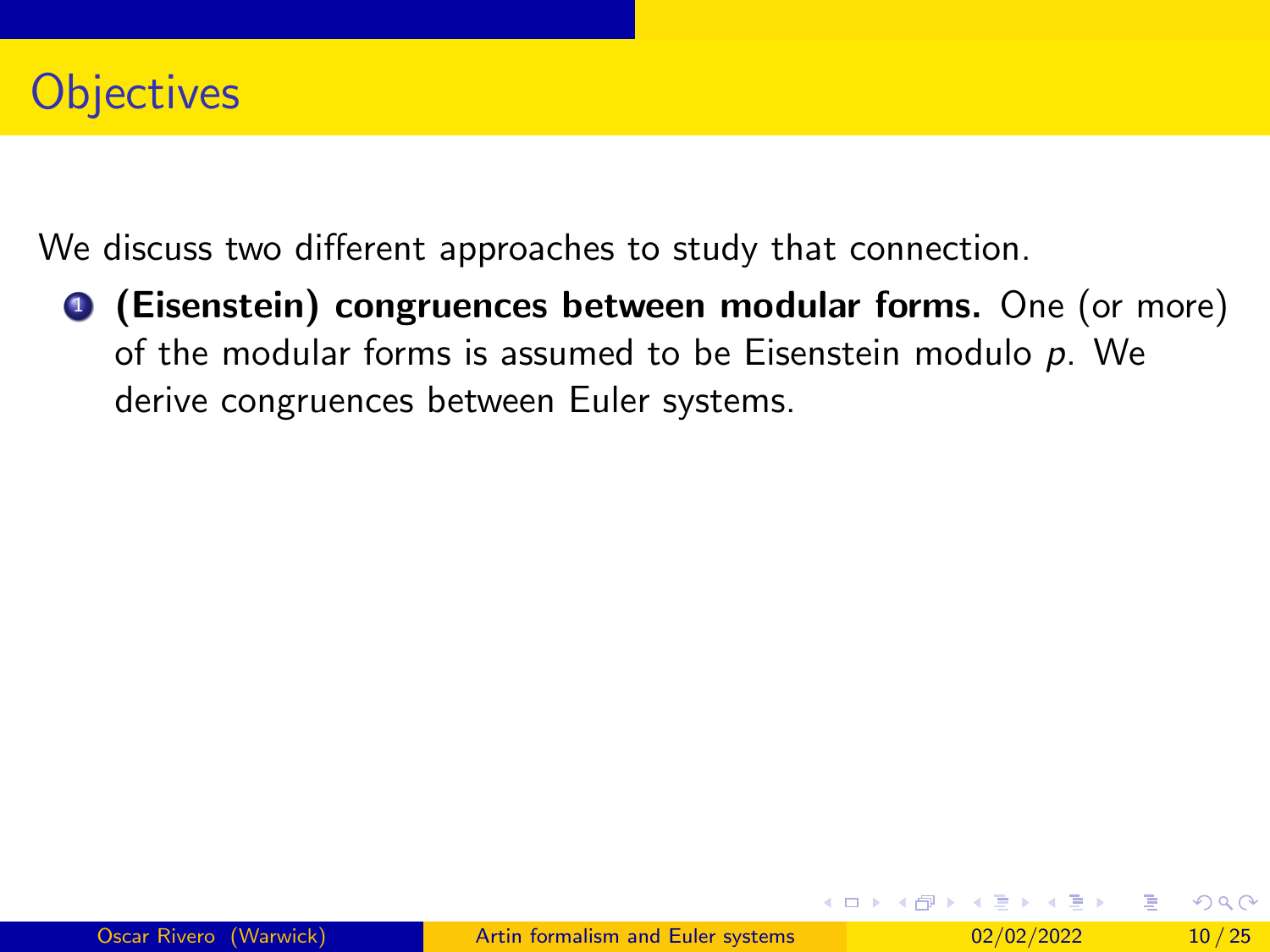## Objectives

We discuss two different approaches to study that connection.

1. **(Eisenstein) congruences between modular forms.** One (or more) of the modular forms is assumed to be Eisenstein modulo $p$. We derive congruences between Euler systems.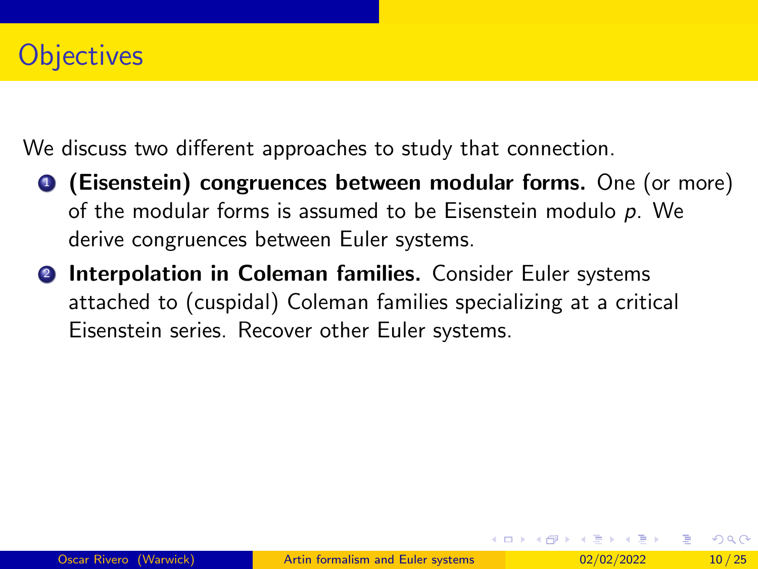# Objectives

We discuss two different approaches to study that connection.

1. **(Eisenstein) congruences between modular forms.** One (or more) of the modular forms is assumed to be Eisenstein modulo $p$. We derive congruences between Euler systems.
2. **Interpolation in Coleman families.** Consider Euler systems attached to (cuspidal) Coleman families specializing at a critical Eisenstein series. Recover other Euler systems.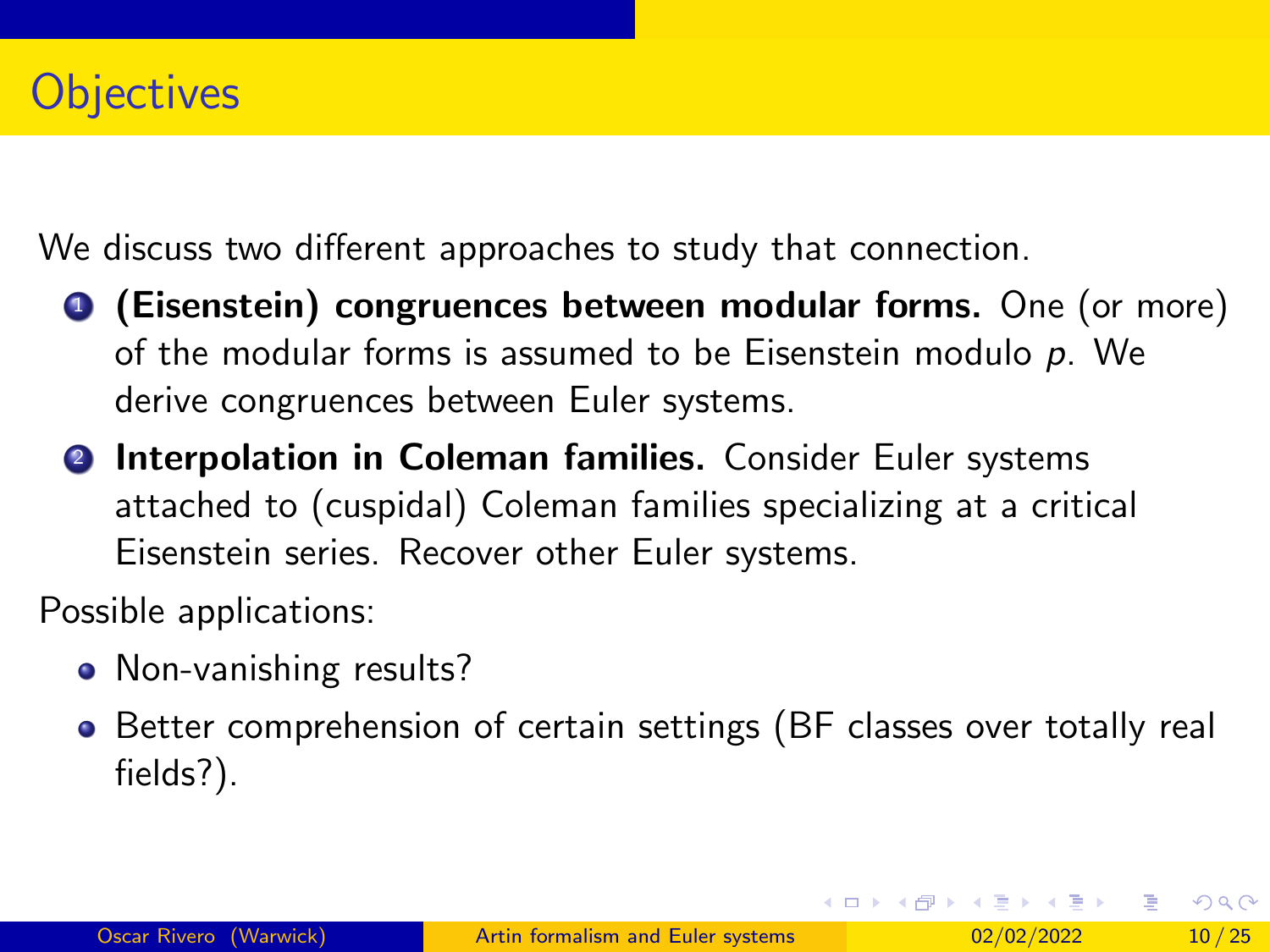# Objectives

We discuss two different approaches to study that connection.

1. **(Eisenstein) congruences between modular forms.** One (or more) of the modular forms is assumed to be Eisenstein modulo $p$. We derive congruences between Euler systems.
2. **Interpolation in Coleman families.** Consider Euler systems attached to (cuspidal) Coleman families specializing at a critical Eisenstein series. Recover other Euler systems.

Possible applications:

- Non-vanishing results?
- Better comprehension of certain settings (BF classes over totally real fields?).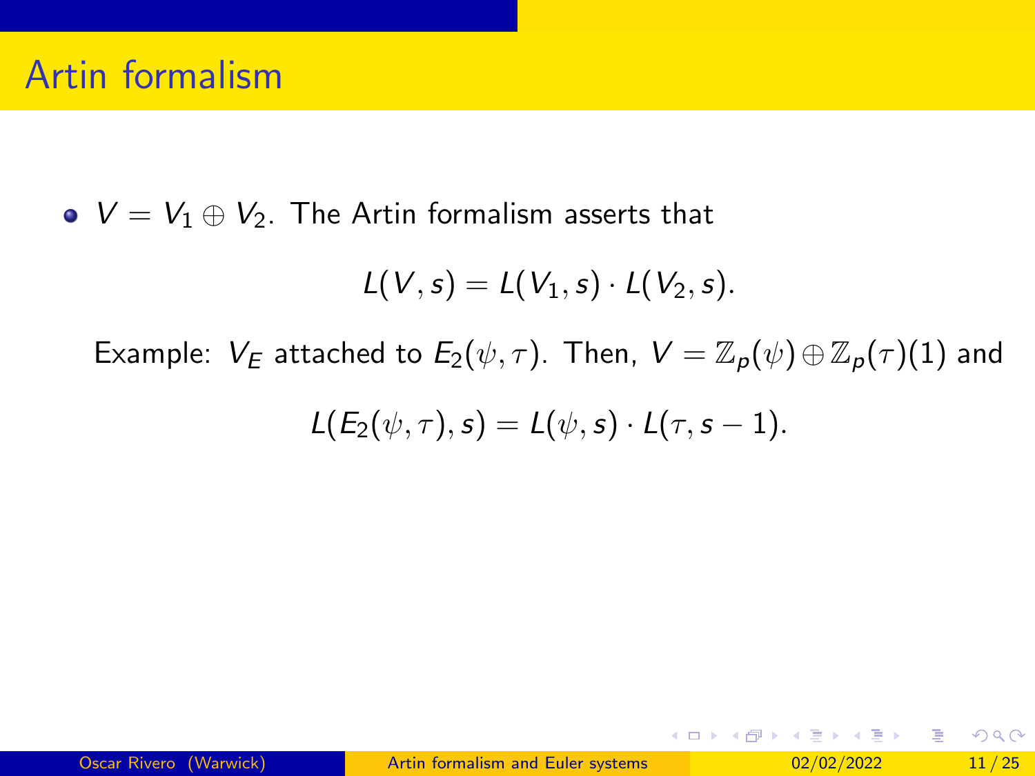# Artin formalism

- $V = V_1 \oplus V_2$. The Artin formalism asserts that

$$L(V, s) = L(V_1, s) \cdot L(V_2, s).$$

Example: $V_E$ attached to $E_2(\psi, \tau)$. Then, $V = \mathbb{Z}_p(\psi) \oplus \mathbb{Z}_p(\tau)(1)$ and

$$L(E_2(\psi, \tau), s) = L(\psi, s) \cdot L(\tau, s-1).$$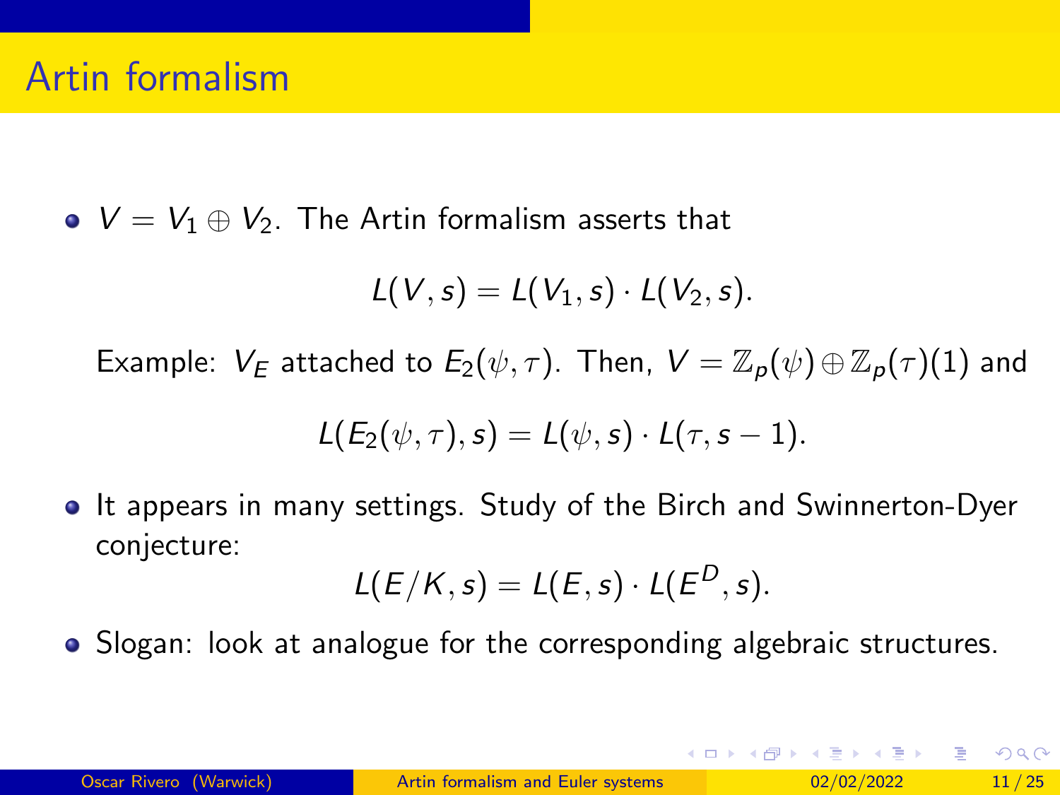# Artin formalism

- $V = V_1 \oplus V_2$. The Artin formalism asserts that

$$L(V,s) = L(V_1,s) \cdot L(V_2,s).$$

  Example: $V_E$ attached to $E_2(\psi,\tau)$. Then, $V = \mathbb{Z}_p(\psi) \oplus \mathbb{Z}_p(\tau)(1)$ and

$$L(E_2(\psi,\tau),s) = L(\psi,s) \cdot L(\tau,s-1).$$

- It appears in many settings. Study of the Birch and Swinnerton-Dyer conjecture:

$$L(E/K,s) = L(E,s) \cdot L(E^D,s).$$

- Slogan: look at analogue for the corresponding algebraic structures.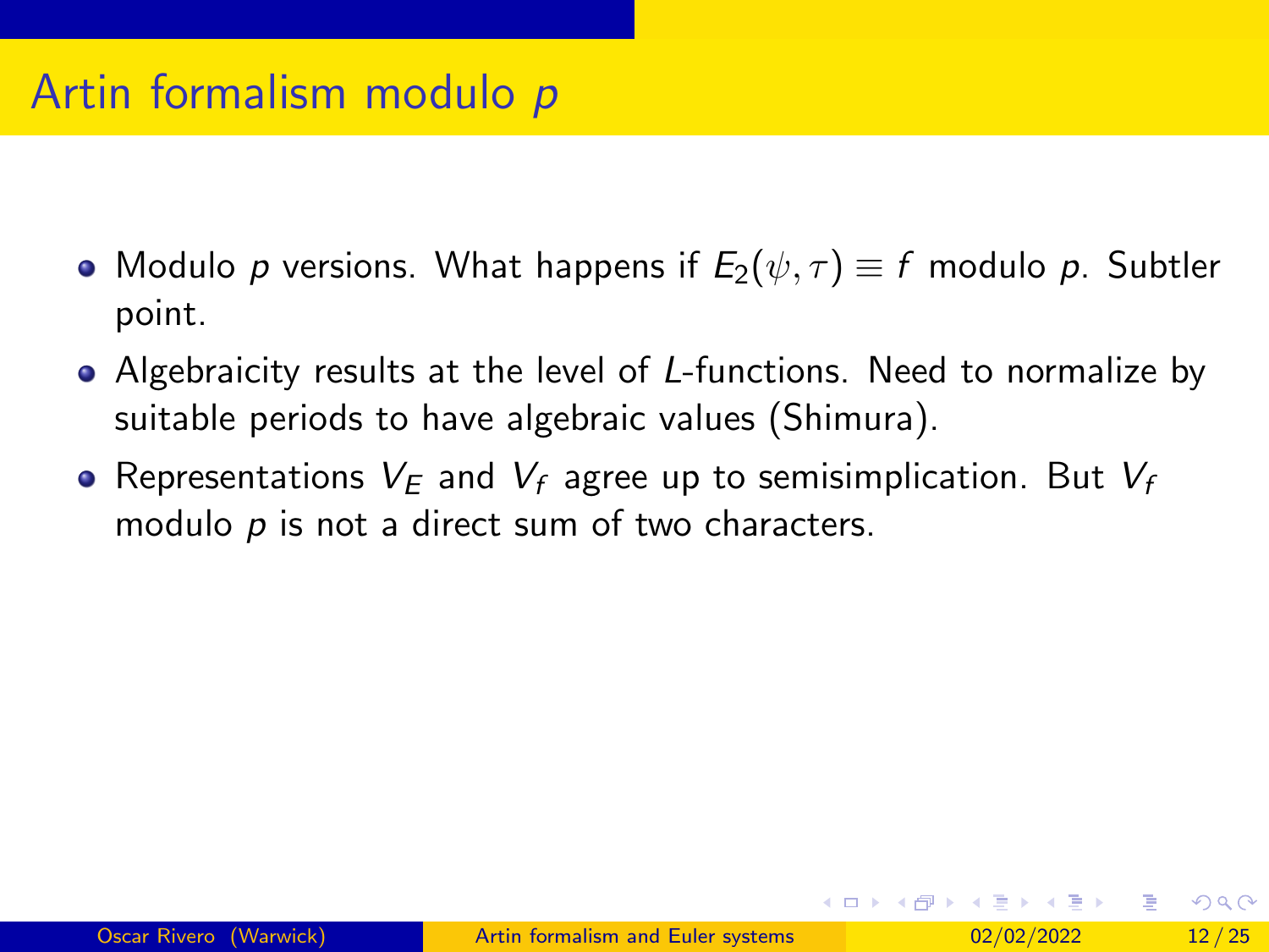# Artin formalism modulo $p$

- Modulo $p$ versions. What happens if $E_2(\psi, \tau) \equiv f$ modulo $p$. Subtler point.
- Algebraicity results at the level of $L$-functions. Need to normalize by suitable periods to have algebraic values (Shimura).
- Representations $V_E$ and $V_f$ agree up to semisimplication. But $V_f$ modulo $p$ is not a direct sum of two characters.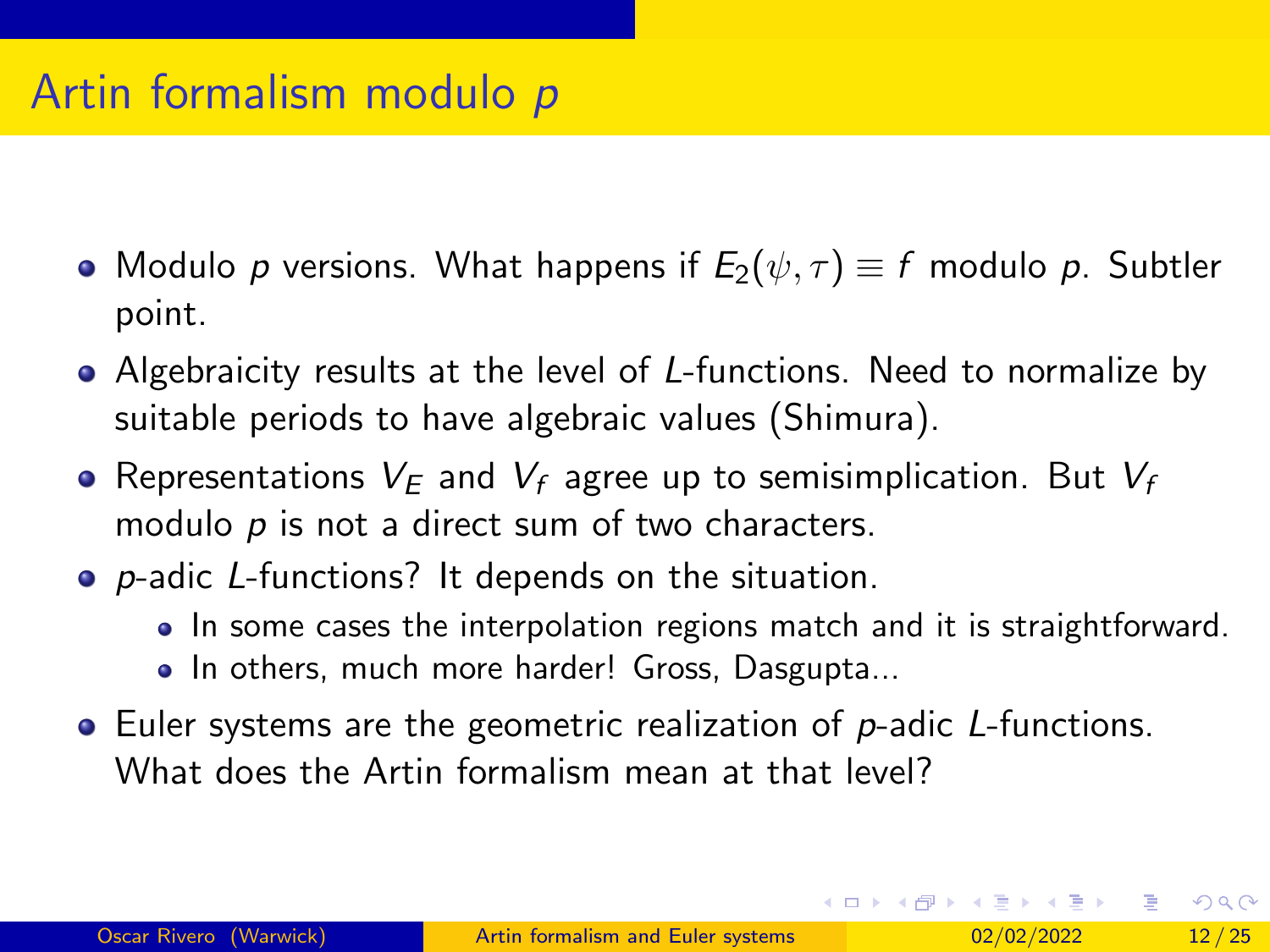# Artin formalism modulo $p$

- Modulo $p$ versions. What happens if $E_2(\psi, \tau) \equiv f$ modulo $p$. Subtler point.
- Algebraicity results at the level of $L$-functions. Need to normalize by suitable periods to have algebraic values (Shimura).
- Representations $V_E$ and $V_f$ agree up to semisimplication. But $V_f$ modulo $p$ is not a direct sum of two characters.
- $p$-adic $L$-functions? It depends on the situation.
  - In some cases the interpolation regions match and it is straightforward.
  - In others, much more harder! Gross, Dasgupta...
- Euler systems are the geometric realization of $p$-adic $L$-functions. What does the Artin formalism mean at that level?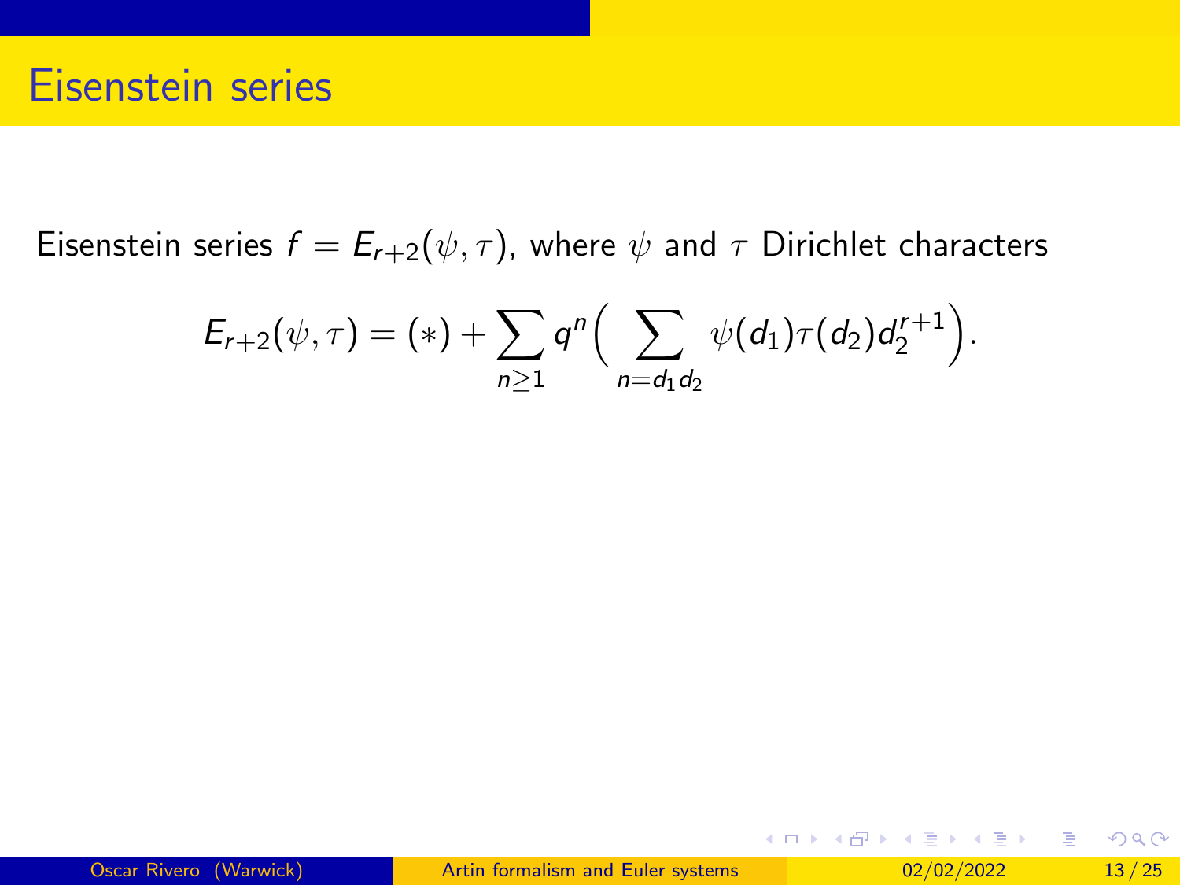# Eisenstein series

Eisenstein series $f = E_{r+2}(\psi, \tau)$, where $\psi$ and $\tau$ Dirichlet characters

$$E_{r+2}(\psi, \tau) = (*) + \sum_{n \geq 1} q^n \Big( \sum_{n = d_1 d_2} \psi(d_1) \tau(d_2) d_2^{r+1} \Big).$$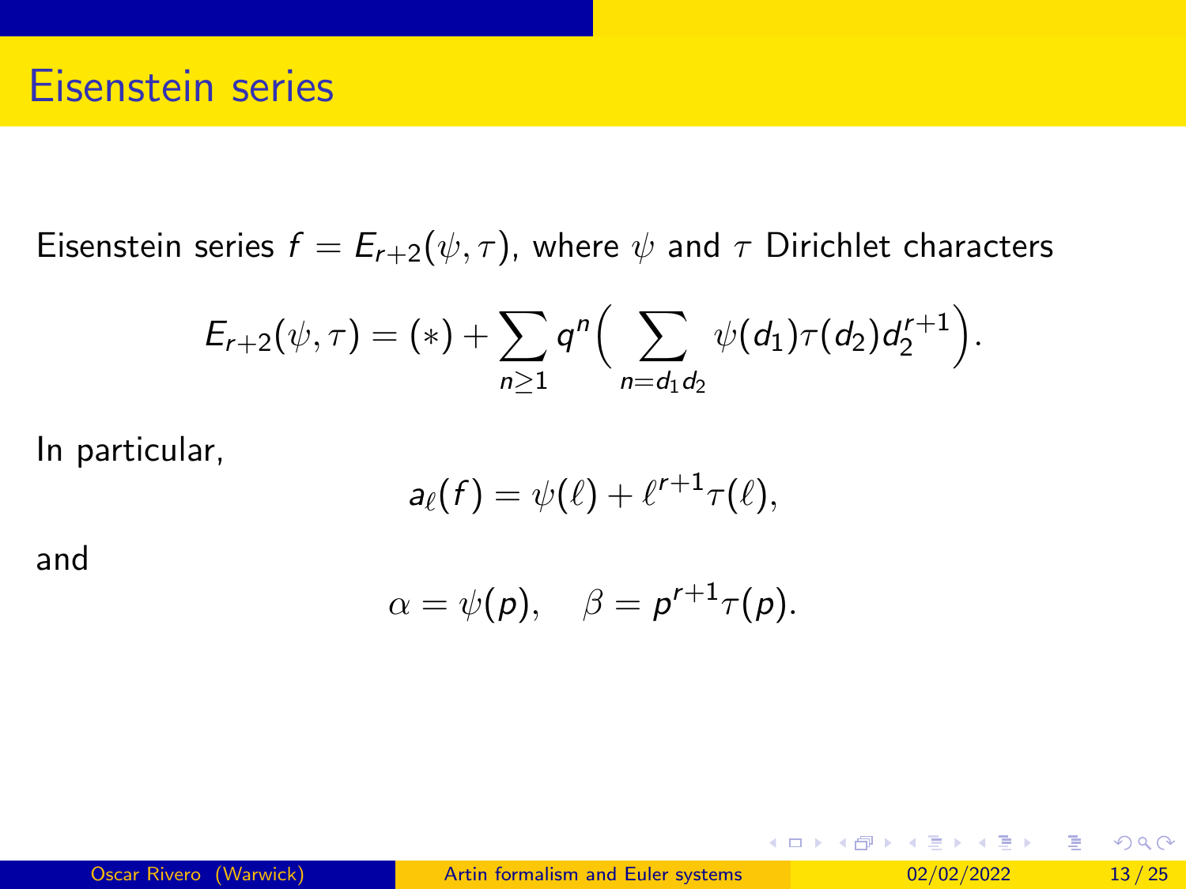# Eisenstein series

Eisenstein series $f = E_{r+2}(\psi, \tau)$, where $\psi$ and $\tau$ Dirichlet characters

$$E_{r+2}(\psi, \tau) = (*) + \sum_{n \geq 1} q^n \Big( \sum_{n = d_1 d_2} \psi(d_1) \tau(d_2) d_2^{r+1} \Big).$$

In particular,

$$a_\ell(f) = \psi(\ell) + \ell^{r+1} \tau(\ell),$$

and

$$\alpha = \psi(p), \quad \beta = p^{r+1} \tau(p).$$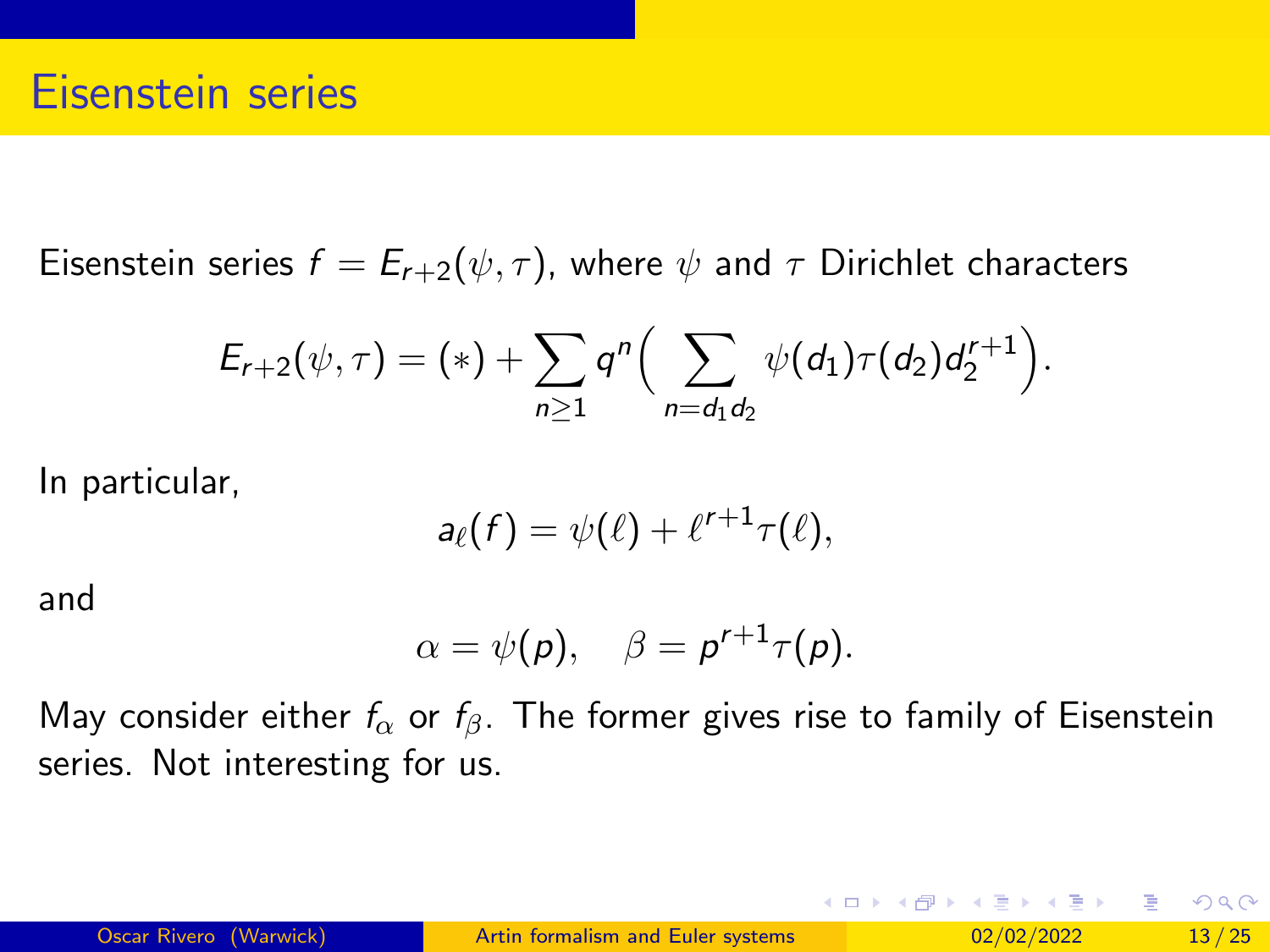## Eisenstein series

Eisenstein series $f = E_{r+2}(\psi, \tau)$, where $\psi$ and $\tau$ Dirichlet characters

$$E_{r+2}(\psi, \tau) = (*) + \sum_{n \geq 1} q^n \Big( \sum_{n = d_1 d_2} \psi(d_1) \tau(d_2) d_2^{r+1} \Big).$$

In particular,

$$a_\ell(f) = \psi(\ell) + \ell^{r+1} \tau(\ell),$$

and

$$\alpha = \psi(p), \quad \beta = p^{r+1} \tau(p).$$

May consider either $f_\alpha$ or $f_\beta$. The former gives rise to family of Eisenstein series. Not interesting for us.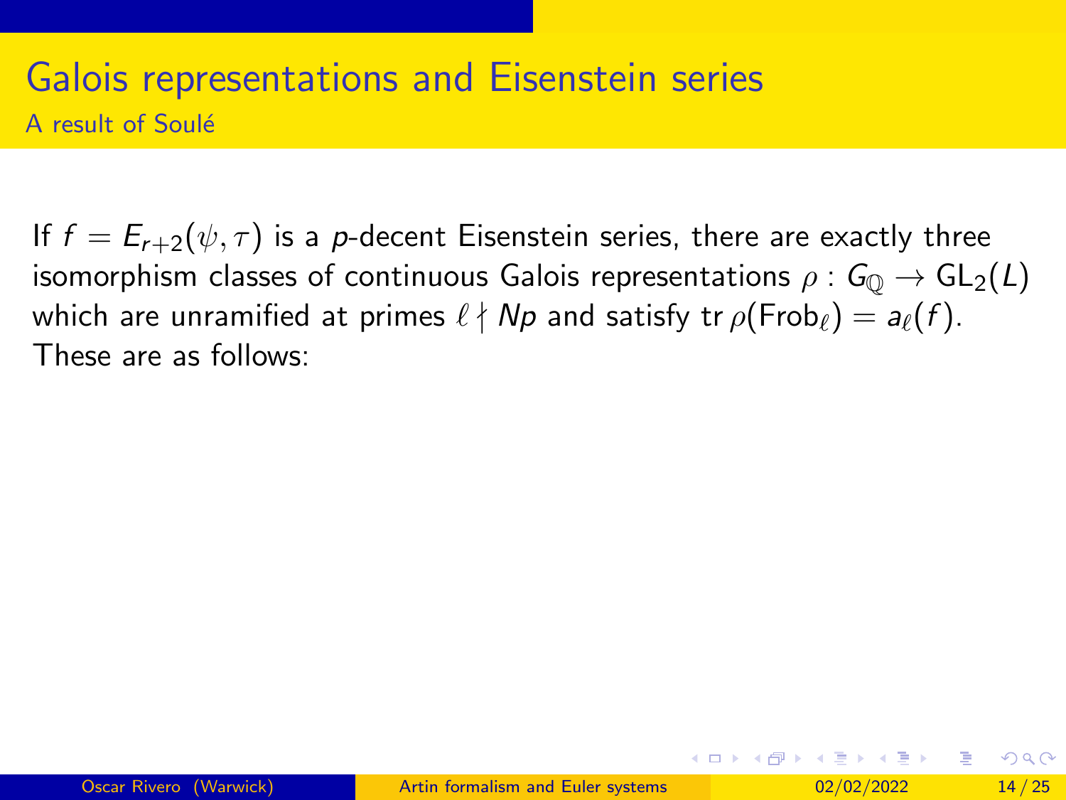# Galois representations and Eisenstein series

## A result of Soulé

If $f = E_{r+2}(\psi, \tau)$ is a $p$-decent Eisenstein series, there are exactly three isomorphism classes of continuous Galois representations $\rho : G_{\mathbb{Q}} \to \mathrm{GL}_2(L)$ which are unramified at primes $\ell \nmid Np$ and satisfy $\mathrm{tr}\,\rho(\mathrm{Frob}_\ell) = a_\ell(f)$. These are as follows: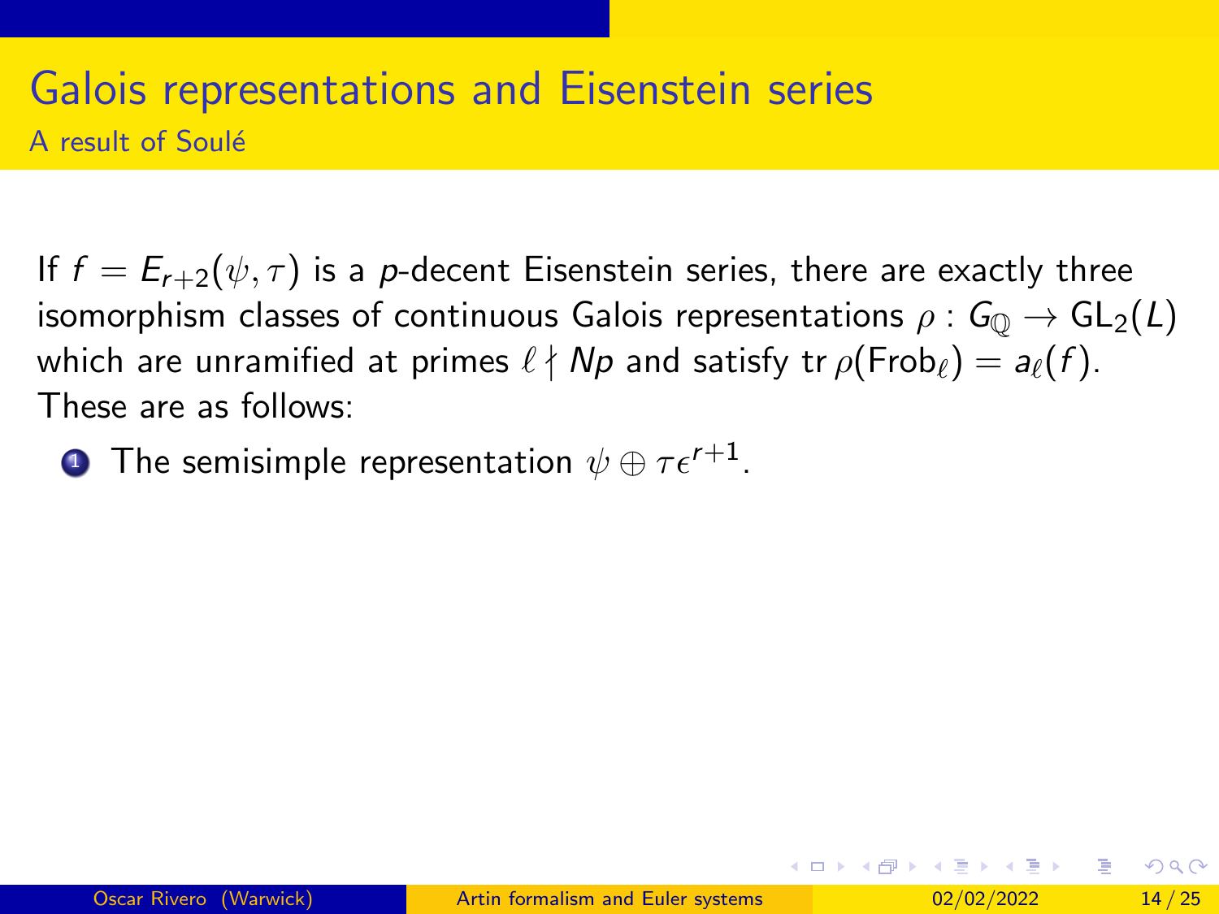# Galois representations and Eisenstein series

## A result of Soulé

If $f = E_{r+2}(\psi, \tau)$ is a $p$-decent Eisenstein series, there are exactly three isomorphism classes of continuous Galois representations $\rho : G_{\mathbb{Q}} \to \mathrm{GL}_2(L)$ which are unramified at primes $\ell \nmid Np$ and satisfy $\mathrm{tr}\, \rho(\mathrm{Frob}_\ell) = a_\ell(f)$. These are as follows:

1. The semisimple representation $\psi \oplus \tau\epsilon^{r+1}$.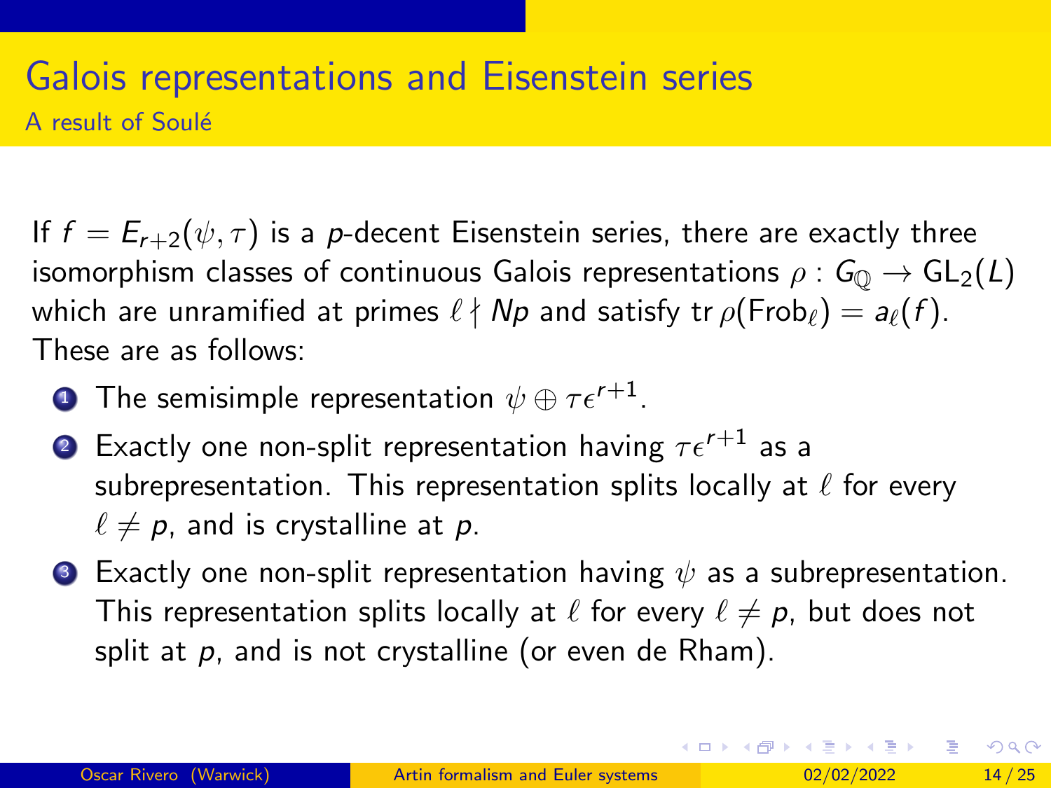# Galois representations and Eisenstein series

## A result of Soulé

If $f = E_{r+2}(\psi, \tau)$ is a $p$-decent Eisenstein series, there are exactly three isomorphism classes of continuous Galois representations $\rho : G_{\mathbb{Q}} \to \mathrm{GL}_2(L)$ which are unramified at primes $\ell \nmid Np$ and satisfy $\mathrm{tr}\, \rho(\mathrm{Frob}_\ell) = a_\ell(f)$. These are as follows:

1. The semisimple representation $\psi \oplus \tau\epsilon^{r+1}$.
2. Exactly one non-split representation having $\tau\epsilon^{r+1}$ as a subrepresentation. This representation splits locally at $\ell$ for every $\ell \neq p$, and is crystalline at $p$.
3. Exactly one non-split representation having $\psi$ as a subrepresentation. This representation splits locally at $\ell$ for every $\ell \neq p$, but does not split at $p$, and is not crystalline (or even de Rham).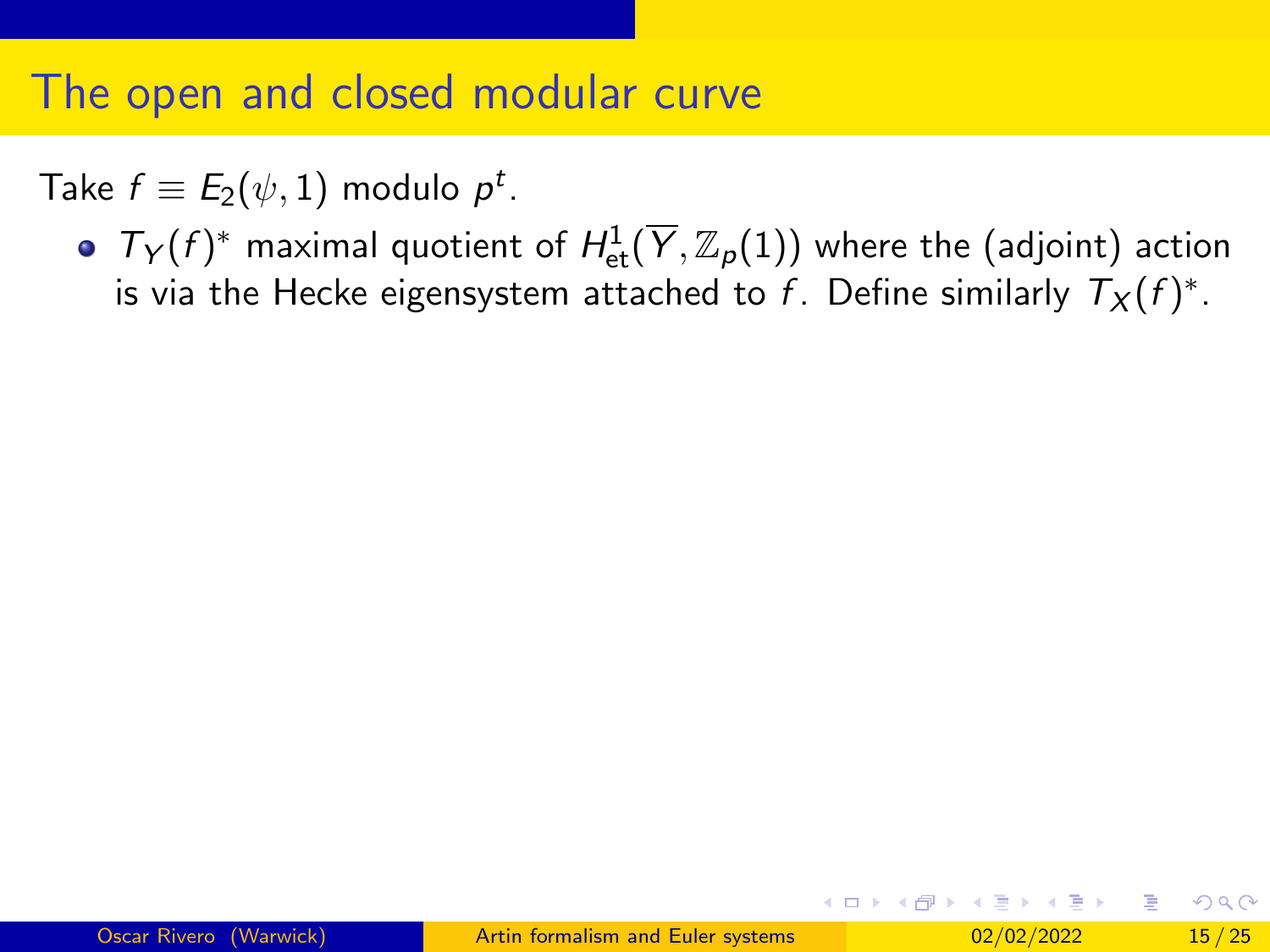# The open and closed modular curve

Take $f \equiv E_2(\psi, 1)$ modulo $p^t$.

- $T_Y(f)^*$ maximal quotient of $H^1_{\mathrm{et}}(\overline{Y}, \mathbb{Z}_p(1))$ where the (adjoint) action is via the Hecke eigensystem attached to $f$. Define similarly $T_X(f)^*$.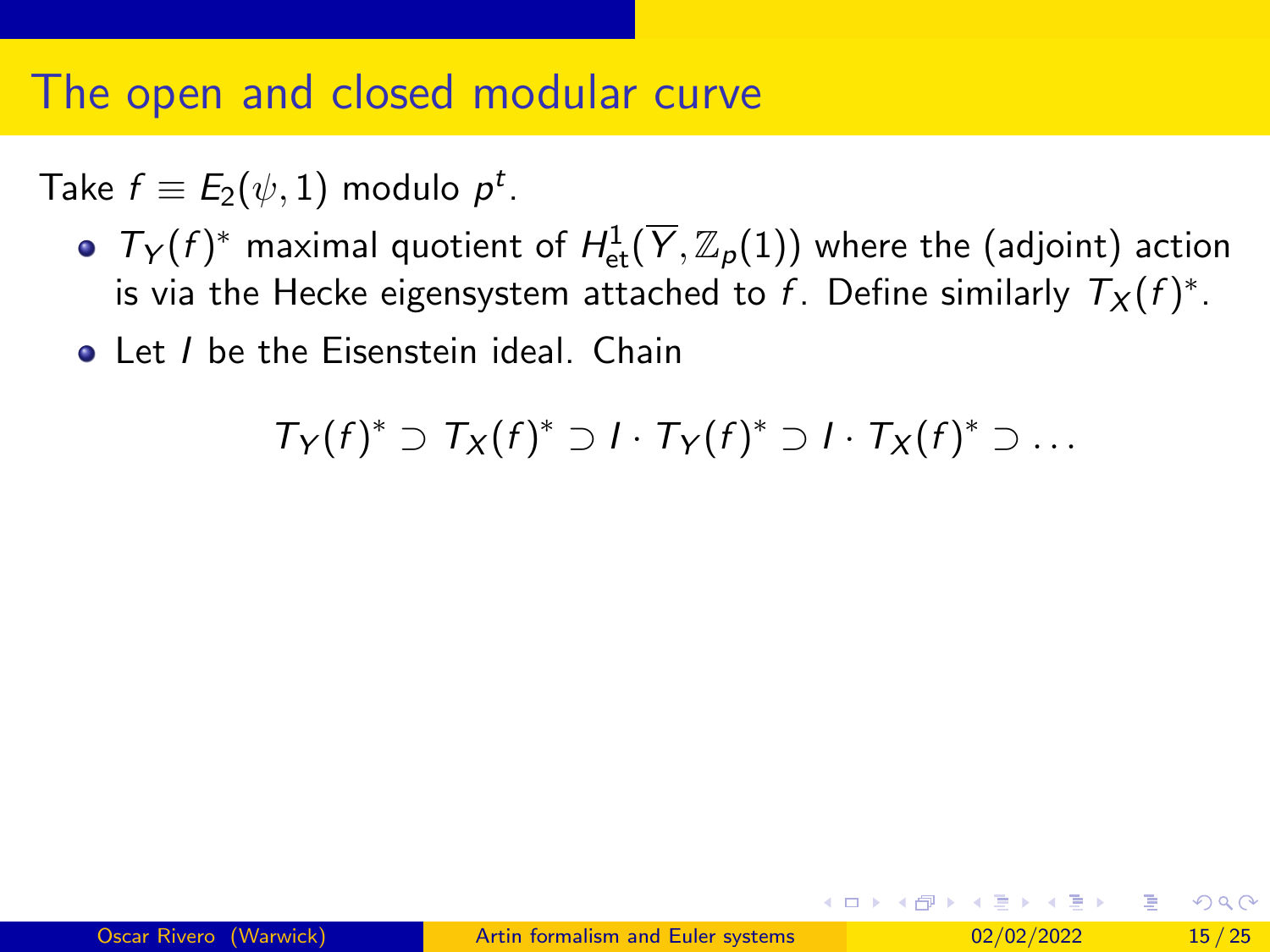# The open and closed modular curve

Take $f \equiv E_2(\psi, 1)$ modulo $p^t$.

- $T_Y(f)^*$ maximal quotient of $H^1_{\text{et}}(\overline{Y}, \mathbb{Z}_p(1))$ where the (adjoint) action is via the Hecke eigensystem attached to $f$. Define similarly $T_X(f)^*$.
- Let $I$ be the Eisenstein ideal. Chain

$$T_Y(f)^* \supset T_X(f)^* \supset I \cdot T_Y(f)^* \supset I \cdot T_X(f)^* \supset \dots$$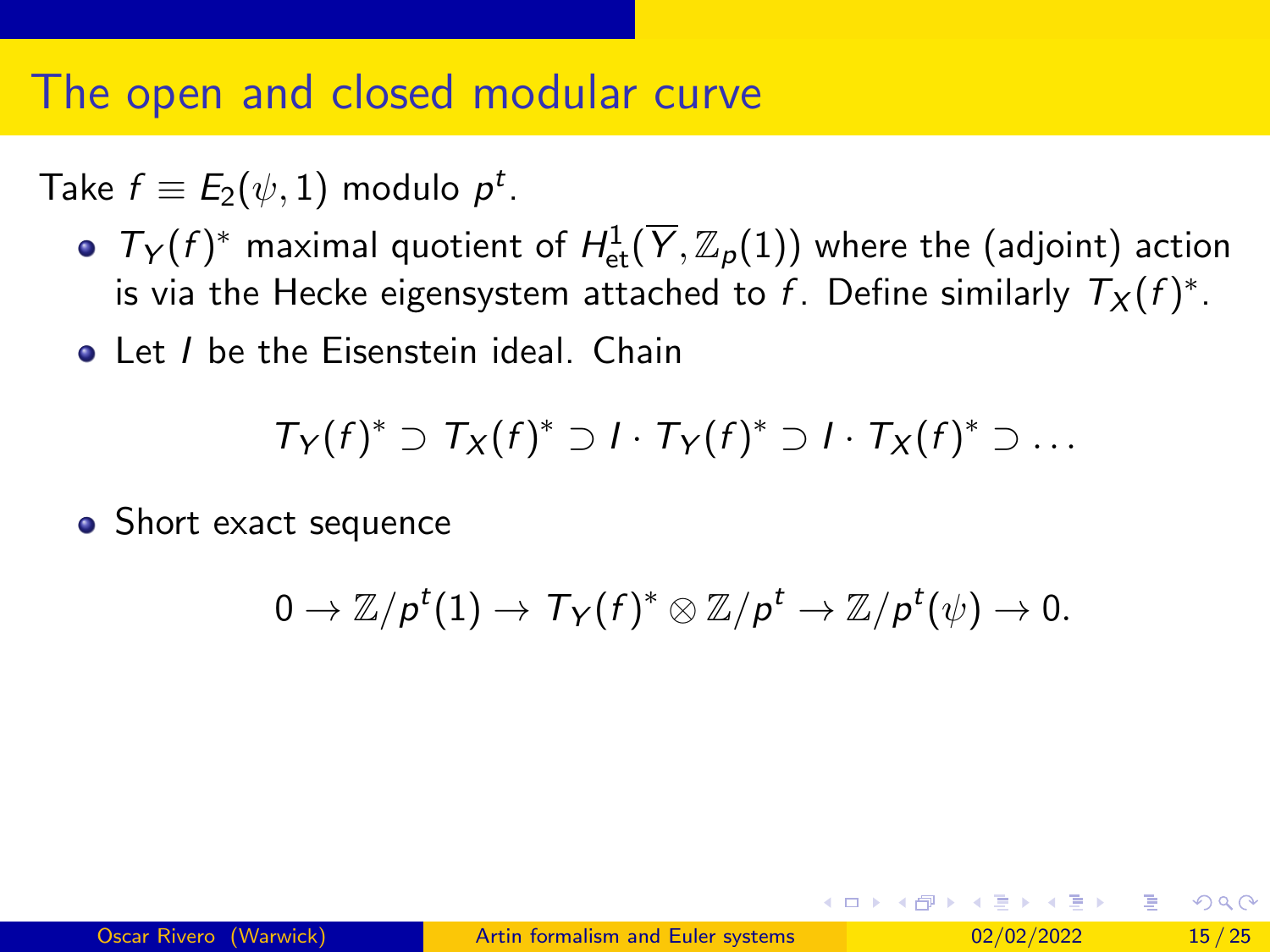# The open and closed modular curve

Take $f \equiv E_2(\psi, 1)$ modulo $p^t$.

- $T_Y(f)^*$ maximal quotient of $H^1_{\text{et}}(\overline{Y}, \mathbb{Z}_p(1))$ where the (adjoint) action is via the Hecke eigensystem attached to $f$. Define similarly $T_X(f)^*$.
- Let $I$ be the Eisenstein ideal. Chain

$$T_Y(f)^* \supset T_X(f)^* \supset I \cdot T_Y(f)^* \supset I \cdot T_X(f)^* \supset \dots$$

- Short exact sequence

$$0 \to \mathbb{Z}/p^t(1) \to T_Y(f)^* \otimes \mathbb{Z}/p^t \to \mathbb{Z}/p^t(\psi) \to 0.$$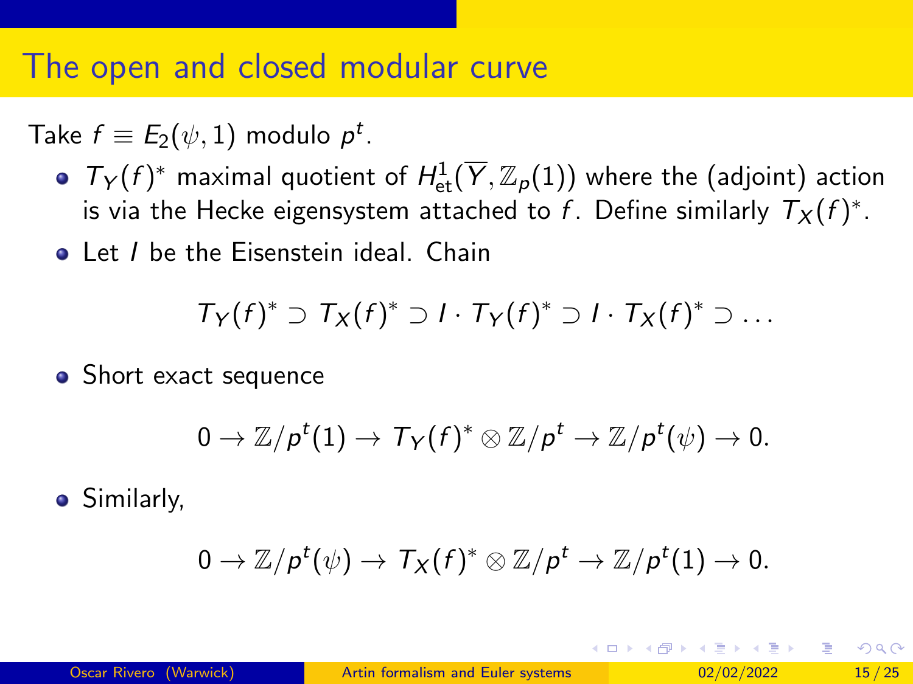# The open and closed modular curve

Take $f \equiv E_2(\psi, 1)$ modulo $p^t$.

- $T_Y(f)^*$ maximal quotient of $H^1_{\text{et}}(\overline{Y}, \mathbb{Z}_p(1))$ where the (adjoint) action is via the Hecke eigensystem attached to $f$. Define similarly $T_X(f)^*$.
- Let $I$ be the Eisenstein ideal. Chain

$$T_Y(f)^* \supset T_X(f)^* \supset I \cdot T_Y(f)^* \supset I \cdot T_X(f)^* \supset \dots$$

- Short exact sequence

$$0 \to \mathbb{Z}/p^t(1) \to T_Y(f)^* \otimes \mathbb{Z}/p^t \to \mathbb{Z}/p^t(\psi) \to 0.$$

- Similarly,

$$0 \to \mathbb{Z}/p^t(\psi) \to T_X(f)^* \otimes \mathbb{Z}/p^t \to \mathbb{Z}/p^t(1) \to 0.$$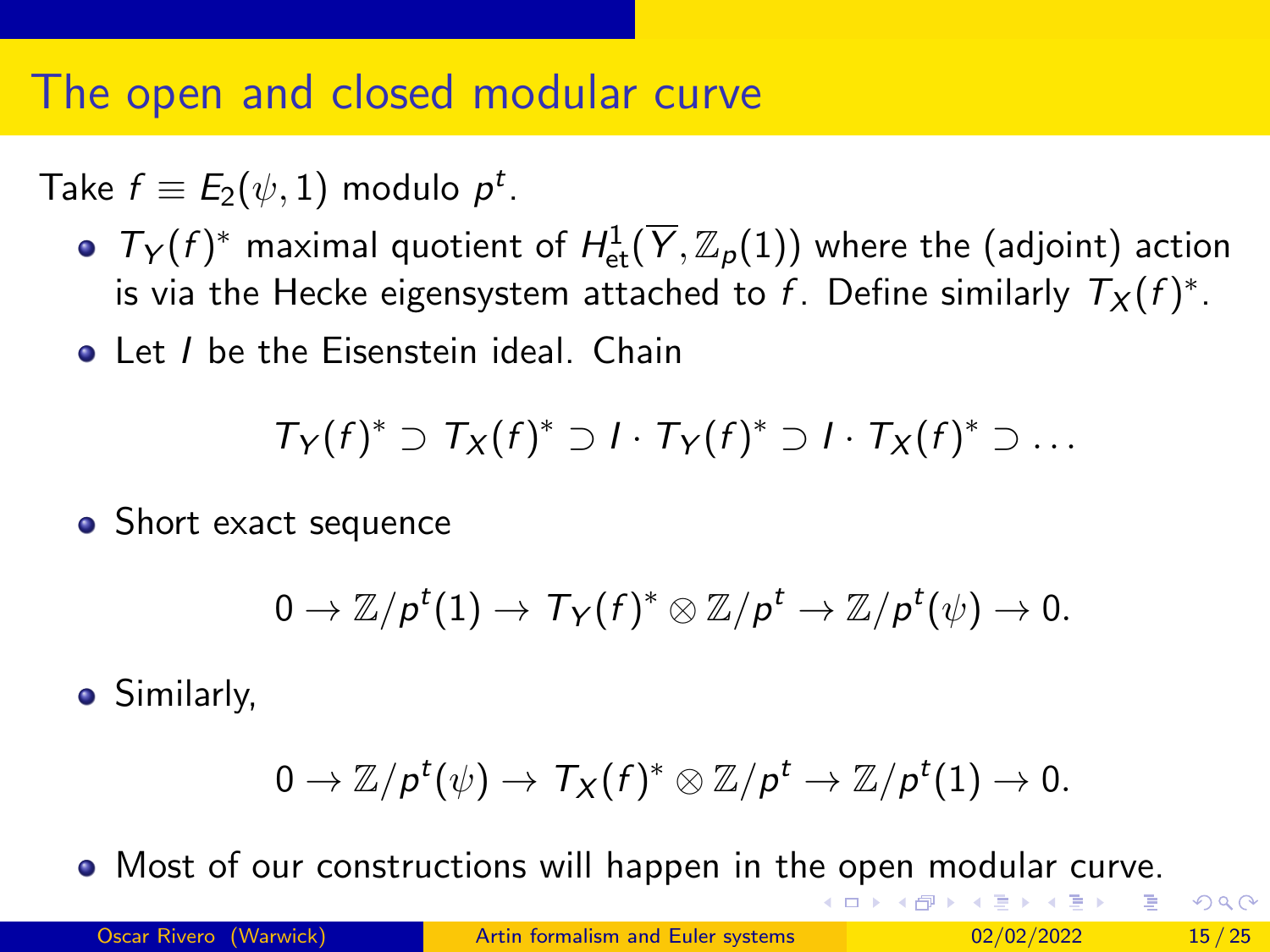# The open and closed modular curve

Take $f \equiv E_2(\psi, 1)$ modulo $p^t$.

- $T_Y(f)^*$ maximal quotient of $H^1_{\text{et}}(\overline{Y}, \mathbb{Z}_p(1))$ where the (adjoint) action is via the Hecke eigensystem attached to $f$. Define similarly $T_X(f)^*$.
- Let $I$ be the Eisenstein ideal. Chain

$$T_Y(f)^* \supset T_X(f)^* \supset I \cdot T_Y(f)^* \supset I \cdot T_X(f)^* \supset \ldots$$

- Short exact sequence

$$0 \to \mathbb{Z}/p^t(1) \to T_Y(f)^* \otimes \mathbb{Z}/p^t \to \mathbb{Z}/p^t(\psi) \to 0.$$

- Similarly,

$$0 \to \mathbb{Z}/p^t(\psi) \to T_X(f)^* \otimes \mathbb{Z}/p^t \to \mathbb{Z}/p^t(1) \to 0.$$

- Most of our constructions will happen in the open modular curve.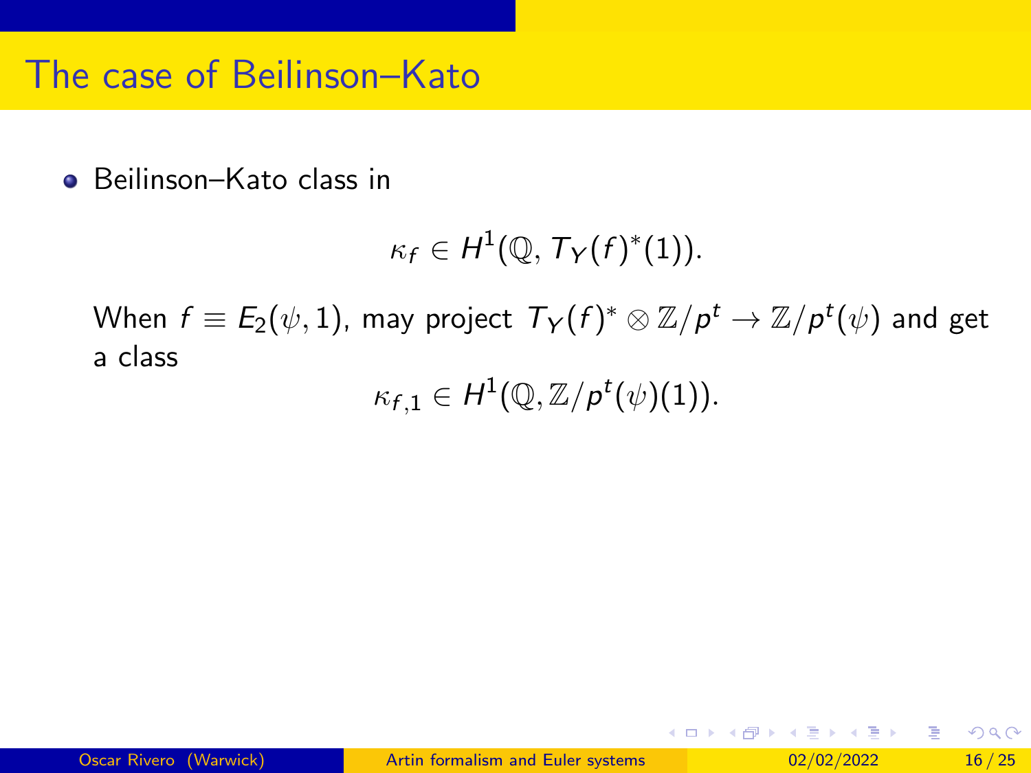# The case of Beilinson–Kato

- Beilinson–Kato class in

$$\kappa_f \in H^1(\mathbb{Q}, T_Y(f)^*(1)).$$

When $f \equiv E_2(\psi, 1)$, may project $T_Y(f)^* \otimes \mathbb{Z}/p^t \to \mathbb{Z}/p^t(\psi)$ and get a class

$$\kappa_{f,1} \in H^1(\mathbb{Q}, \mathbb{Z}/p^t(\psi)(1)).$$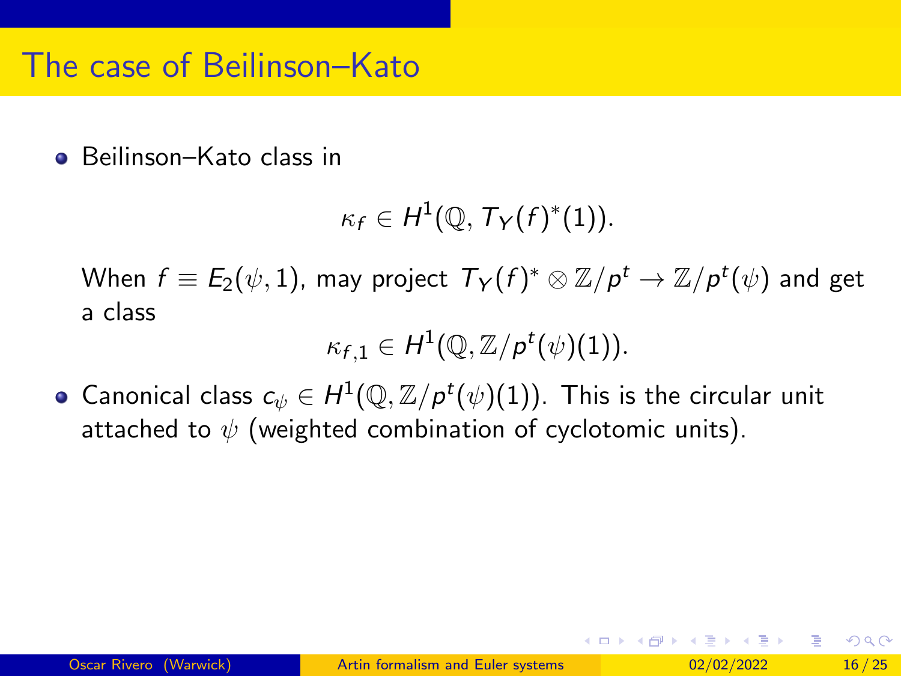# The case of Beilinson–Kato

- Beilinson–Kato class in

$$\kappa_f \in H^1(\mathbb{Q}, T_Y(f)^*(1)).$$

  When $f \equiv E_2(\psi, 1)$, may project $T_Y(f)^* \otimes \mathbb{Z}/p^t \to \mathbb{Z}/p^t(\psi)$ and get a class

$$\kappa_{f,1} \in H^1(\mathbb{Q}, \mathbb{Z}/p^t(\psi)(1)).$$

- Canonical class $c_\psi \in H^1(\mathbb{Q}, \mathbb{Z}/p^t(\psi)(1))$. This is the circular unit attached to $\psi$ (weighted combination of cyclotomic units).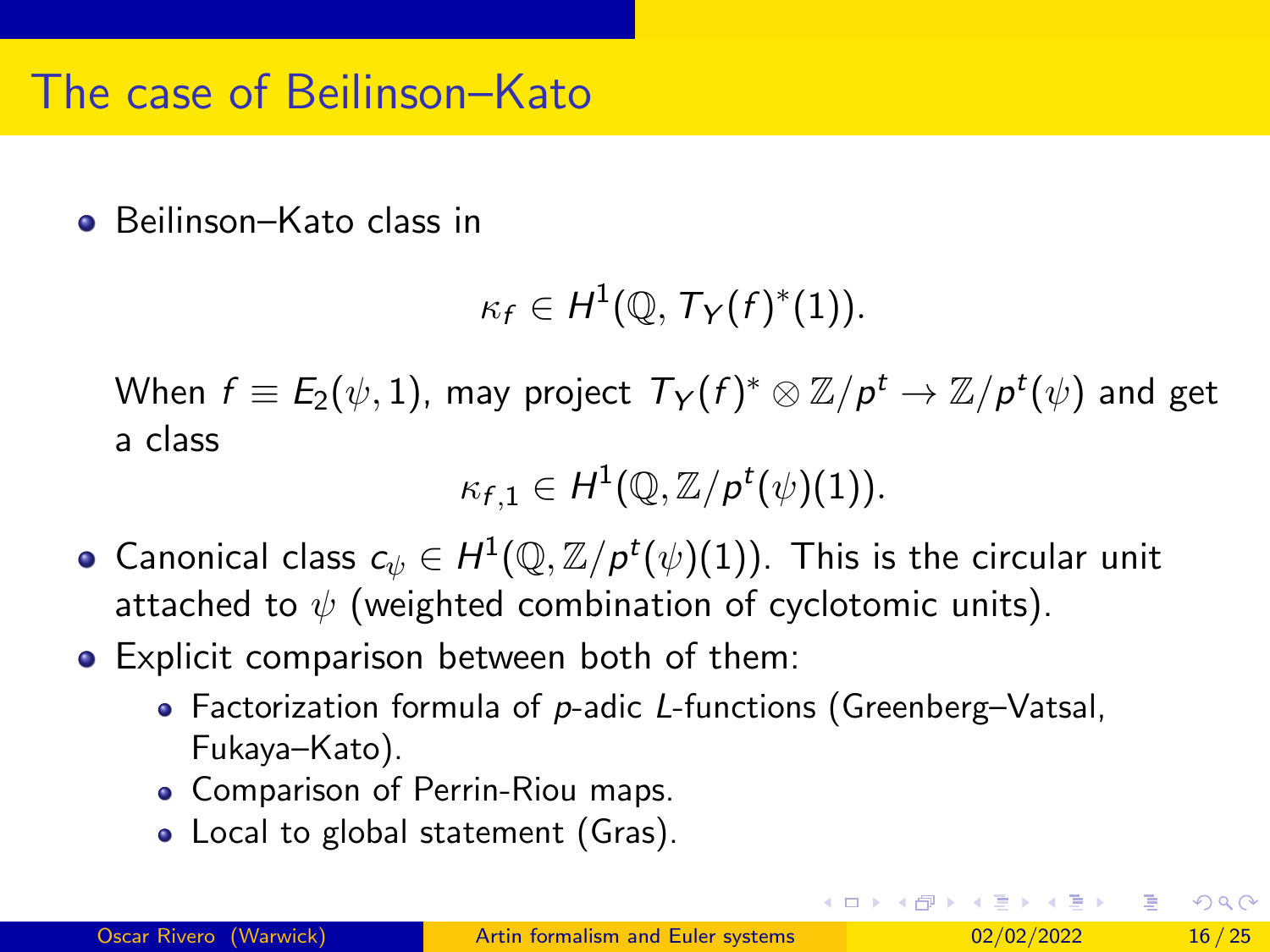# The case of Beilinson–Kato

- Beilinson–Kato class in

$$\kappa_f \in H^1(\mathbb{Q}, T_Y(f)^*(1)).$$

  When $f \equiv E_2(\psi, 1)$, may project $T_Y(f)^* \otimes \mathbb{Z}/p^t \to \mathbb{Z}/p^t(\psi)$ and get a class

$$\kappa_{f,1} \in H^1(\mathbb{Q}, \mathbb{Z}/p^t(\psi)(1)).$$

- Canonical class $c_\psi \in H^1(\mathbb{Q}, \mathbb{Z}/p^t(\psi)(1))$. This is the circular unit attached to $\psi$ (weighted combination of cyclotomic units).
- Explicit comparison between both of them:
  - Factorization formula of $p$-adic $L$-functions (Greenberg–Vatsal, Fukaya–Kato).
  - Comparison of Perrin-Riou maps.
  - Local to global statement (Gras).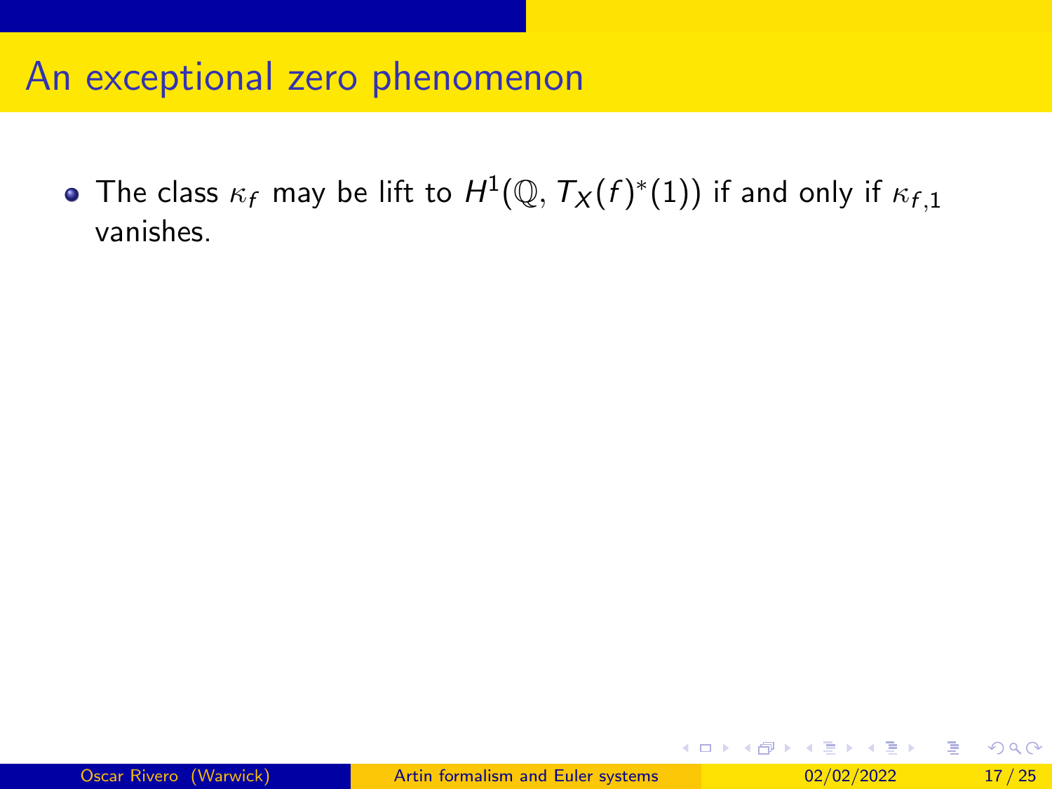# An exceptional zero phenomenon

- The class $\kappa_f$ may be lift to $H^1(\mathbb{Q}, T_X(f)^*(1))$ if and only if $\kappa_{f,1}$ vanishes.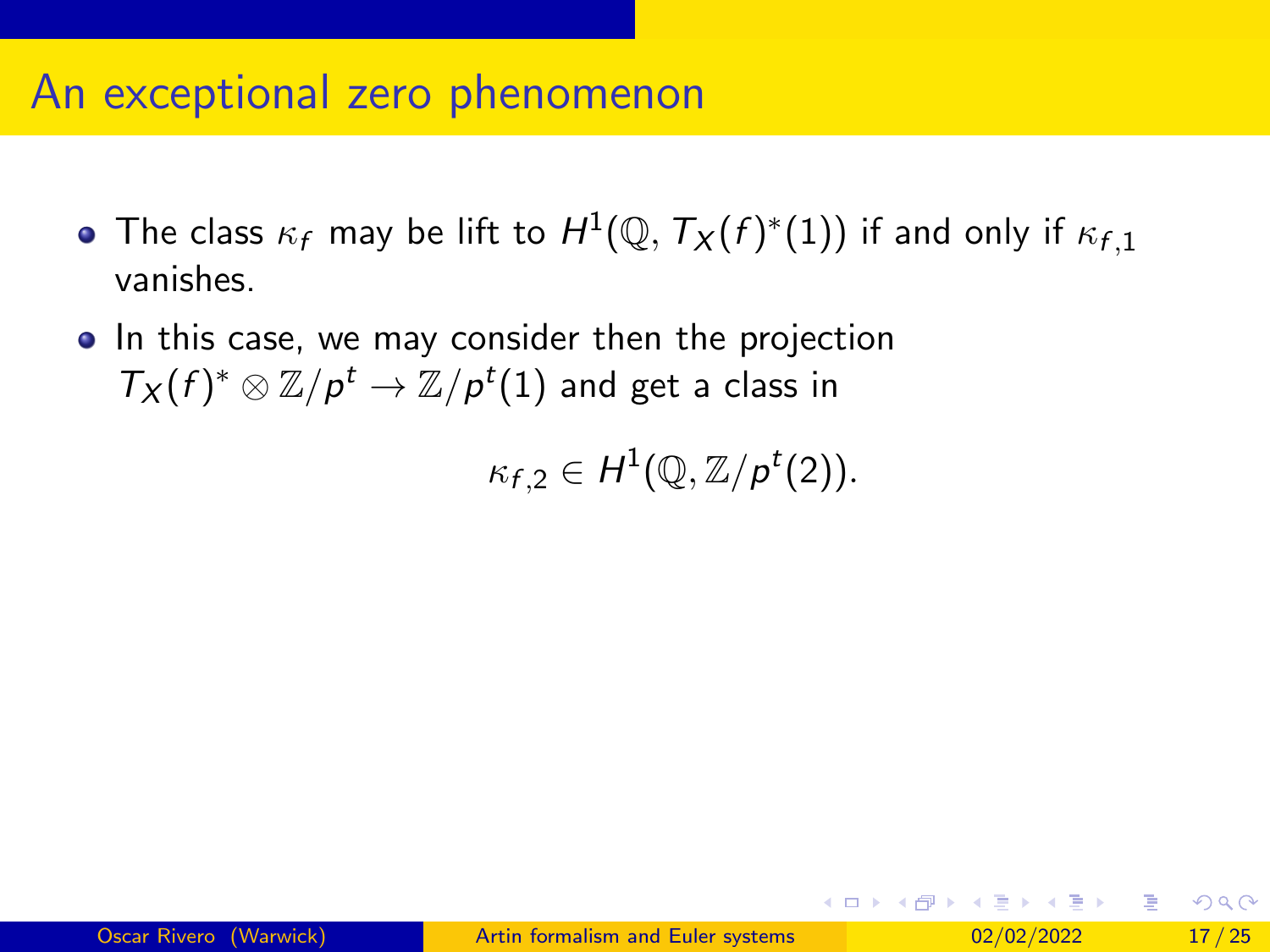# An exceptional zero phenomenon

- The class $\kappa_f$ may be lift to $H^1(\mathbb{Q}, T_X(f)^*(1))$ if and only if $\kappa_{f,1}$ vanishes.
- In this case, we may consider then the projection $T_X(f)^* \otimes \mathbb{Z}/p^t \to \mathbb{Z}/p^t(1)$ and get a class in

$$\kappa_{f,2} \in H^1(\mathbb{Q}, \mathbb{Z}/p^t(2)).$$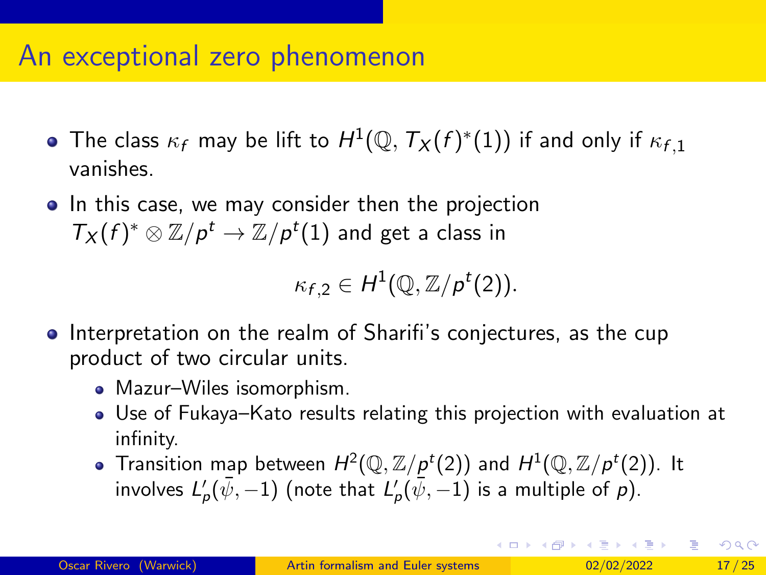# An exceptional zero phenomenon

- The class $\kappa_f$ may be lift to $H^1(\mathbb{Q}, T_X(f)^*(1))$ if and only if $\kappa_{f,1}$ vanishes.
- In this case, we may consider then the projection $T_X(f)^* \otimes \mathbb{Z}/p^t \to \mathbb{Z}/p^t(1)$ and get a class in

$$\kappa_{f,2} \in H^1(\mathbb{Q}, \mathbb{Z}/p^t(2)).$$

- Interpretation on the realm of Sharifi's conjectures, as the cup product of two circular units.
  - Mazur–Wiles isomorphism.
  - Use of Fukaya–Kato results relating this projection with evaluation at infinity.
  - Transition map between $H^2(\mathbb{Q}, \mathbb{Z}/p^t(2))$ and $H^1(\mathbb{Q}, \mathbb{Z}/p^t(2))$. It involves $L_p'(\bar{\psi}, -1)$ (note that $L_p'(\bar{\psi}, -1)$ is a multiple of $p$).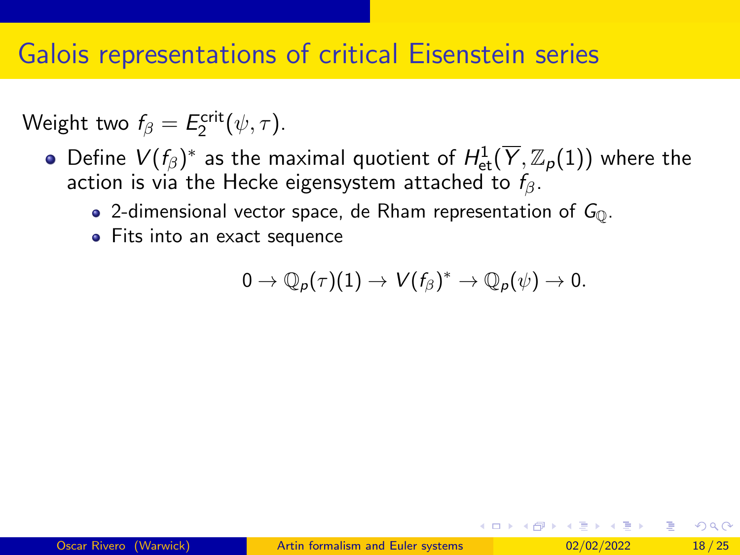# Galois representations of critical Eisenstein series

Weight two $f_\beta = E_2^{\mathrm{crit}}(\psi, \tau)$.

- Define $V(f_\beta)^*$ as the maximal quotient of $H^1_{\mathrm{et}}(\overline{Y}, \mathbb{Z}_p(1))$ where the action is via the Hecke eigensystem attached to $f_\beta$.
  - 2-dimensional vector space, de Rham representation of $G_{\mathbb{Q}}$.
  - Fits into an exact sequence

$$0 \to \mathbb{Q}_p(\tau)(1) \to V(f_\beta)^* \to \mathbb{Q}_p(\psi) \to 0.$$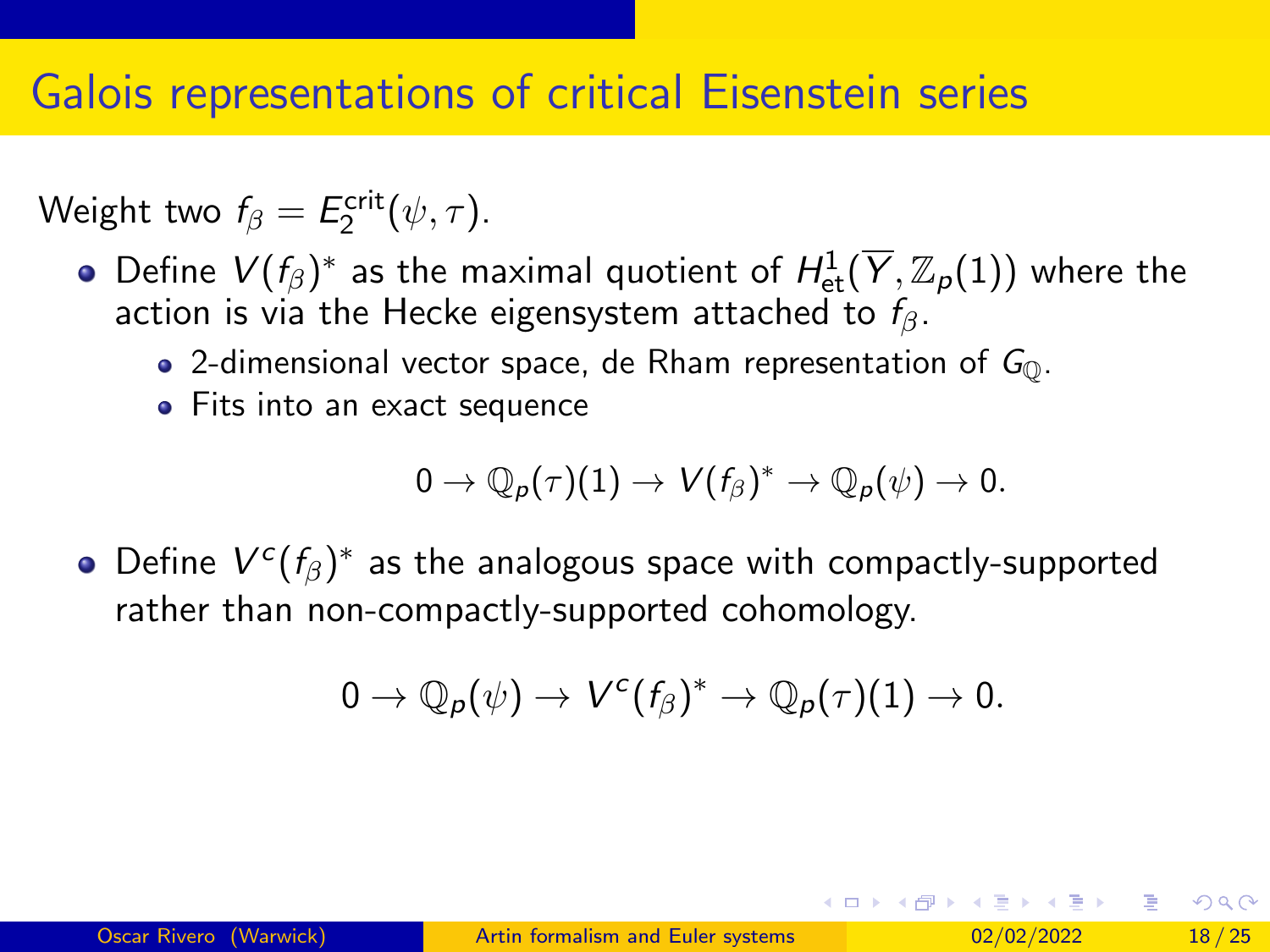# Galois representations of critical Eisenstein series

Weight two $f_\beta = E_2^{\mathrm{crit}}(\psi, \tau)$.

- Define $V(f_\beta)^*$ as the maximal quotient of $H^1_{\mathrm{et}}(\overline{Y}, \mathbb{Z}_p(1))$ where the action is via the Hecke eigensystem attached to $f_\beta$.
  - 2-dimensional vector space, de Rham representation of $G_{\mathbb{Q}}$.
  - Fits into an exact sequence

$$0 \to \mathbb{Q}_p(\tau)(1) \to V(f_\beta)^* \to \mathbb{Q}_p(\psi) \to 0.$$

- Define $V^c(f_\beta)^*$ as the analogous space with compactly-supported rather than non-compactly-supported cohomology.

$$0 \to \mathbb{Q}_p(\psi) \to V^c(f_\beta)^* \to \mathbb{Q}_p(\tau)(1) \to 0.$$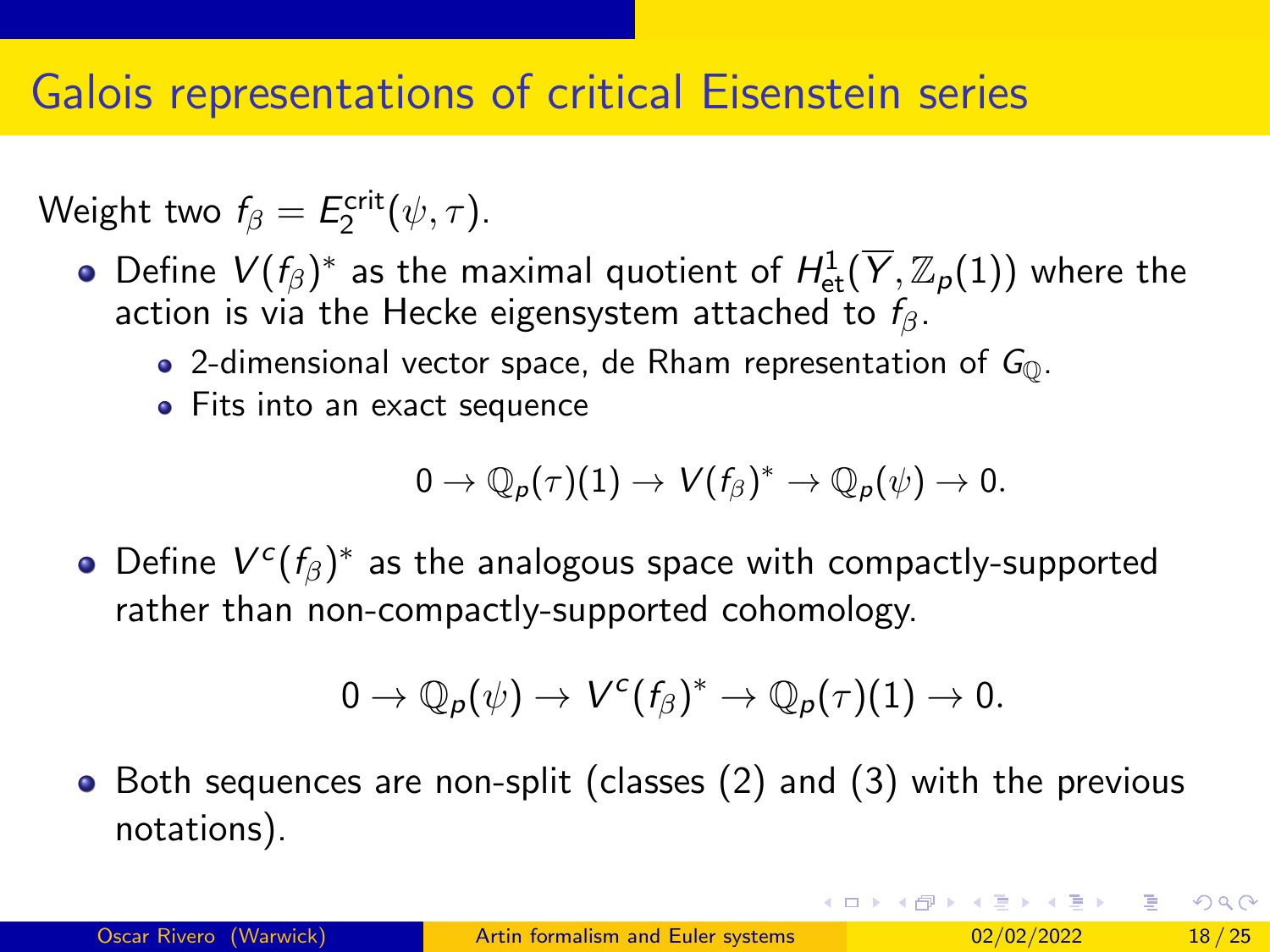# Galois representations of critical Eisenstein series

Weight two $f_\beta = E_2^{\mathrm{crit}}(\psi, \tau)$.

- Define $V(f_\beta)^*$ as the maximal quotient of $H^1_{\mathrm{et}}(\overline{Y}, \mathbb{Z}_p(1))$ where the action is via the Hecke eigensystem attached to $f_\beta$.
  - 2-dimensional vector space, de Rham representation of $G_{\mathbb{Q}}$.
  - Fits into an exact sequence

$$0 \to \mathbb{Q}_p(\tau)(1) \to V(f_\beta)^* \to \mathbb{Q}_p(\psi) \to 0.$$

- Define $V^c(f_\beta)^*$ as the analogous space with compactly-supported rather than non-compactly-supported cohomology.

$$0 \to \mathbb{Q}_p(\psi) \to V^c(f_\beta)^* \to \mathbb{Q}_p(\tau)(1) \to 0.$$

- Both sequences are non-split (classes (2) and (3) with the previous notations).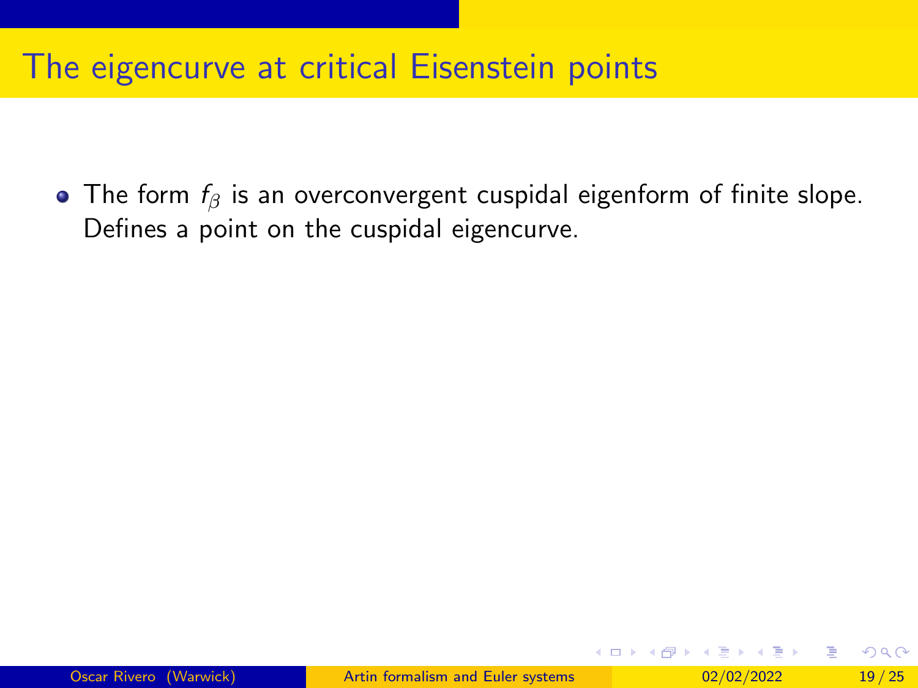# The eigencurve at critical Eisenstein points

- The form $f_\beta$ is an overconvergent cuspidal eigenform of finite slope. Defines a point on the cuspidal eigencurve.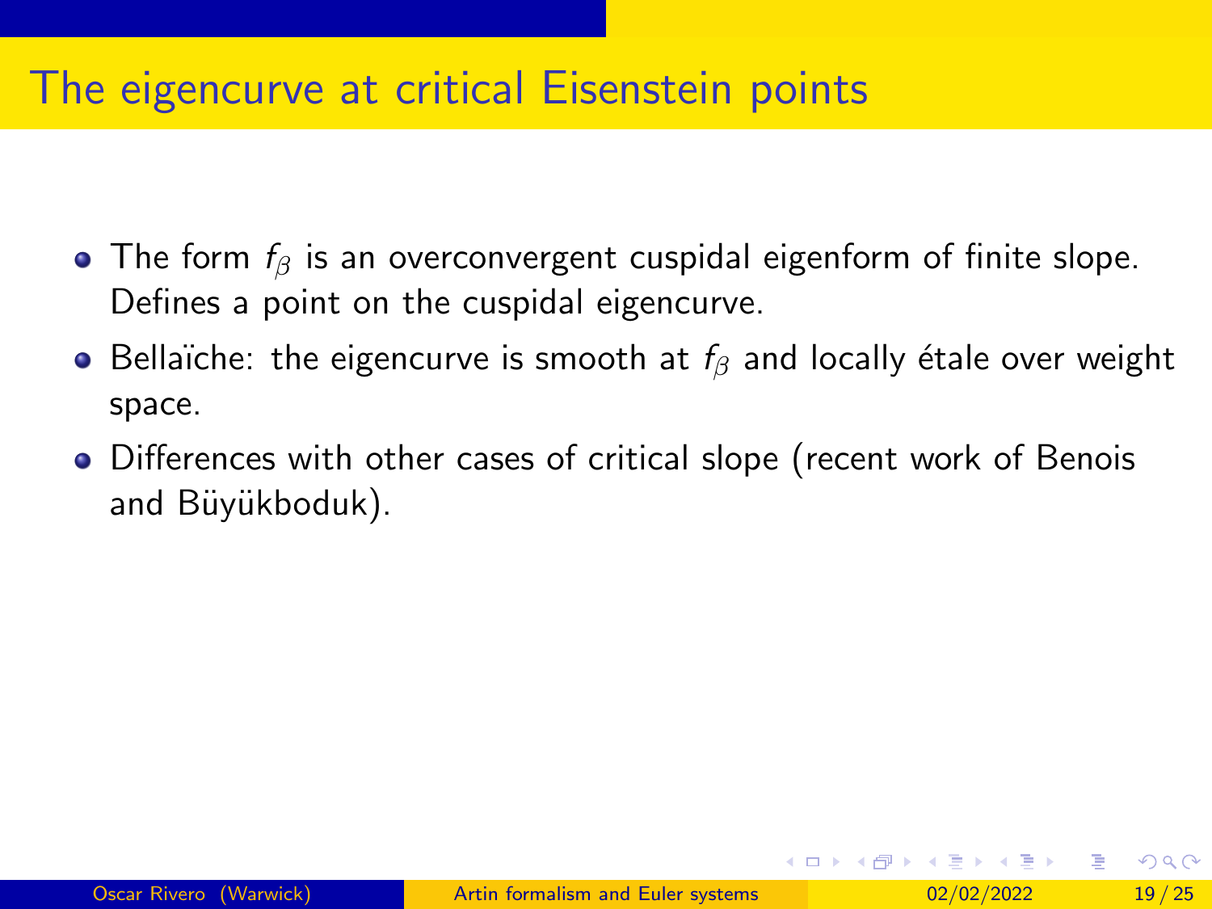# The eigencurve at critical Eisenstein points

- The form $f_\beta$ is an overconvergent cuspidal eigenform of finite slope. Defines a point on the cuspidal eigencurve.
- Bellaïche: the eigencurve is smooth at $f_\beta$ and locally étale over weight space.
- Differences with other cases of critical slope (recent work of Benois and Büyükboduk).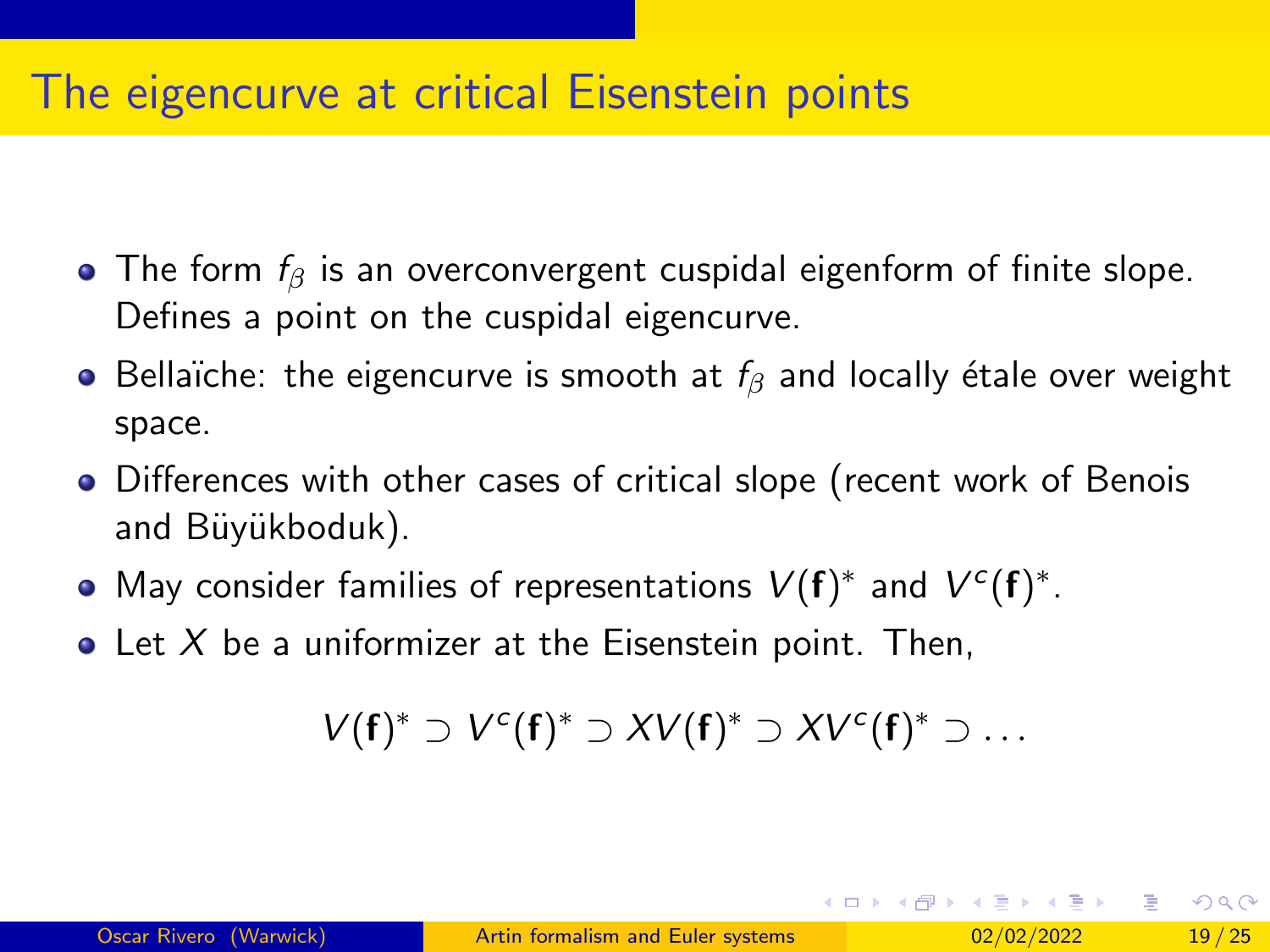# The eigencurve at critical Eisenstein points

- The form $f_\beta$ is an overconvergent cuspidal eigenform of finite slope. Defines a point on the cuspidal eigencurve.
- Bellaïche: the eigencurve is smooth at $f_\beta$ and locally étale over weight space.
- Differences with other cases of critical slope (recent work of Benois and Büyükboduk).
- May consider families of representations $V(\mathbf{f})^*$ and $V^c(\mathbf{f})^*$.
- Let $X$ be a uniformizer at the Eisenstein point. Then,

$$V(\mathbf{f})^* \supset V^c(\mathbf{f})^* \supset XV(\mathbf{f})^* \supset XV^c(\mathbf{f})^* \supset \dots$$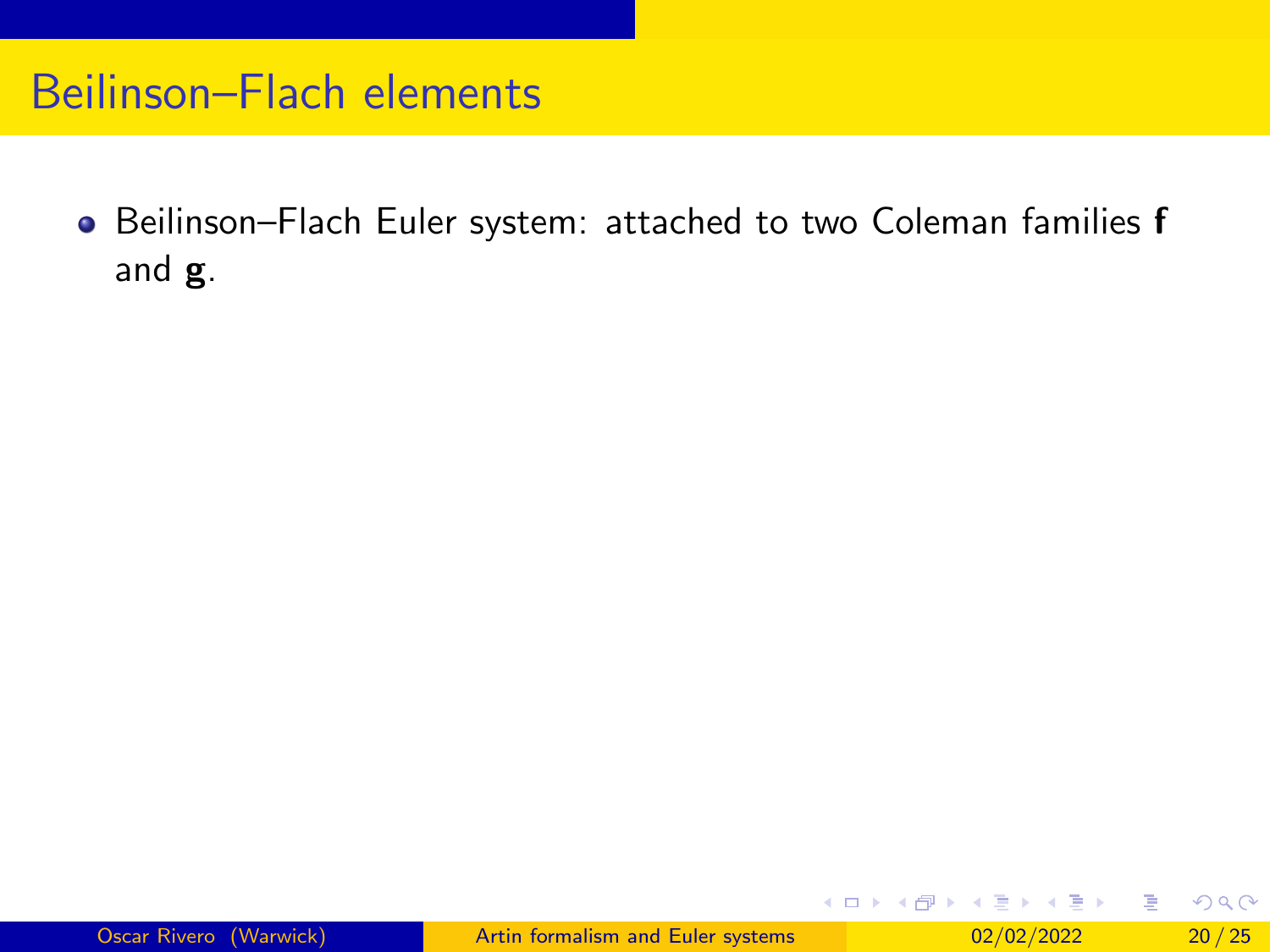# Beilinson–Flach elements

- Beilinson–Flach Euler system: attached to two Coleman families $\mathbf{f}$ and $\mathbf{g}$.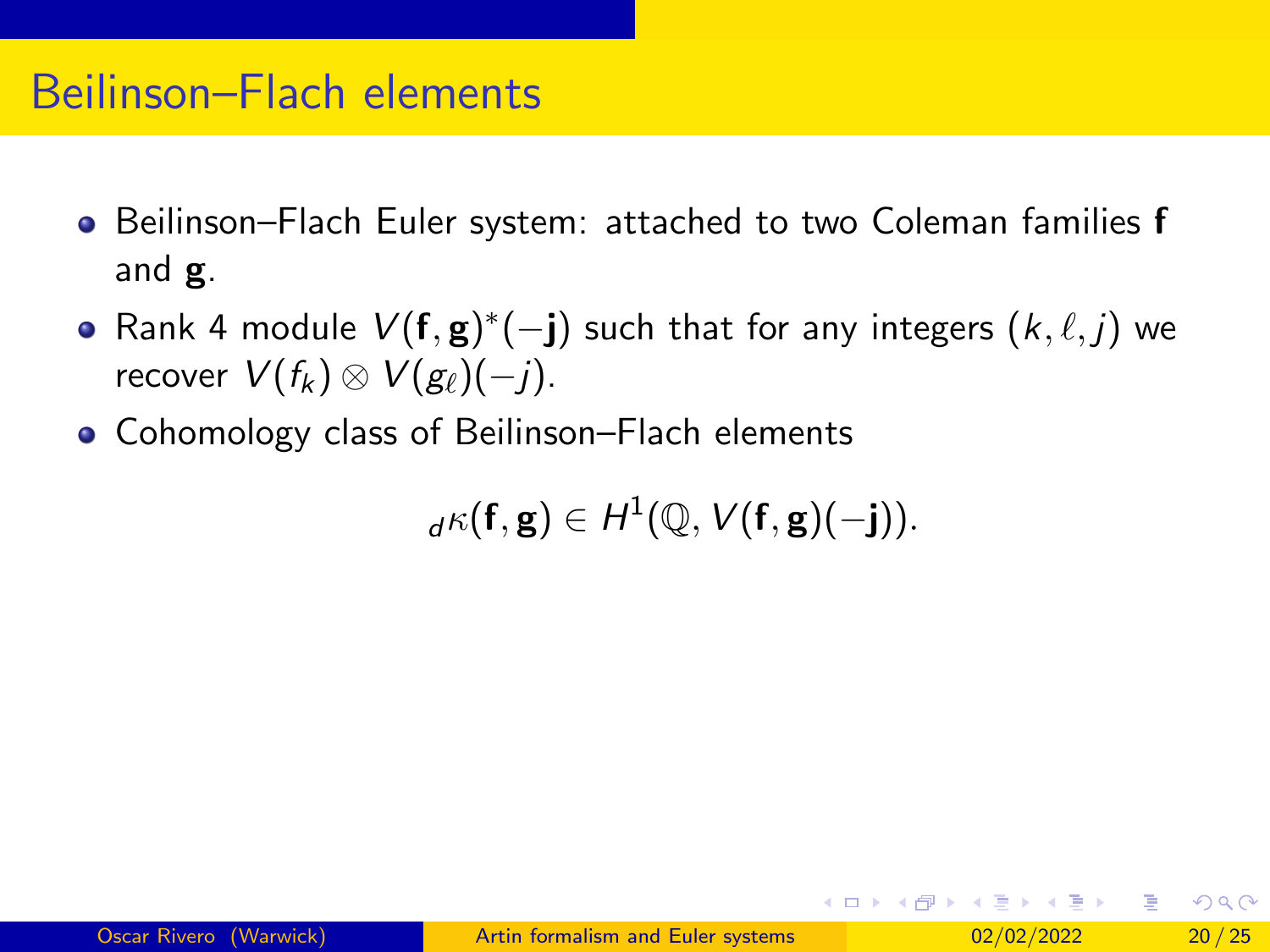# Beilinson–Flach elements

- Beilinson–Flach Euler system: attached to two Coleman families $\mathbf{f}$ and $\mathbf{g}$.
- Rank 4 module $V(\mathbf{f}, \mathbf{g})^*(-\mathbf{j})$ such that for any integers $(k, \ell, j)$ we recover $V(f_k) \otimes V(g_\ell)(-j)$.
- Cohomology class of Beilinson–Flach elements

$$
{}_d\kappa(\mathbf{f}, \mathbf{g}) \in H^1(\mathbb{Q}, V(\mathbf{f}, \mathbf{g})(-\mathbf{j})).
$$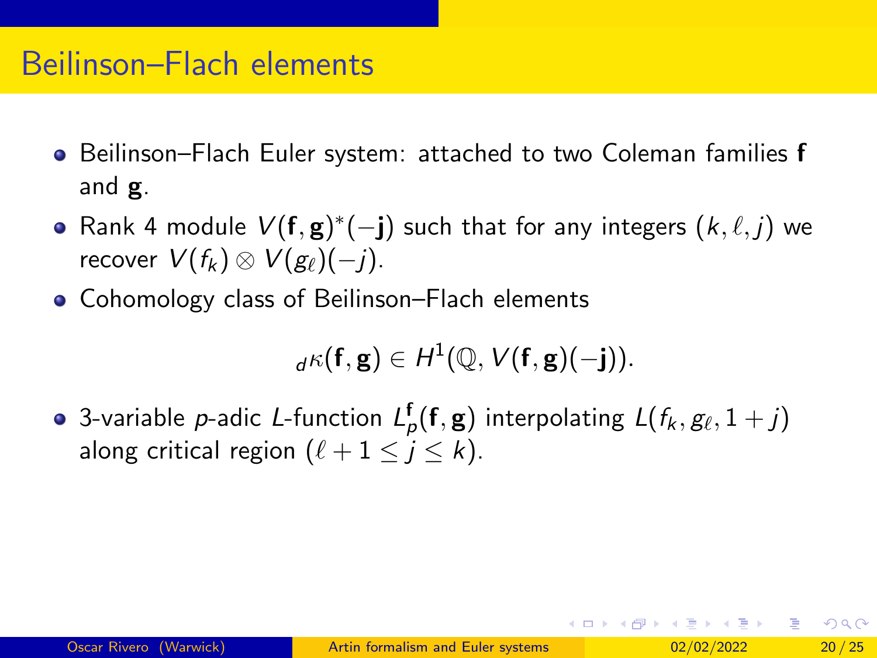## Beilinson–Flach elements

- Beilinson–Flach Euler system: attached to two Coleman families $\mathbf{f}$ and $\mathbf{g}$.
- Rank 4 module $V(\mathbf{f}, \mathbf{g})^*(-\mathbf{j})$ such that for any integers $(k, \ell, j)$ we recover $V(f_k) \otimes V(g_\ell)(-j)$.
- Cohomology class of Beilinson–Flach elements

$$ {}_d\kappa(\mathbf{f}, \mathbf{g}) \in H^1(\mathbb{Q}, V(\mathbf{f}, \mathbf{g})(-\mathbf{j})). $$

- 3-variable $p$-adic $L$-function $L_p^{\mathbf{f}}(\mathbf{f}, \mathbf{g})$ interpolating $L(f_k, g_\ell, 1+j)$ along critical region $(\ell + 1 \leq j \leq k)$.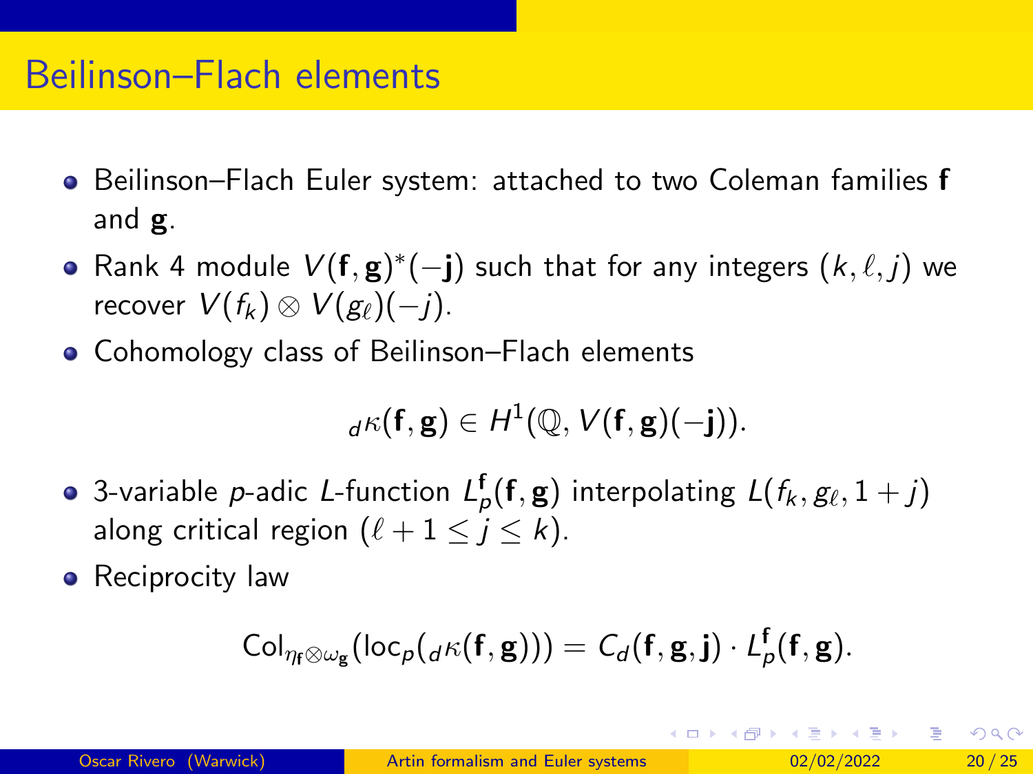## Beilinson–Flach elements

- Beilinson–Flach Euler system: attached to two Coleman families $\mathbf{f}$ and $\mathbf{g}$.
- Rank 4 module $V(\mathbf{f}, \mathbf{g})^*(-\mathbf{j})$ such that for any integers $(k, \ell, j)$ we recover $V(f_k) \otimes V(g_\ell)(-j)$.
- Cohomology class of Beilinson–Flach elements

$$ {}_d\kappa(\mathbf{f}, \mathbf{g}) \in H^1(\mathbb{Q}, V(\mathbf{f}, \mathbf{g})(-\mathbf{j})). $$

- 3-variable $p$-adic $L$-function $L_p^{\mathbf{f}}(\mathbf{f}, \mathbf{g})$ interpolating $L(f_k, g_\ell, 1+j)$ along critical region $(\ell + 1 \leq j \leq k)$.
- Reciprocity law

$$ \mathrm{Col}_{\eta_{\mathbf{f}} \otimes \omega_{\mathbf{g}}}(\mathrm{loc}_p({}_d\kappa(\mathbf{f}, \mathbf{g}))) = C_d(\mathbf{f}, \mathbf{g}, \mathbf{j}) \cdot L_p^{\mathbf{f}}(\mathbf{f}, \mathbf{g}). $$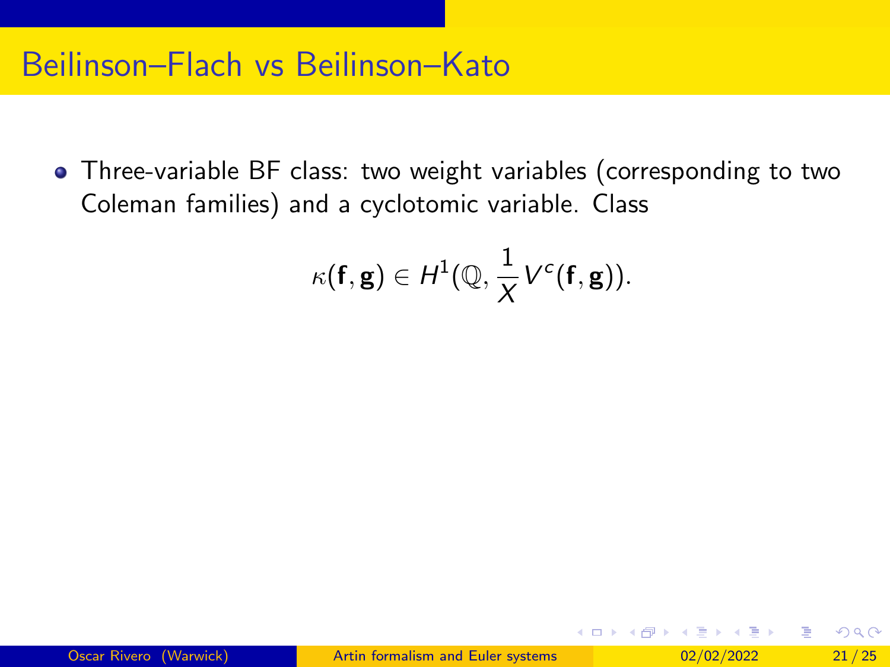# Beilinson–Flach vs Beilinson–Kato

- Three-variable BF class: two weight variables (corresponding to two Coleman families) and a cyclotomic variable. Class

$$\kappa(\mathbf{f}, \mathbf{g}) \in H^1(\mathbb{Q}, \frac{1}{X} V^c(\mathbf{f}, \mathbf{g})).$$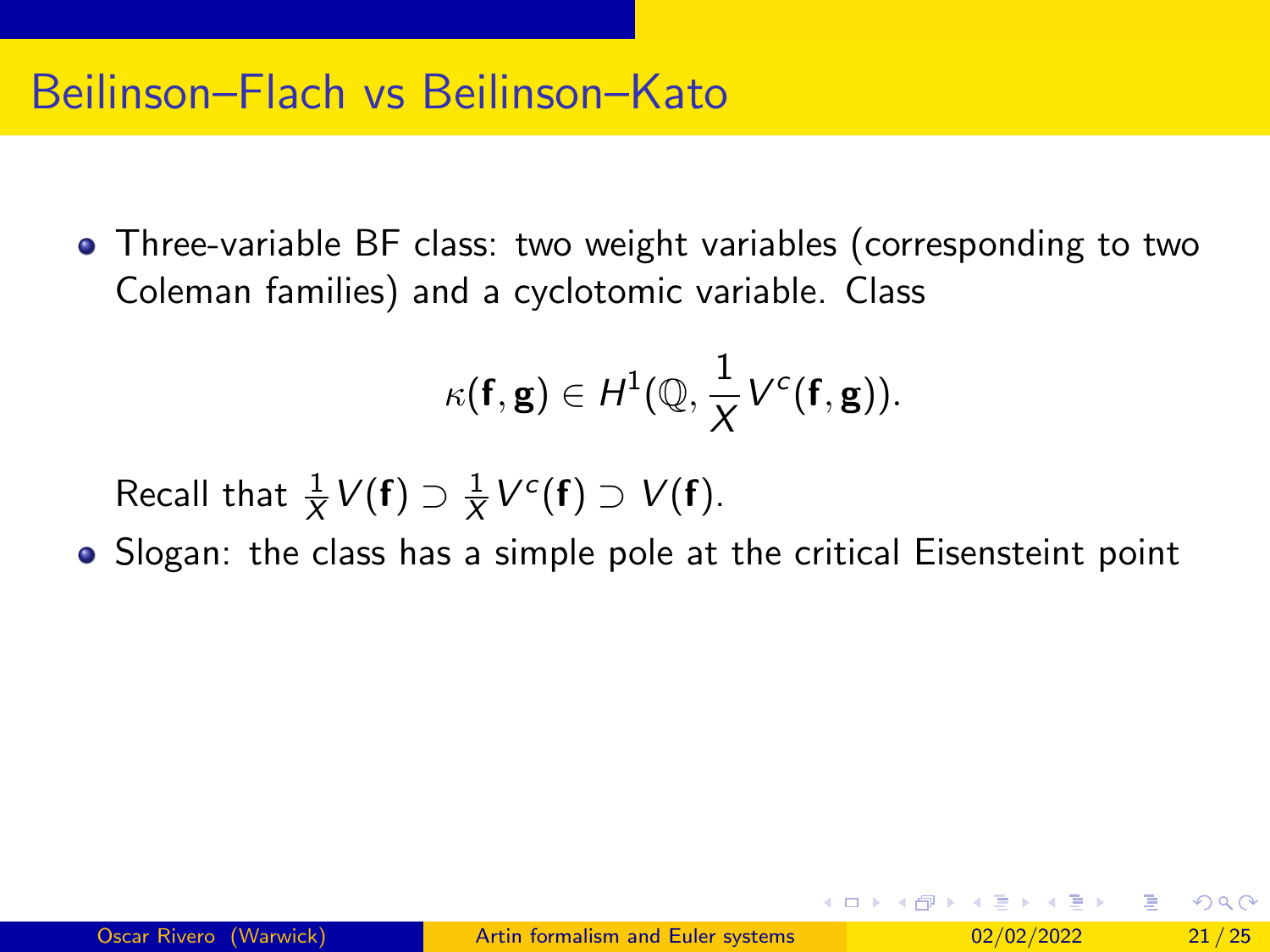# Beilinson–Flach vs Beilinson–Kato

- Three-variable BF class: two weight variables (corresponding to two Coleman families) and a cyclotomic variable. Class

$$\kappa(\mathbf{f}, \mathbf{g}) \in H^1(\mathbb{Q}, \frac{1}{X} V^c(\mathbf{f}, \mathbf{g})).$$

  Recall that $\frac{1}{X} V(\mathbf{f}) \supset \frac{1}{X} V^c(\mathbf{f}) \supset V(\mathbf{f})$.

- Slogan: the class has a simple pole at the critical Eisensteint point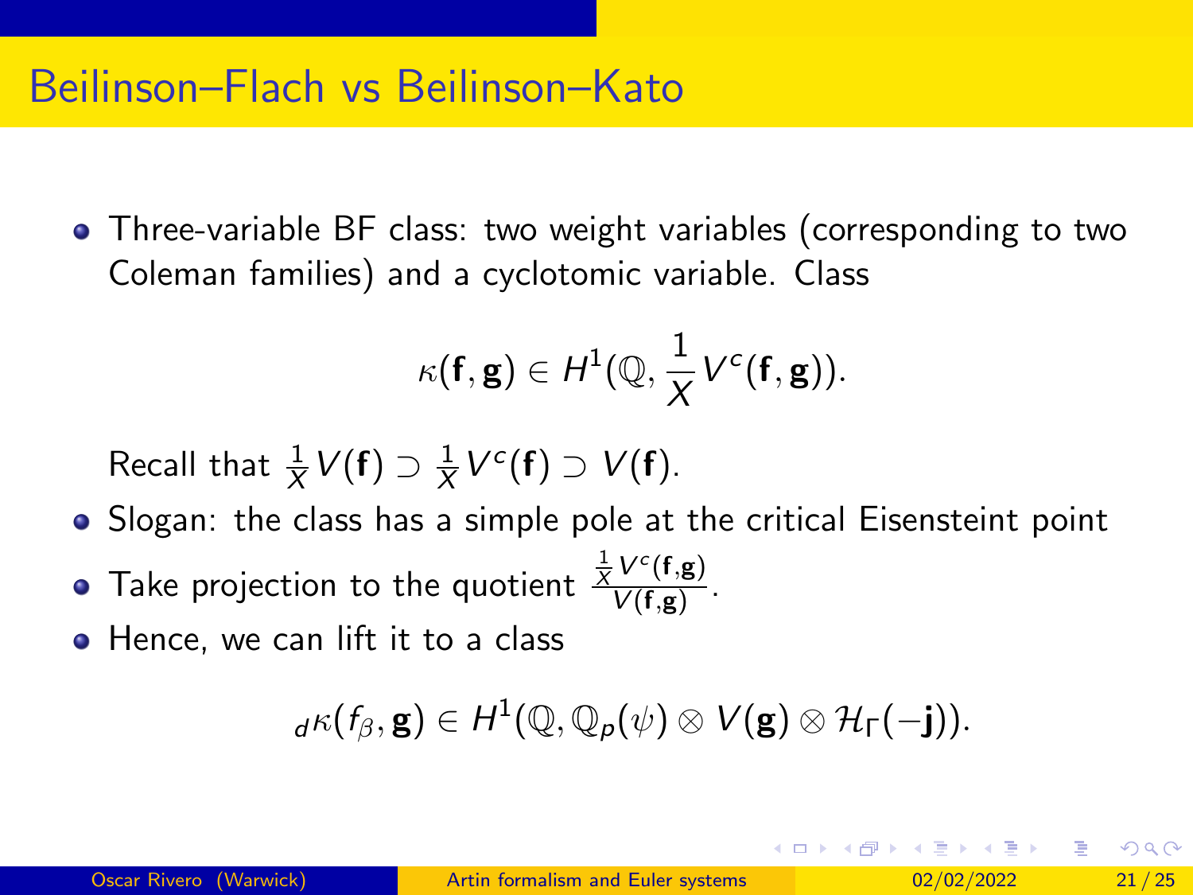# Beilinson–Flach vs Beilinson–Kato

- Three-variable BF class: two weight variables (corresponding to two Coleman families) and a cyclotomic variable. Class

$$\kappa(\mathbf{f}, \mathbf{g}) \in H^1(\mathbb{Q}, \frac{1}{X} V^c(\mathbf{f}, \mathbf{g})).$$

  Recall that $\frac{1}{X} V(\mathbf{f}) \supset \frac{1}{X} V^c(\mathbf{f}) \supset V(\mathbf{f})$.

- Slogan: the class has a simple pole at the critical Eisensteint point
- Take projection to the quotient $\frac{\frac{1}{X} V^c(\mathbf{f}, \mathbf{g})}{V(\mathbf{f}, \mathbf{g})}$.
- Hence, we can lift it to a class

$${}_d\kappa(f_\beta, \mathbf{g}) \in H^1(\mathbb{Q}, \mathbb{Q}_p(\psi) \otimes V(\mathbf{g}) \otimes \mathcal{H}_\Gamma(-\mathbf{j})).$$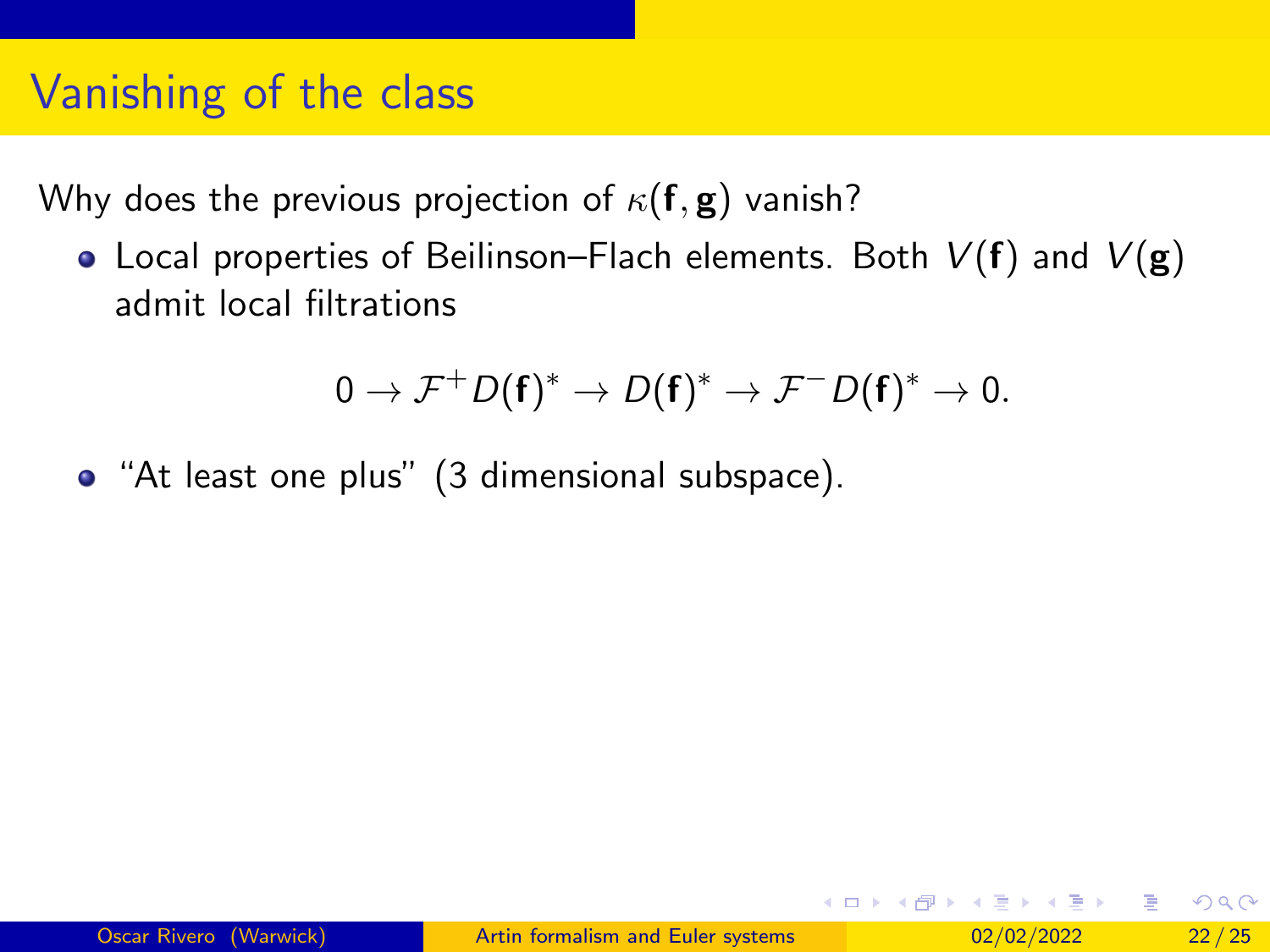# Vanishing of the class

Why does the previous projection of $\kappa(\mathbf{f}, \mathbf{g})$ vanish?

- Local properties of Beilinson–Flach elements. Both $V(\mathbf{f})$ and $V(\mathbf{g})$ admit local filtrations

$$0 \to \mathcal{F}^+ D(\mathbf{f})^* \to D(\mathbf{f})^* \to \mathcal{F}^- D(\mathbf{f})^* \to 0.$$

- "At least one plus" (3 dimensional subspace).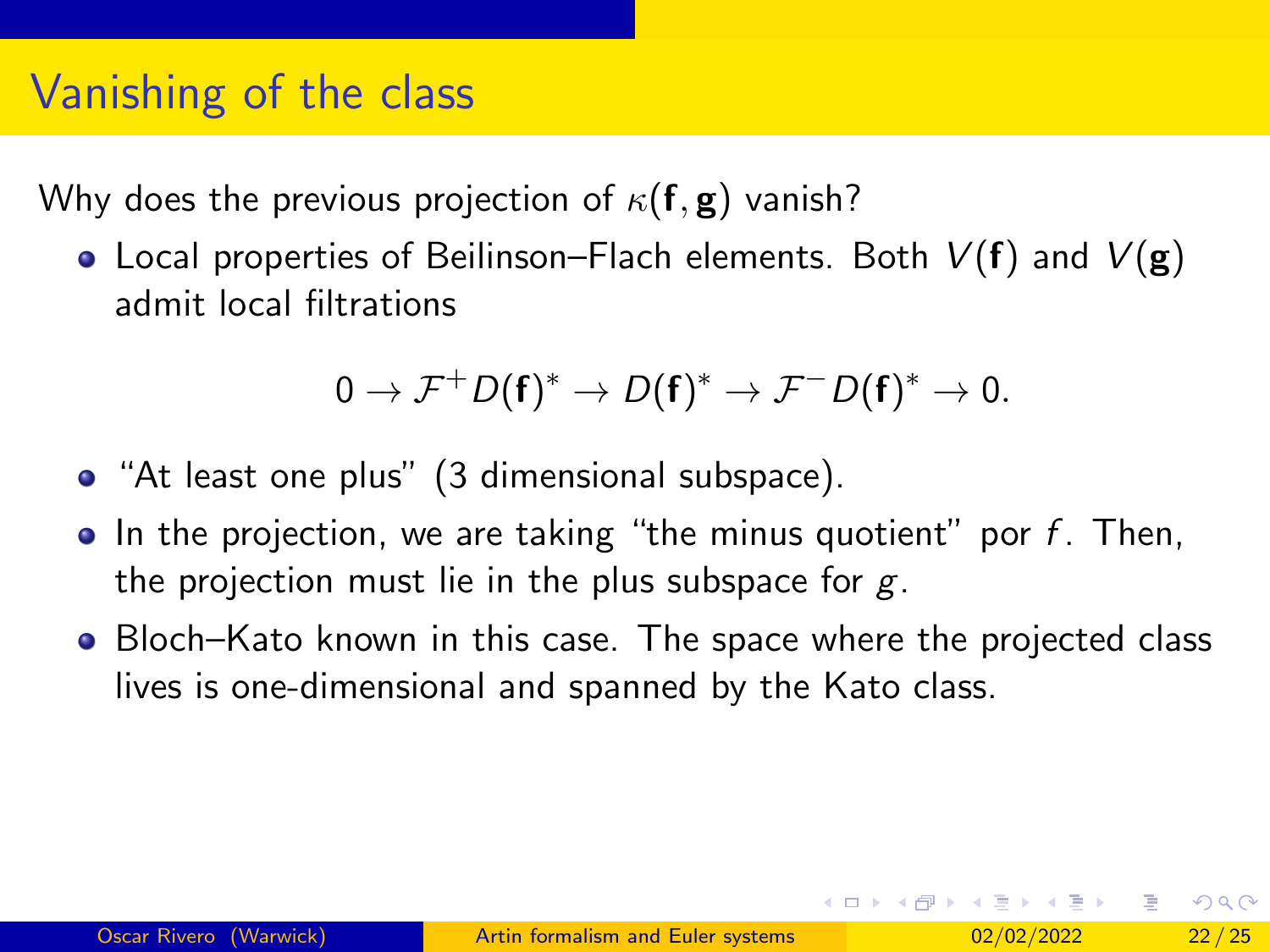# Vanishing of the class

Why does the previous projection of $\kappa(\mathbf{f}, \mathbf{g})$ vanish?

- Local properties of Beilinson–Flach elements. Both $V(\mathbf{f})$ and $V(\mathbf{g})$ admit local filtrations

$$0 \to \mathcal{F}^+ D(\mathbf{f})^* \to D(\mathbf{f})^* \to \mathcal{F}^- D(\mathbf{f})^* \to 0.$$

- "At least one plus" (3 dimensional subspace).
- In the projection, we are taking "the minus quotient" por $f$. Then, the projection must lie in the plus subspace for $g$.
- Bloch–Kato known in this case. The space where the projected class lives is one-dimensional and spanned by the Kato class.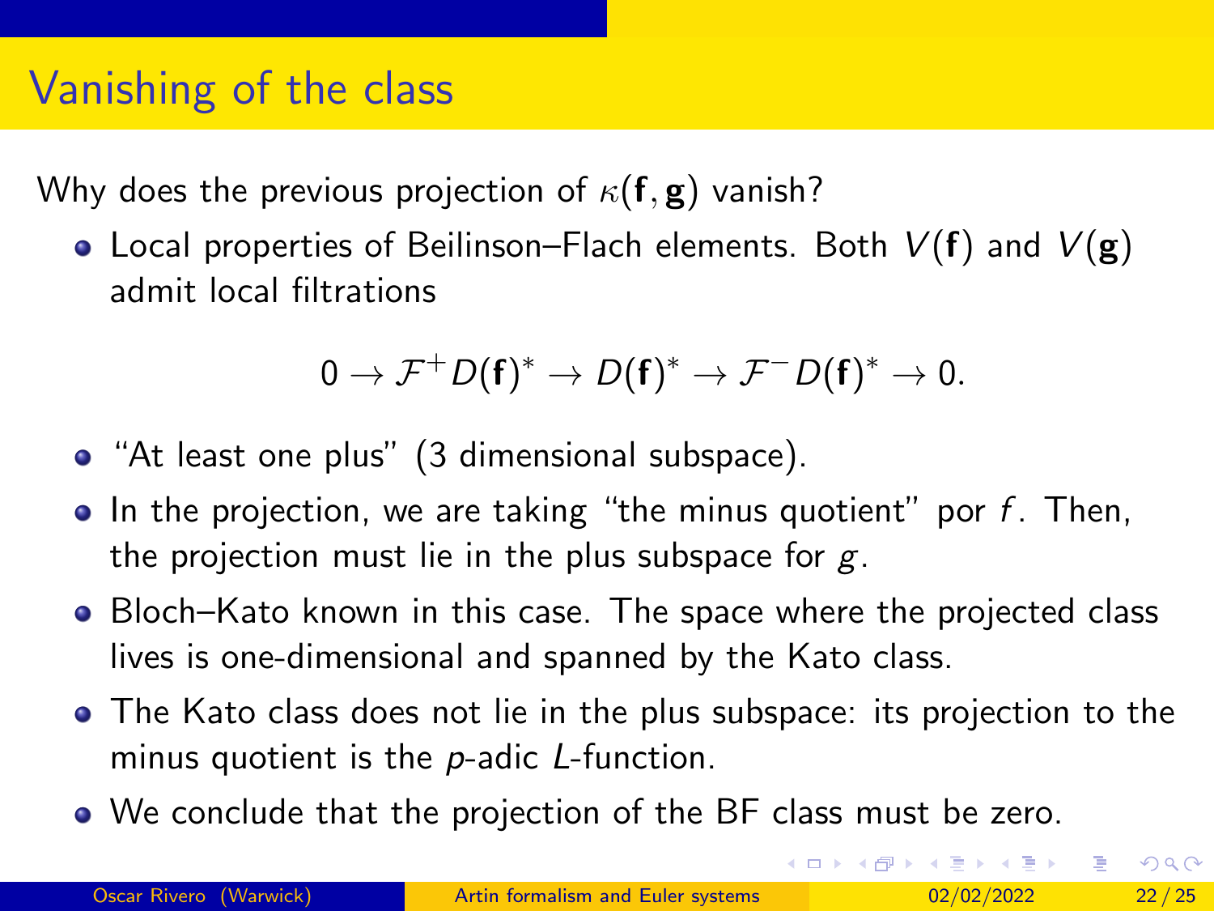# Vanishing of the class

Why does the previous projection of $\kappa(\mathbf{f}, \mathbf{g})$ vanish?

- Local properties of Beilinson–Flach elements. Both $V(\mathbf{f})$ and $V(\mathbf{g})$ admit local filtrations

$$0 \to \mathcal{F}^+ D(\mathbf{f})^* \to D(\mathbf{f})^* \to \mathcal{F}^- D(\mathbf{f})^* \to 0.$$

- "At least one plus" (3 dimensional subspace).
- In the projection, we are taking "the minus quotient" por $f$. Then, the projection must lie in the plus subspace for $g$.
- Bloch–Kato known in this case. The space where the projected class lives is one-dimensional and spanned by the Kato class.
- The Kato class does not lie in the plus subspace: its projection to the minus quotient is the $p$-adic $L$-function.
- We conclude that the projection of the BF class must be zero.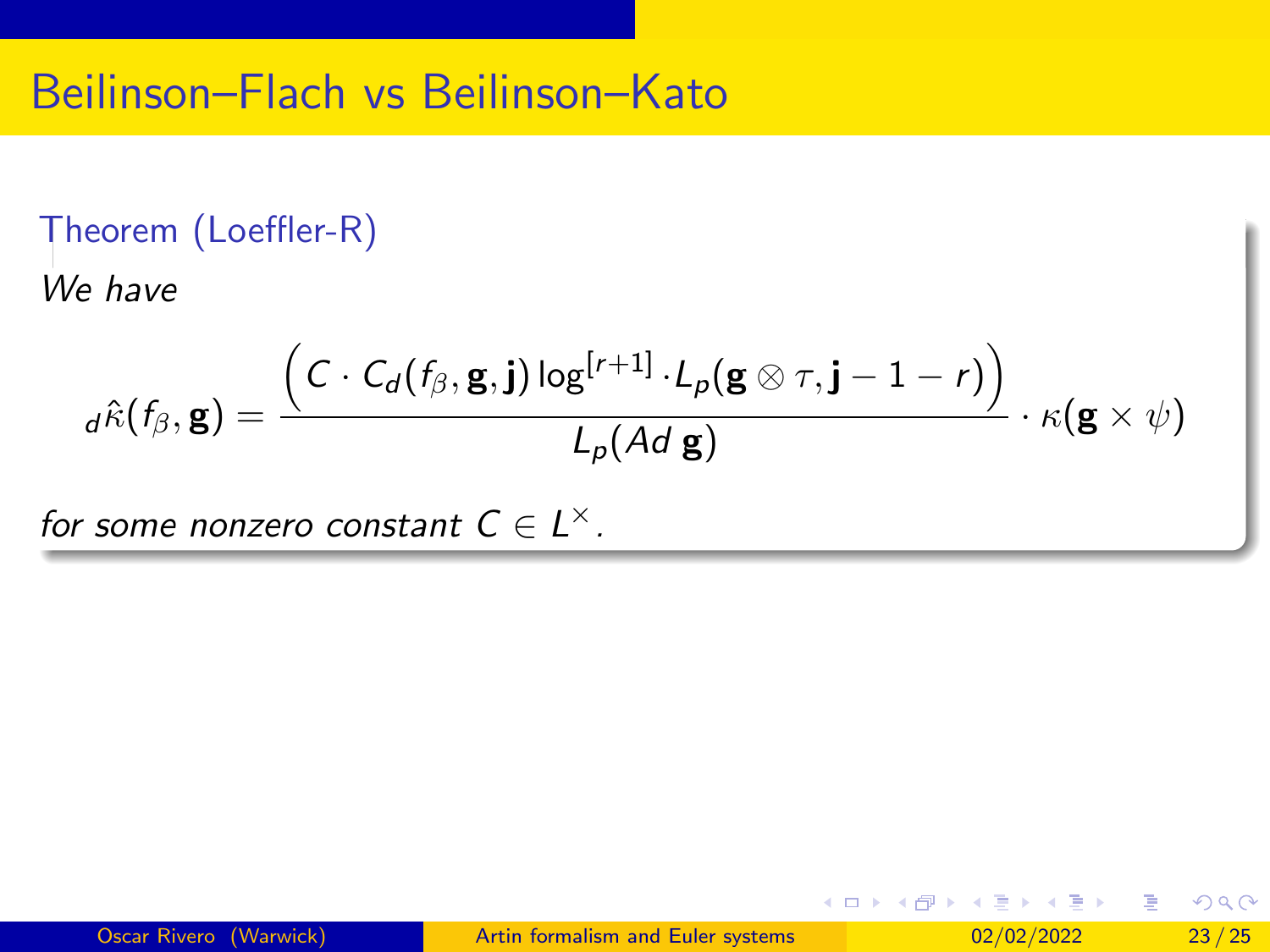# Beilinson–Flach vs Beilinson–Kato

**Theorem (Loeffler-R)**

*We have*

$$
{}_d\hat{\kappa}(f_\beta, \mathbf{g}) = \frac{\Big( C \cdot C_d(f_\beta, \mathbf{g}, \mathbf{j}) \log^{[r+1]} \cdot L_p(\mathbf{g} \otimes \tau, \mathbf{j} - 1 - r) \Big)}{L_p(Ad\, \mathbf{g})} \cdot \kappa(\mathbf{g} \times \psi)
$$

*for some nonzero constant* $C \in L^\times$.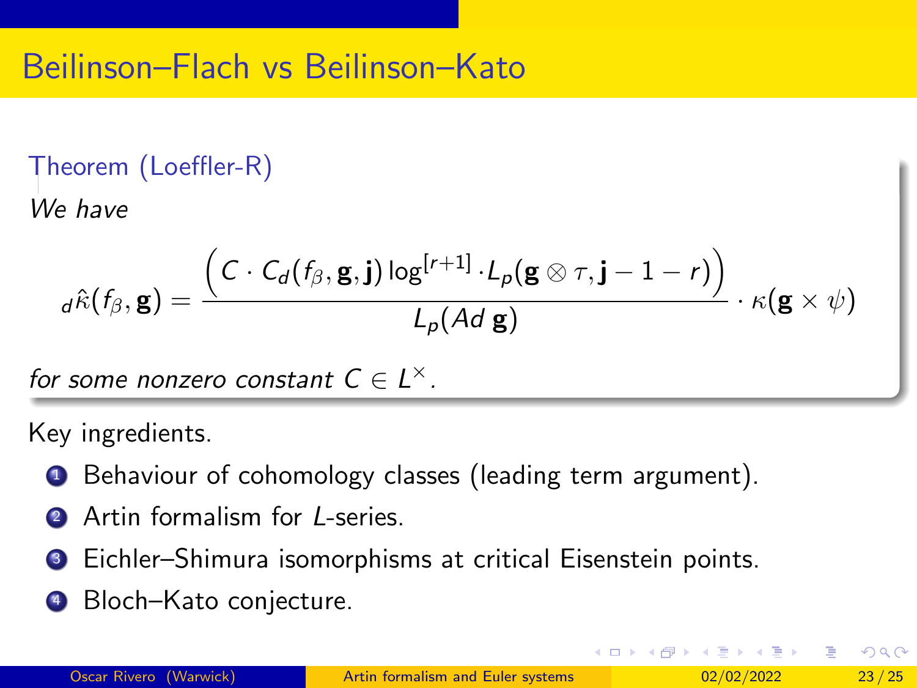# Beilinson–Flach vs Beilinson–Kato

**Theorem (Loeffler-R)**

*We have*

$$
{}_d\hat{\kappa}(f_\beta, \mathbf{g}) = \frac{\Big( C \cdot C_d(f_\beta, \mathbf{g}, \mathbf{j}) \log^{[r+1]} \cdot L_p(\mathbf{g} \otimes \tau, \mathbf{j} - 1 - r) \Big)}{L_p(Ad\, \mathbf{g})} \cdot \kappa(\mathbf{g} \times \psi)
$$

*for some nonzero constant $C \in L^\times$.*

Key ingredients.

1. Behaviour of cohomology classes (leading term argument).
2. Artin formalism for $L$-series.
3. Eichler–Shimura isomorphisms at critical Eisenstein points.
4. Bloch–Kato conjecture.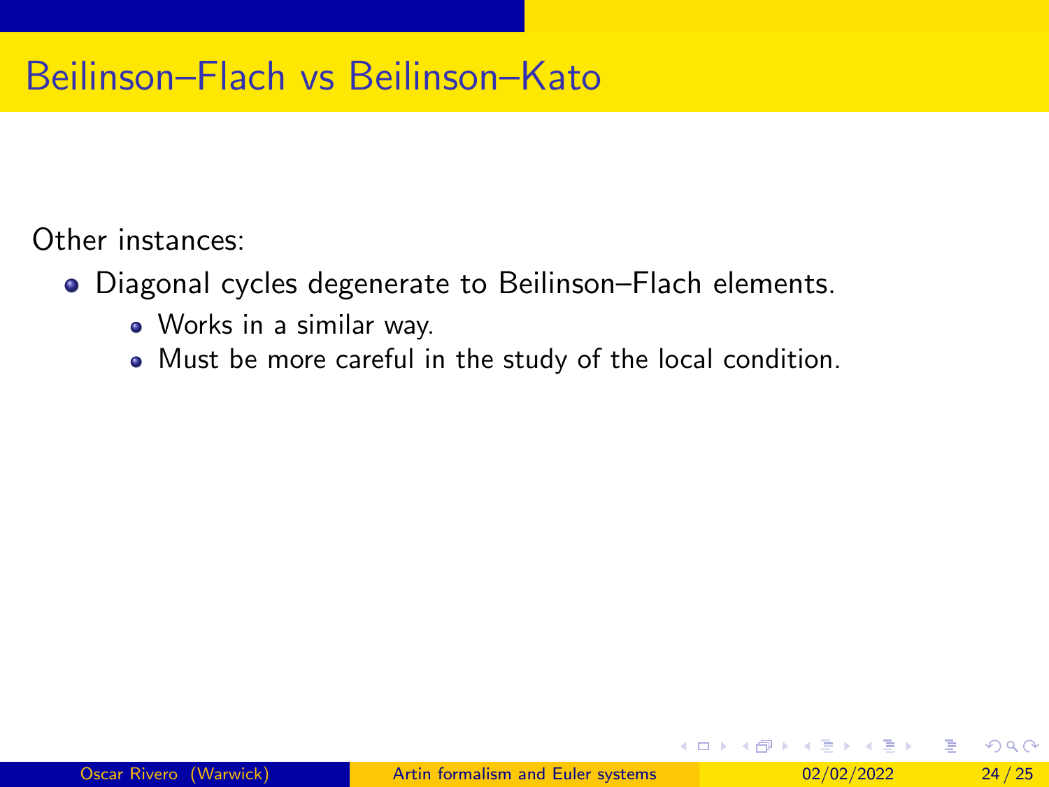# Beilinson–Flach vs Beilinson–Kato

Other instances:

- Diagonal cycles degenerate to Beilinson–Flach elements.
  - Works in a similar way.
  - Must be more careful in the study of the local condition.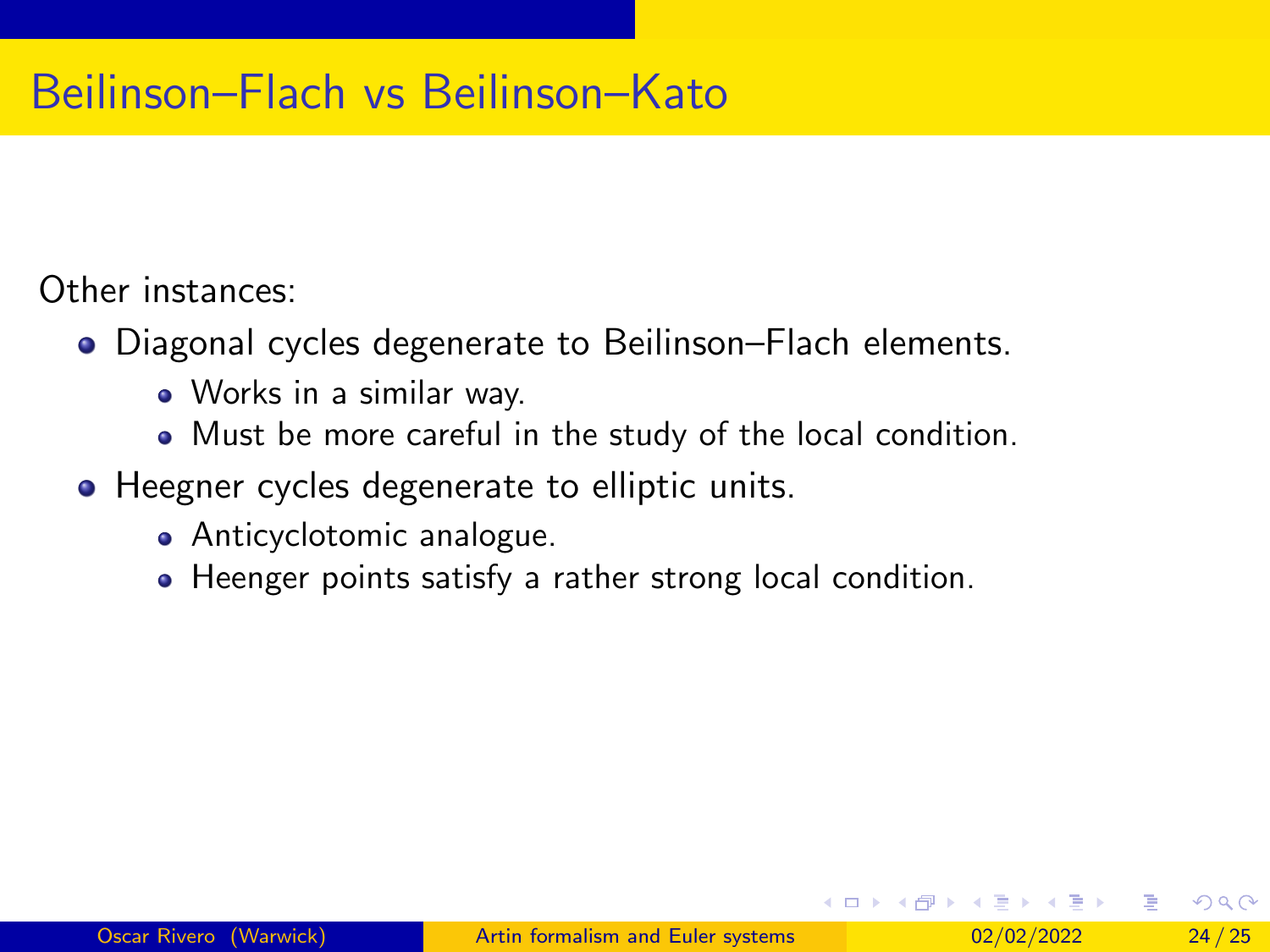# Beilinson–Flach vs Beilinson–Kato

Other instances:

- Diagonal cycles degenerate to Beilinson–Flach elements.
  - Works in a similar way.
  - Must be more careful in the study of the local condition.
- Heegner cycles degenerate to elliptic units.
  - Anticyclotomic analogue.
  - Heenger points satisfy a rather strong local condition.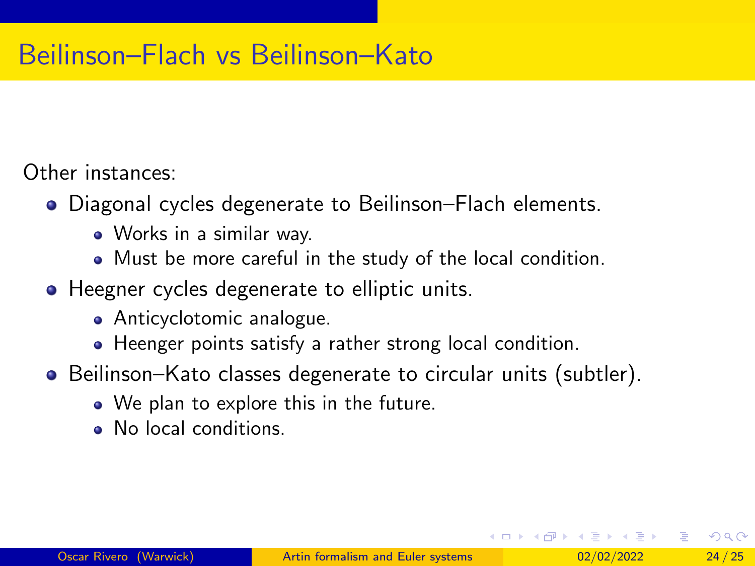# Beilinson–Flach vs Beilinson–Kato

Other instances:

- Diagonal cycles degenerate to Beilinson–Flach elements.
  - Works in a similar way.
  - Must be more careful in the study of the local condition.
- Heegner cycles degenerate to elliptic units.
  - Anticyclotomic analogue.
  - Heenger points satisfy a rather strong local condition.
- Beilinson–Kato classes degenerate to circular units (subtler).
  - We plan to explore this in the future.
  - No local conditions.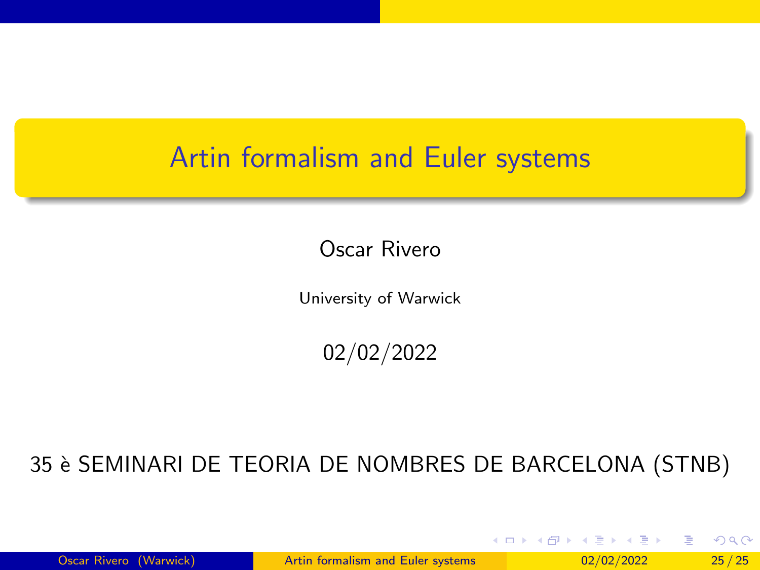# Artin formalism and Euler systems

Oscar Rivero

University of Warwick

02/02/2022

35 è SEMINARI DE TEORIA DE NOMBRES DE BARCELONA (STNB)